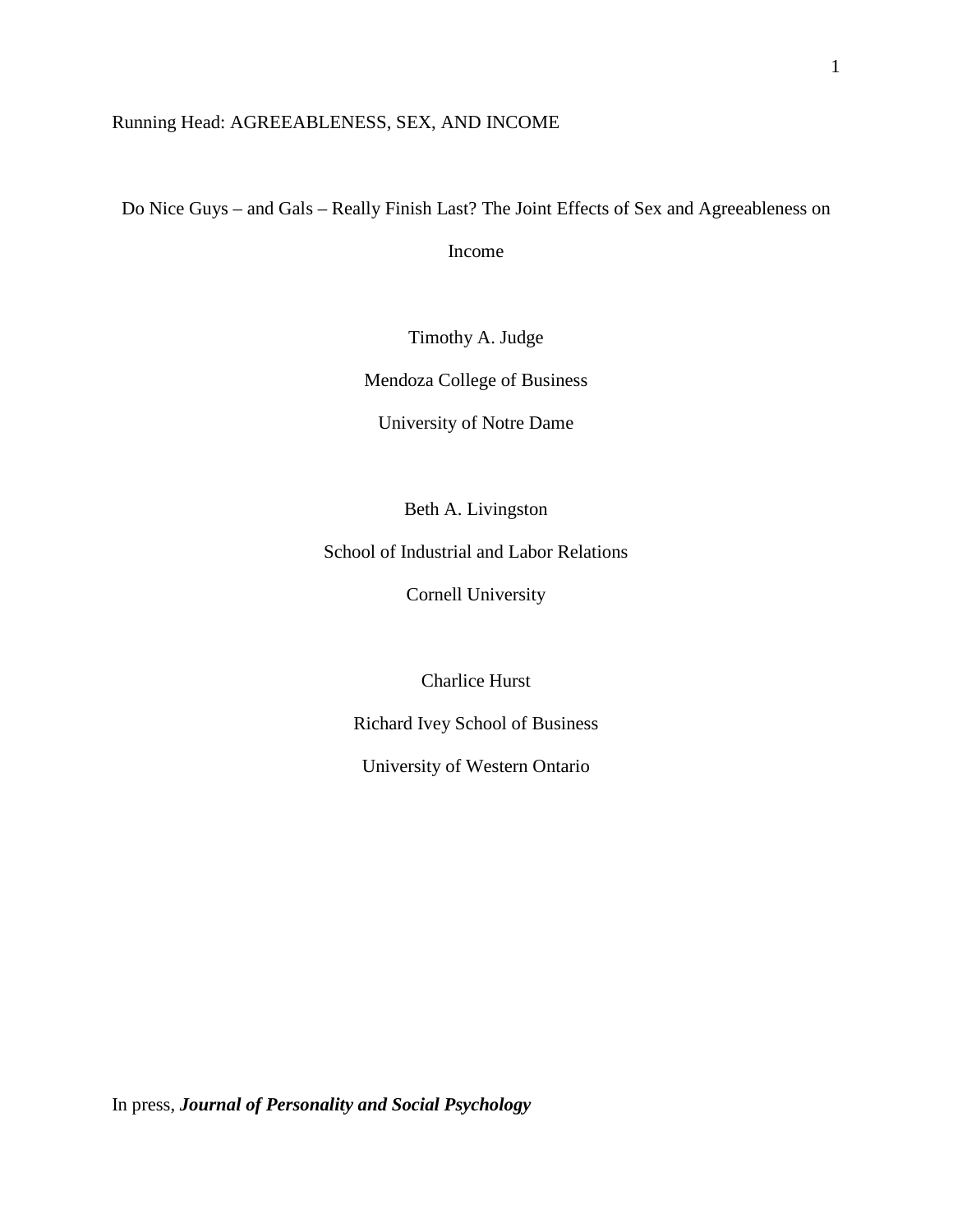Running Head: AGREEABLENESS, SEX, AND INCOME

# Do Nice Guys – and Gals – Really Finish Last? The Joint Effects of Sex and Agreeableness on Income

Timothy A. Judge

Mendoza College of Business

University of Notre Dame

Beth A. Livingston

School of Industrial and Labor Relations

Cornell University

Charlice Hurst

Richard Ivey School of Business

University of Western Ontario

In press, ***Journal of Personality and Social Psychology***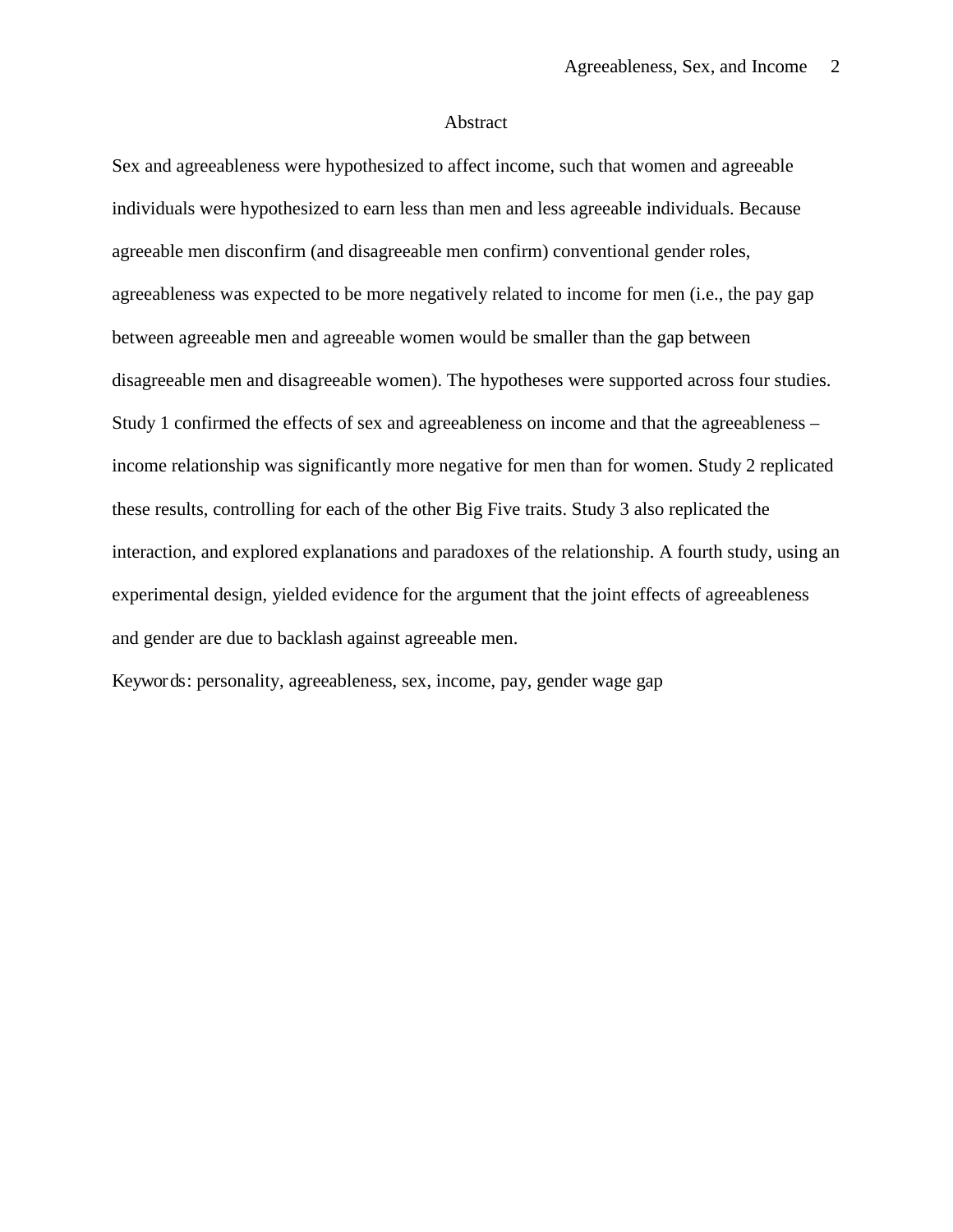# Abstract

Sex and agreeableness were hypothesized to affect income, such that women and agreeable individuals were hypothesized to earn less than men and less agreeable individuals. Because agreeable men disconfirm (and disagreeable men confirm) conventional gender roles, agreeableness was expected to be more negatively related to income for men (i.e., the pay gap between agreeable men and agreeable women would be smaller than the gap between disagreeable men and disagreeable women). The hypotheses were supported across four studies. Study 1 confirmed the effects of sex and agreeableness on income and that the agreeableness – income relationship was significantly more negative for men than for women. Study 2 replicated these results, controlling for each of the other Big Five traits. Study 3 also replicated the interaction, and explored explanations and paradoxes of the relationship. A fourth study, using an experimental design, yielded evidence for the argument that the joint effects of agreeableness and gender are due to backlash against agreeable men.

Keywords: personality, agreeableness, sex, income, pay, gender wage gap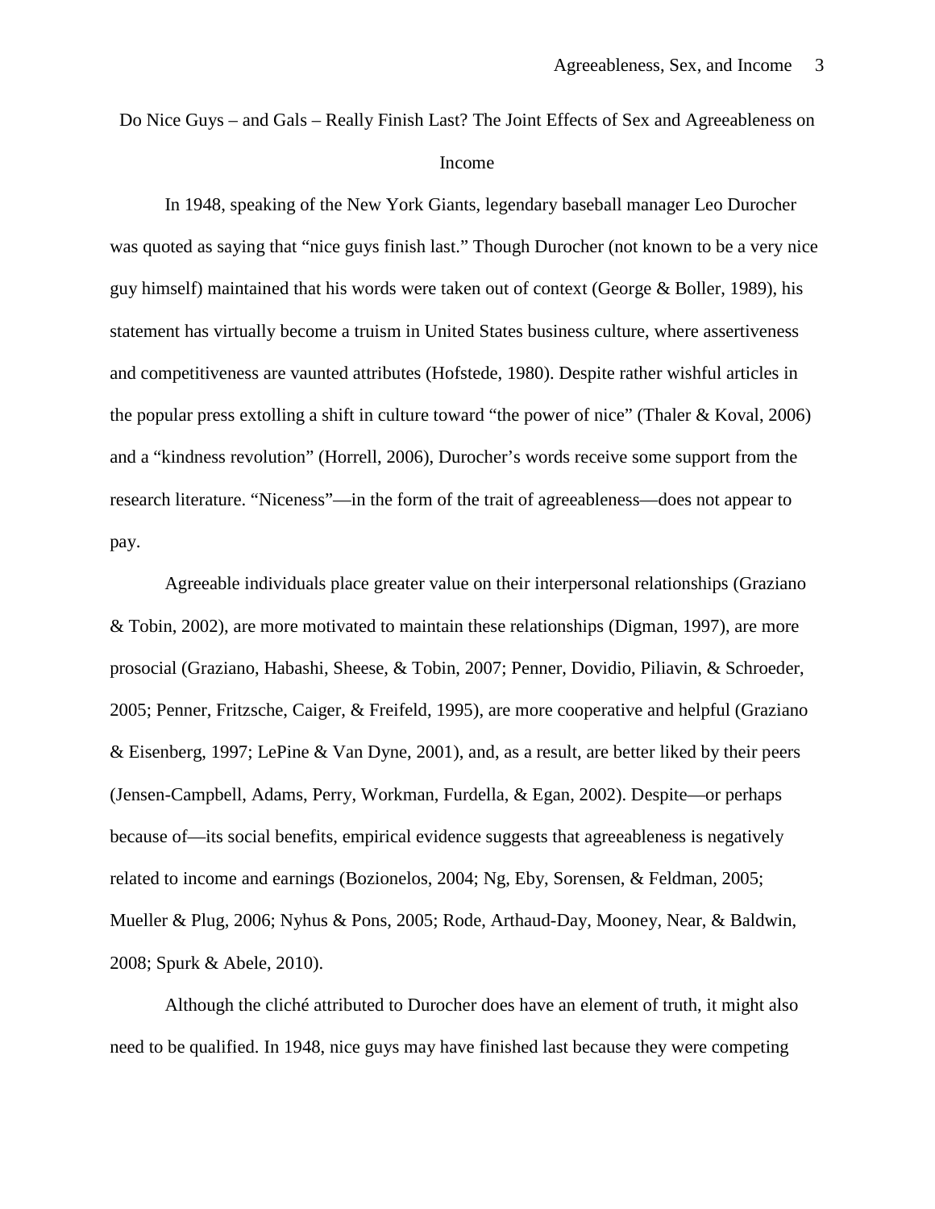# Do Nice Guys – and Gals – Really Finish Last? The Joint Effects of Sex and Agreeableness on Income

In 1948, speaking of the New York Giants, legendary baseball manager Leo Durocher was quoted as saying that "nice guys finish last." Though Durocher (not known to be a very nice guy himself) maintained that his words were taken out of context (George & Boller, 1989), his statement has virtually become a truism in United States business culture, where assertiveness and competitiveness are vaunted attributes (Hofstede, 1980). Despite rather wishful articles in the popular press extolling a shift in culture toward "the power of nice" (Thaler & Koval, 2006) and a "kindness revolution" (Horrell, 2006), Durocher's words receive some support from the research literature. "Niceness"—in the form of the trait of agreeableness—does not appear to pay.

Agreeable individuals place greater value on their interpersonal relationships (Graziano & Tobin, 2002), are more motivated to maintain these relationships (Digman, 1997), are more prosocial (Graziano, Habashi, Sheese, & Tobin, 2007; Penner, Dovidio, Piliavin, & Schroeder, 2005; Penner, Fritzsche, Caiger, & Freifeld, 1995), are more cooperative and helpful (Graziano & Eisenberg, 1997; LePine & Van Dyne, 2001), and, as a result, are better liked by their peers (Jensen-Campbell, Adams, Perry, Workman, Furdella, & Egan, 2002). Despite—or perhaps because of—its social benefits, empirical evidence suggests that agreeableness is negatively related to income and earnings (Bozionelos, 2004; Ng, Eby, Sorensen, & Feldman, 2005; Mueller & Plug, 2006; Nyhus & Pons, 2005; Rode, Arthaud-Day, Mooney, Near, & Baldwin, 2008; Spurk & Abele, 2010).

Although the cliché attributed to Durocher does have an element of truth, it might also need to be qualified. In 1948, nice guys may have finished last because they were competing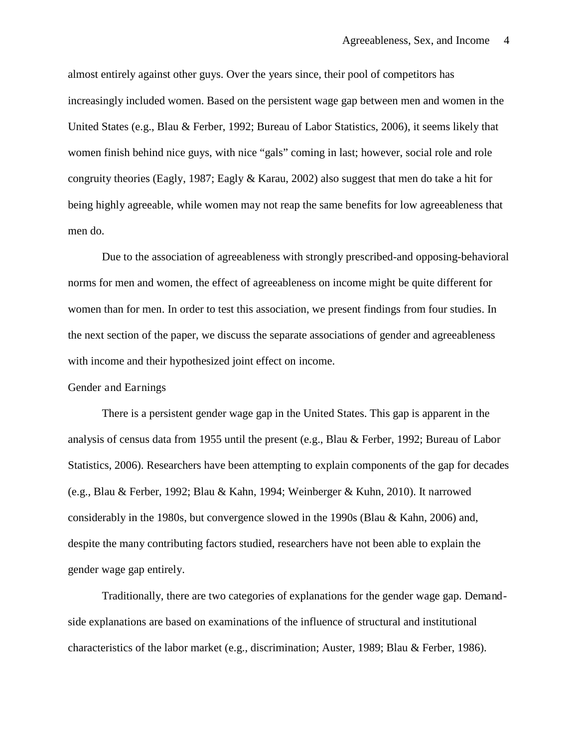almost entirely against other guys. Over the years since, their pool of competitors has increasingly included women. Based on the persistent wage gap between men and women in the United States (e.g., Blau & Ferber, 1992; Bureau of Labor Statistics, 2006), it seems likely that women finish behind nice guys, with nice "gals" coming in last; however, social role and role congruity theories (Eagly, 1987; Eagly & Karau, 2002) also suggest that men do take a hit for being highly agreeable, while women may not reap the same benefits for low agreeableness that men do.

Due to the association of agreeableness with strongly prescribed-and opposing-behavioral norms for men and women, the effect of agreeableness on income might be quite different for women than for men. In order to test this association, we present findings from four studies. In the next section of the paper, we discuss the separate associations of gender and agreeableness with income and their hypothesized joint effect on income.

## Gender and Earnings

There is a persistent gender wage gap in the United States. This gap is apparent in the analysis of census data from 1955 until the present (e.g., Blau & Ferber, 1992; Bureau of Labor Statistics, 2006). Researchers have been attempting to explain components of the gap for decades (e.g., Blau & Ferber, 1992; Blau & Kahn, 1994; Weinberger & Kuhn, 2010). It narrowed considerably in the 1980s, but convergence slowed in the 1990s (Blau & Kahn, 2006) and, despite the many contributing factors studied, researchers have not been able to explain the gender wage gap entirely.

Traditionally, there are two categories of explanations for the gender wage gap. Demand-side explanations are based on examinations of the influence of structural and institutional characteristics of the labor market (e.g., discrimination; Auster, 1989; Blau & Ferber, 1986).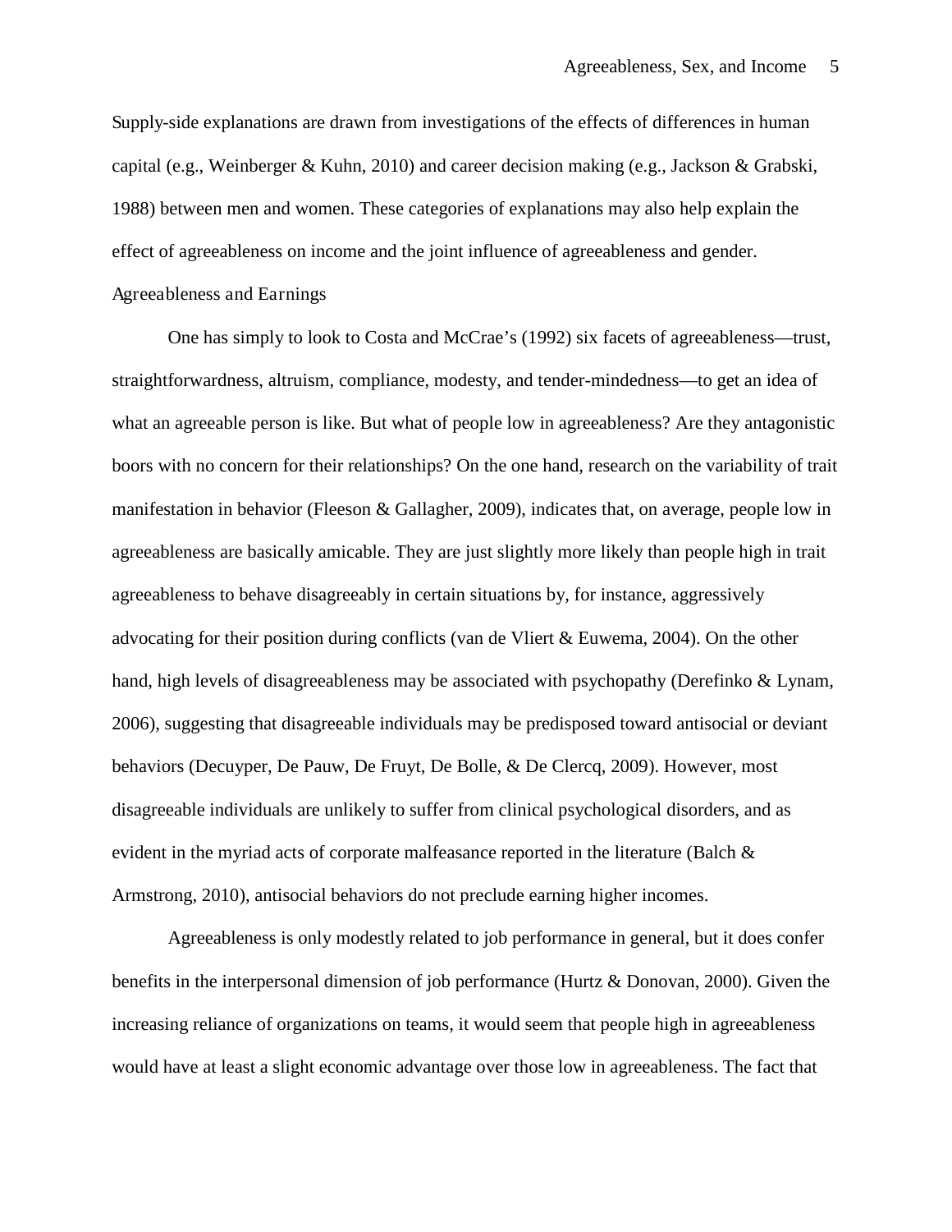Supply-side explanations are drawn from investigations of the effects of differences in human capital (e.g., Weinberger & Kuhn, 2010) and career decision making (e.g., Jackson & Grabski, 1988) between men and women. These categories of explanations may also help explain the effect of agreeableness on income and the joint influence of agreeableness and gender.

## Agreeableness and Earnings

One has simply to look to Costa and McCrae's (1992) six facets of agreeableness—trust, straightforwardness, altruism, compliance, modesty, and tender-mindedness—to get an idea of what an agreeable person is like. But what of people low in agreeableness? Are they antagonistic boors with no concern for their relationships? On the one hand, research on the variability of trait manifestation in behavior (Fleeson & Gallagher, 2009), indicates that, on average, people low in agreeableness are basically amicable. They are just slightly more likely than people high in trait agreeableness to behave disagreeably in certain situations by, for instance, aggressively advocating for their position during conflicts (van de Vliert & Euwema, 2004). On the other hand, high levels of disagreeableness may be associated with psychopathy (Derefinko & Lynam, 2006), suggesting that disagreeable individuals may be predisposed toward antisocial or deviant behaviors (Decuyper, De Pauw, De Fruyt, De Bolle, & De Clercq, 2009). However, most disagreeable individuals are unlikely to suffer from clinical psychological disorders, and as evident in the myriad acts of corporate malfeasance reported in the literature (Balch & Armstrong, 2010), antisocial behaviors do not preclude earning higher incomes.

Agreeableness is only modestly related to job performance in general, but it does confer benefits in the interpersonal dimension of job performance (Hurtz & Donovan, 2000). Given the increasing reliance of organizations on teams, it would seem that people high in agreeableness would have at least a slight economic advantage over those low in agreeableness. The fact that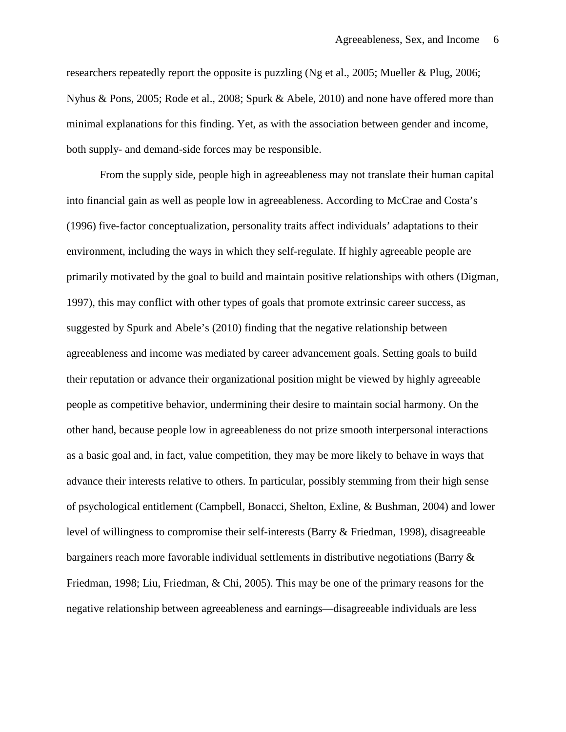researchers repeatedly report the opposite is puzzling (Ng et al., 2005; Mueller & Plug, 2006; Nyhus & Pons, 2005; Rode et al., 2008; Spurk & Abele, 2010) and none have offered more than minimal explanations for this finding. Yet, as with the association between gender and income, both supply- and demand-side forces may be responsible.

From the supply side, people high in agreeableness may not translate their human capital into financial gain as well as people low in agreeableness. According to McCrae and Costa's (1996) five-factor conceptualization, personality traits affect individuals' adaptations to their environment, including the ways in which they self-regulate. If highly agreeable people are primarily motivated by the goal to build and maintain positive relationships with others (Digman, 1997), this may conflict with other types of goals that promote extrinsic career success, as suggested by Spurk and Abele's (2010) finding that the negative relationship between agreeableness and income was mediated by career advancement goals. Setting goals to build their reputation or advance their organizational position might be viewed by highly agreeable people as competitive behavior, undermining their desire to maintain social harmony. On the other hand, because people low in agreeableness do not prize smooth interpersonal interactions as a basic goal and, in fact, value competition, they may be more likely to behave in ways that advance their interests relative to others. In particular, possibly stemming from their high sense of psychological entitlement (Campbell, Bonacci, Shelton, Exline, & Bushman, 2004) and lower level of willingness to compromise their self-interests (Barry & Friedman, 1998), disagreeable bargainers reach more favorable individual settlements in distributive negotiations (Barry & Friedman, 1998; Liu, Friedman, & Chi, 2005). This may be one of the primary reasons for the negative relationship between agreeableness and earnings—disagreeable individuals are less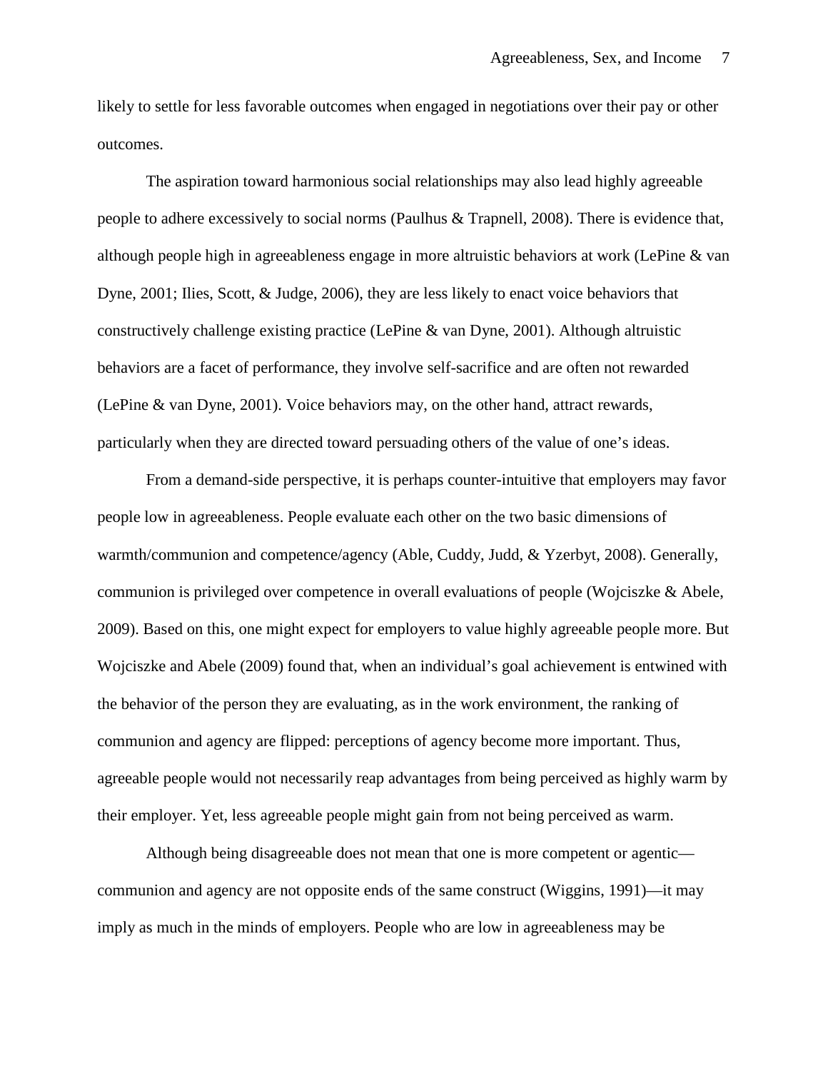likely to settle for less favorable outcomes when engaged in negotiations over their pay or other outcomes.

The aspiration toward harmonious social relationships may also lead highly agreeable people to adhere excessively to social norms (Paulhus & Trapnell, 2008). There is evidence that, although people high in agreeableness engage in more altruistic behaviors at work (LePine & van Dyne, 2001; Ilies, Scott, & Judge, 2006), they are less likely to enact voice behaviors that constructively challenge existing practice (LePine & van Dyne, 2001). Although altruistic behaviors are a facet of performance, they involve self-sacrifice and are often not rewarded (LePine & van Dyne, 2001). Voice behaviors may, on the other hand, attract rewards, particularly when they are directed toward persuading others of the value of one's ideas.

From a demand-side perspective, it is perhaps counter-intuitive that employers may favor people low in agreeableness. People evaluate each other on the two basic dimensions of warmth/communion and competence/agency (Able, Cuddy, Judd, & Yzerbyt, 2008). Generally, communion is privileged over competence in overall evaluations of people (Wojciszke & Abele, 2009). Based on this, one might expect for employers to value highly agreeable people more. But Wojciszke and Abele (2009) found that, when an individual's goal achievement is entwined with the behavior of the person they are evaluating, as in the work environment, the ranking of communion and agency are flipped: perceptions of agency become more important. Thus, agreeable people would not necessarily reap advantages from being perceived as highly warm by their employer. Yet, less agreeable people might gain from not being perceived as warm.

Although being disagreeable does not mean that one is more competent or agentic—communion and agency are not opposite ends of the same construct (Wiggins, 1991)—it may imply as much in the minds of employers. People who are low in agreeableness may be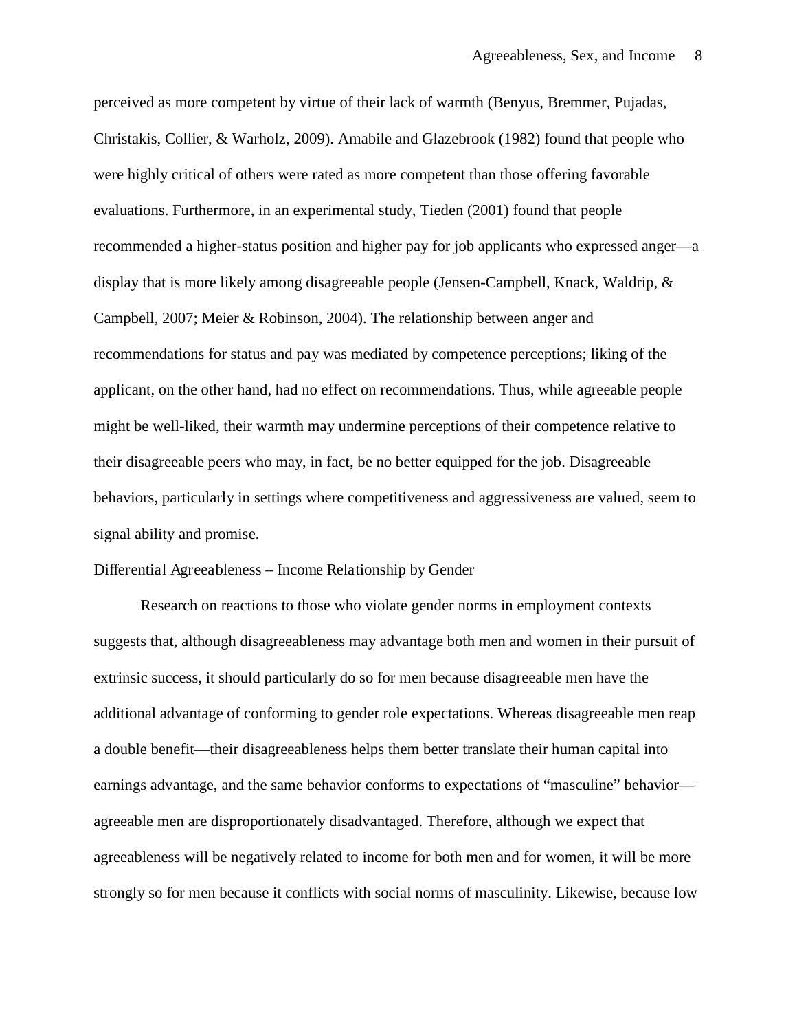perceived as more competent by virtue of their lack of warmth (Benyus, Bremmer, Pujadas, Christakis, Collier, & Warholz, 2009). Amabile and Glazebrook (1982) found that people who were highly critical of others were rated as more competent than those offering favorable evaluations. Furthermore, in an experimental study, Tieden (2001) found that people recommended a higher-status position and higher pay for job applicants who expressed anger—a display that is more likely among disagreeable people (Jensen-Campbell, Knack, Waldrip, & Campbell, 2007; Meier & Robinson, 2004). The relationship between anger and recommendations for status and pay was mediated by competence perceptions; liking of the applicant, on the other hand, had no effect on recommendations. Thus, while agreeable people might be well-liked, their warmth may undermine perceptions of their competence relative to their disagreeable peers who may, in fact, be no better equipped for the job. Disagreeable behaviors, particularly in settings where competitiveness and aggressiveness are valued, seem to signal ability and promise.

Differential Agreeableness – Income Relationship by Gender

Research on reactions to those who violate gender norms in employment contexts suggests that, although disagreeableness may advantage both men and women in their pursuit of extrinsic success, it should particularly do so for men because disagreeable men have the additional advantage of conforming to gender role expectations. Whereas disagreeable men reap a double benefit—their disagreeableness helps them better translate their human capital into earnings advantage, and the same behavior conforms to expectations of "masculine" behavior—agreeable men are disproportionately disadvantaged. Therefore, although we expect that agreeableness will be negatively related to income for both men and for women, it will be more strongly so for men because it conflicts with social norms of masculinity. Likewise, because low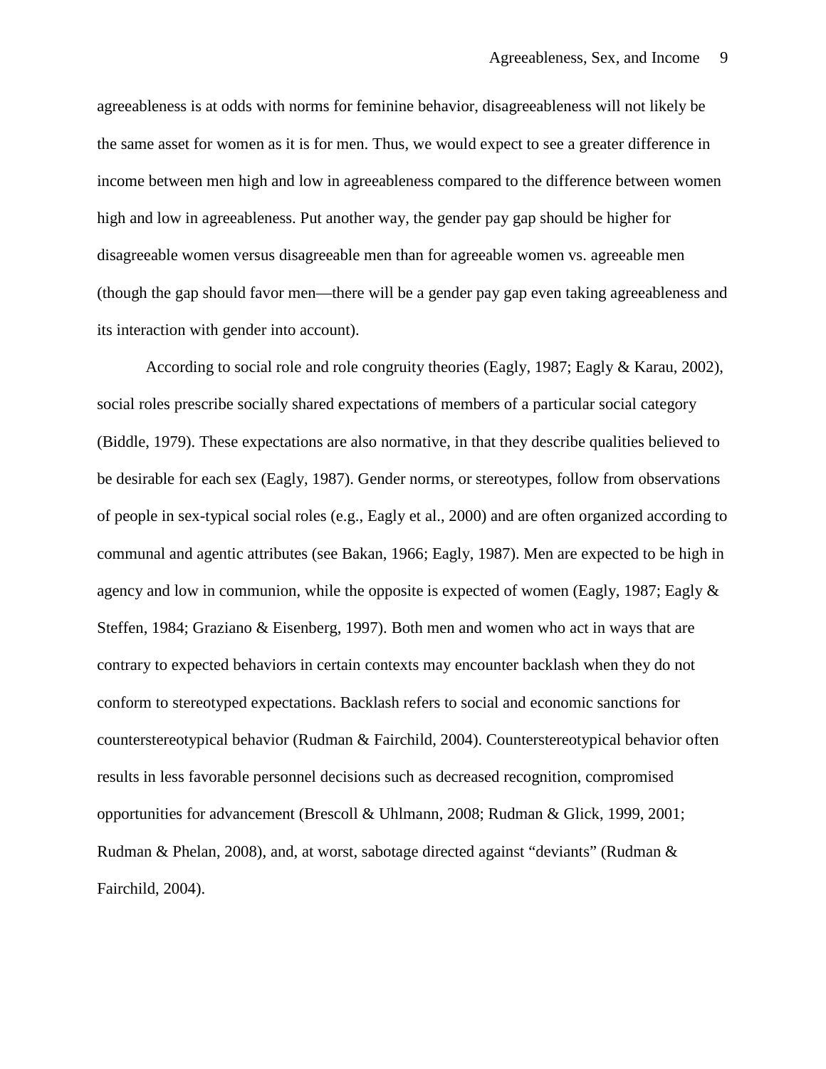agreeableness is at odds with norms for feminine behavior, disagreeableness will not likely be the same asset for women as it is for men. Thus, we would expect to see a greater difference in income between men high and low in agreeableness compared to the difference between women high and low in agreeableness. Put another way, the gender pay gap should be higher for disagreeable women versus disagreeable men than for agreeable women vs. agreeable men (though the gap should favor men—there will be a gender pay gap even taking agreeableness and its interaction with gender into account).

According to social role and role congruity theories (Eagly, 1987; Eagly & Karau, 2002), social roles prescribe socially shared expectations of members of a particular social category (Biddle, 1979). These expectations are also normative, in that they describe qualities believed to be desirable for each sex (Eagly, 1987). Gender norms, or stereotypes, follow from observations of people in sex-typical social roles (e.g., Eagly et al., 2000) and are often organized according to communal and agentic attributes (see Bakan, 1966; Eagly, 1987). Men are expected to be high in agency and low in communion, while the opposite is expected of women (Eagly, 1987; Eagly & Steffen, 1984; Graziano & Eisenberg, 1997). Both men and women who act in ways that are contrary to expected behaviors in certain contexts may encounter backlash when they do not conform to stereotyped expectations. Backlash refers to social and economic sanctions for counterstereotypical behavior (Rudman & Fairchild, 2004). Counterstereotypical behavior often results in less favorable personnel decisions such as decreased recognition, compromised opportunities for advancement (Brescoll & Uhlmann, 2008; Rudman & Glick, 1999, 2001; Rudman & Phelan, 2008), and, at worst, sabotage directed against "deviants" (Rudman & Fairchild, 2004).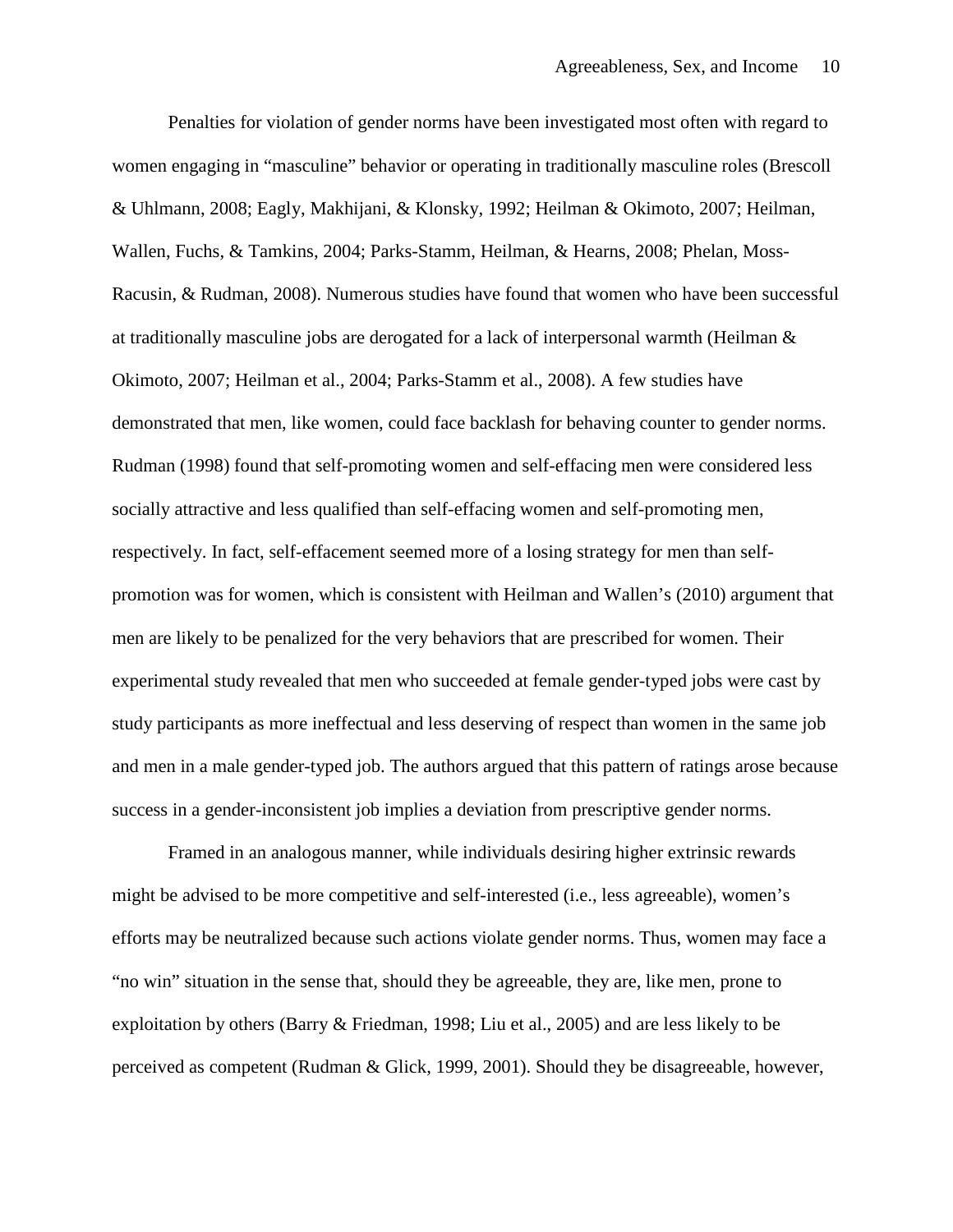Penalties for violation of gender norms have been investigated most often with regard to women engaging in "masculine" behavior or operating in traditionally masculine roles (Brescoll & Uhlmann, 2008; Eagly, Makhijani, & Klonsky, 1992; Heilman & Okimoto, 2007; Heilman, Wallen, Fuchs, & Tamkins, 2004; Parks-Stamm, Heilman, & Hearns, 2008; Phelan, Moss-Racusin, & Rudman, 2008). Numerous studies have found that women who have been successful at traditionally masculine jobs are derogated for a lack of interpersonal warmth (Heilman & Okimoto, 2007; Heilman et al., 2004; Parks-Stamm et al., 2008). A few studies have demonstrated that men, like women, could face backlash for behaving counter to gender norms. Rudman (1998) found that self-promoting women and self-effacing men were considered less socially attractive and less qualified than self-effacing women and self-promoting men, respectively. In fact, self-effacement seemed more of a losing strategy for men than self-promotion was for women, which is consistent with Heilman and Wallen's (2010) argument that men are likely to be penalized for the very behaviors that are prescribed for women. Their experimental study revealed that men who succeeded at female gender-typed jobs were cast by study participants as more ineffectual and less deserving of respect than women in the same job and men in a male gender-typed job. The authors argued that this pattern of ratings arose because success in a gender-inconsistent job implies a deviation from prescriptive gender norms.

Framed in an analogous manner, while individuals desiring higher extrinsic rewards might be advised to be more competitive and self-interested (i.e., less agreeable), women's efforts may be neutralized because such actions violate gender norms. Thus, women may face a "no win" situation in the sense that, should they be agreeable, they are, like men, prone to exploitation by others (Barry & Friedman, 1998; Liu et al., 2005) and are less likely to be perceived as competent (Rudman & Glick, 1999, 2001). Should they be disagreeable, however,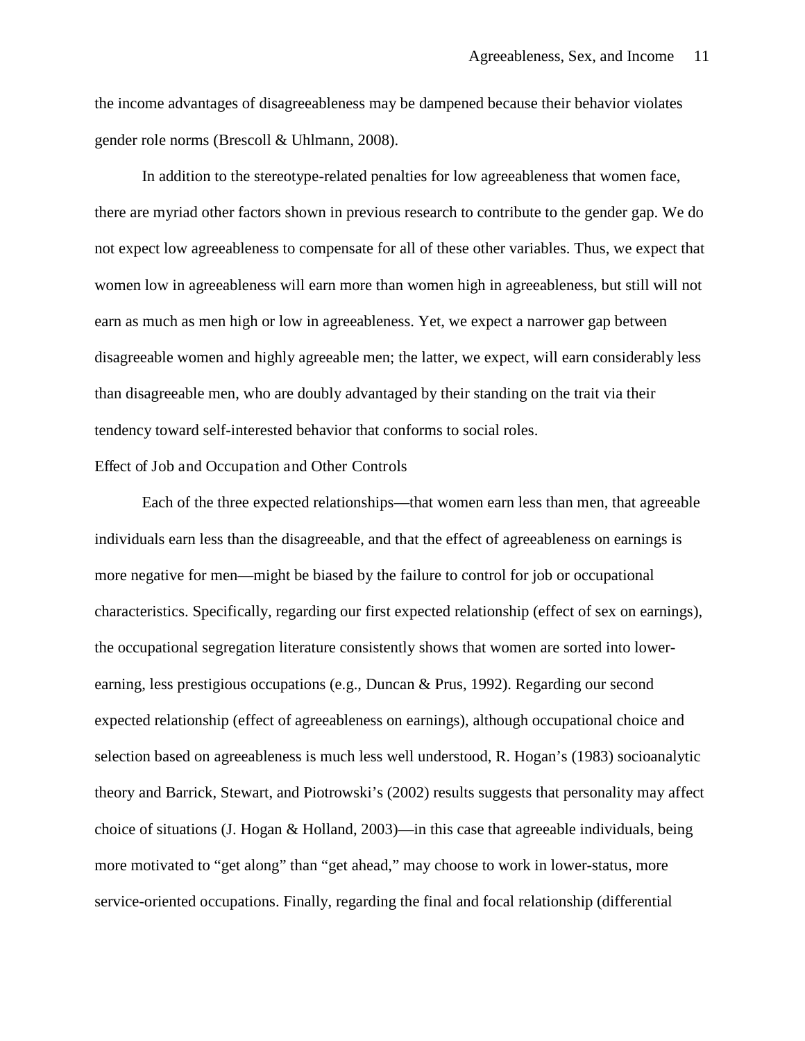the income advantages of disagreeableness may be dampened because their behavior violates gender role norms (Brescoll & Uhlmann, 2008).

In addition to the stereotype-related penalties for low agreeableness that women face, there are myriad other factors shown in previous research to contribute to the gender gap. We do not expect low agreeableness to compensate for all of these other variables. Thus, we expect that women low in agreeableness will earn more than women high in agreeableness, but still will not earn as much as men high or low in agreeableness. Yet, we expect a narrower gap between disagreeable women and highly agreeable men; the latter, we expect, will earn considerably less than disagreeable men, who are doubly advantaged by their standing on the trait via their tendency toward self-interested behavior that conforms to social roles.

## Effect of Job and Occupation and Other Controls

Each of the three expected relationships—that women earn less than men, that agreeable individuals earn less than the disagreeable, and that the effect of agreeableness on earnings is more negative for men—might be biased by the failure to control for job or occupational characteristics. Specifically, regarding our first expected relationship (effect of sex on earnings), the occupational segregation literature consistently shows that women are sorted into lower-earning, less prestigious occupations (e.g., Duncan & Prus, 1992). Regarding our second expected relationship (effect of agreeableness on earnings), although occupational choice and selection based on agreeableness is much less well understood, R. Hogan's (1983) socioanalytic theory and Barrick, Stewart, and Piotrowski's (2002) results suggests that personality may affect choice of situations (J. Hogan & Holland, 2003)—in this case that agreeable individuals, being more motivated to "get along" than "get ahead," may choose to work in lower-status, more service-oriented occupations. Finally, regarding the final and focal relationship (differential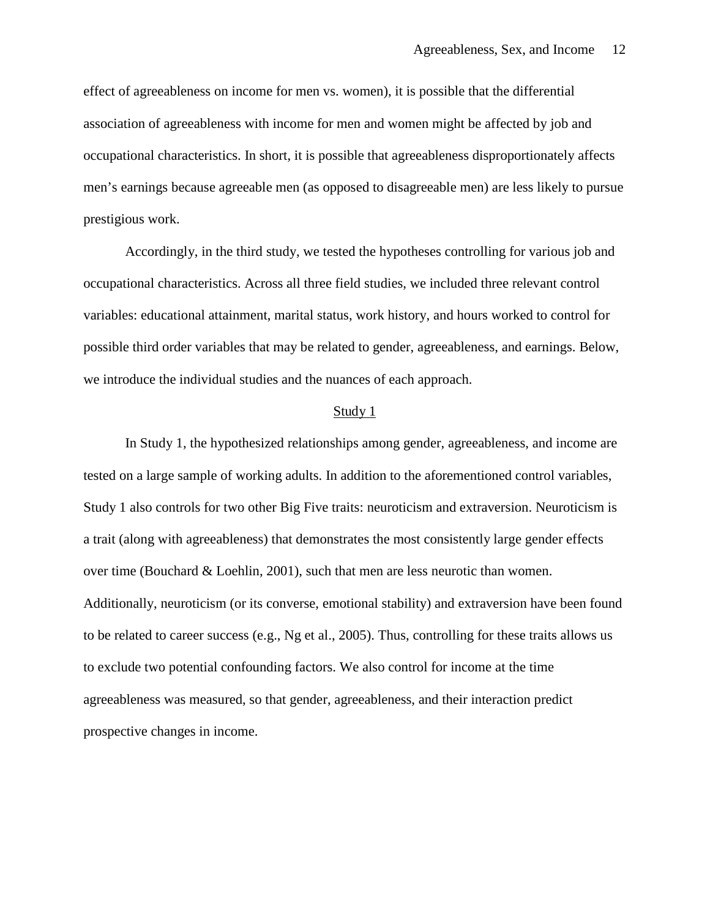effect of agreeableness on income for men vs. women), it is possible that the differential association of agreeableness with income for men and women might be affected by job and occupational characteristics. In short, it is possible that agreeableness disproportionately affects men's earnings because agreeable men (as opposed to disagreeable men) are less likely to pursue prestigious work.

Accordingly, in the third study, we tested the hypotheses controlling for various job and occupational characteristics. Across all three field studies, we included three relevant control variables: educational attainment, marital status, work history, and hours worked to control for possible third order variables that may be related to gender, agreeableness, and earnings. Below, we introduce the individual studies and the nuances of each approach.

## Study 1

In Study 1, the hypothesized relationships among gender, agreeableness, and income are tested on a large sample of working adults. In addition to the aforementioned control variables, Study 1 also controls for two other Big Five traits: neuroticism and extraversion. Neuroticism is a trait (along with agreeableness) that demonstrates the most consistently large gender effects over time (Bouchard & Loehlin, 2001), such that men are less neurotic than women. Additionally, neuroticism (or its converse, emotional stability) and extraversion have been found to be related to career success (e.g., Ng et al., 2005). Thus, controlling for these traits allows us to exclude two potential confounding factors. We also control for income at the time agreeableness was measured, so that gender, agreeableness, and their interaction predict prospective changes in income.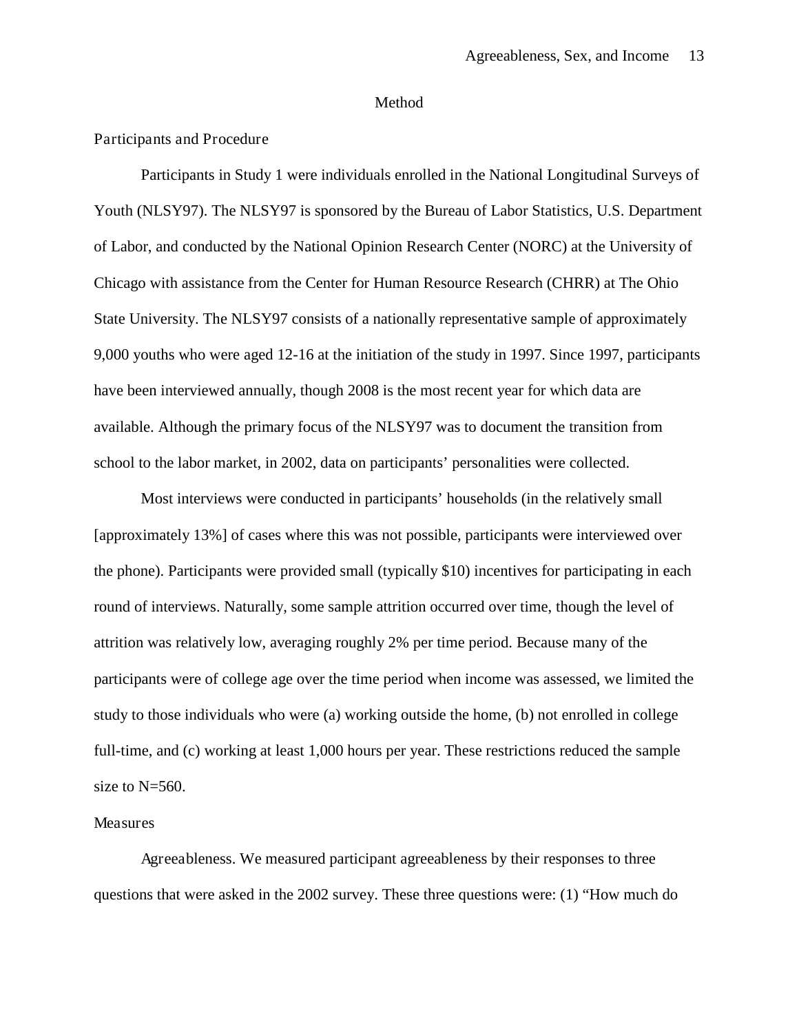# Method

## Participants and Procedure

Participants in Study 1 were individuals enrolled in the National Longitudinal Surveys of Youth (NLSY97). The NLSY97 is sponsored by the Bureau of Labor Statistics, U.S. Department of Labor, and conducted by the National Opinion Research Center (NORC) at the University of Chicago with assistance from the Center for Human Resource Research (CHRR) at The Ohio State University. The NLSY97 consists of a nationally representative sample of approximately 9,000 youths who were aged 12-16 at the initiation of the study in 1997. Since 1997, participants have been interviewed annually, though 2008 is the most recent year for which data are available. Although the primary focus of the NLSY97 was to document the transition from school to the labor market, in 2002, data on participants' personalities were collected.

Most interviews were conducted in participants' households (in the relatively small [approximately 13%] of cases where this was not possible, participants were interviewed over the phone). Participants were provided small (typically $10) incentives for participating in each round of interviews. Naturally, some sample attrition occurred over time, though the level of attrition was relatively low, averaging roughly 2% per time period. Because many of the participants were of college age over the time period when income was assessed, we limited the study to those individuals who were (a) working outside the home, (b) not enrolled in college full-time, and (c) working at least 1,000 hours per year. These restrictions reduced the sample size to N=560.

## Measures

*Agreeableness.* We measured participant agreeableness by their responses to three questions that were asked in the 2002 survey. These three questions were: (1) "How much do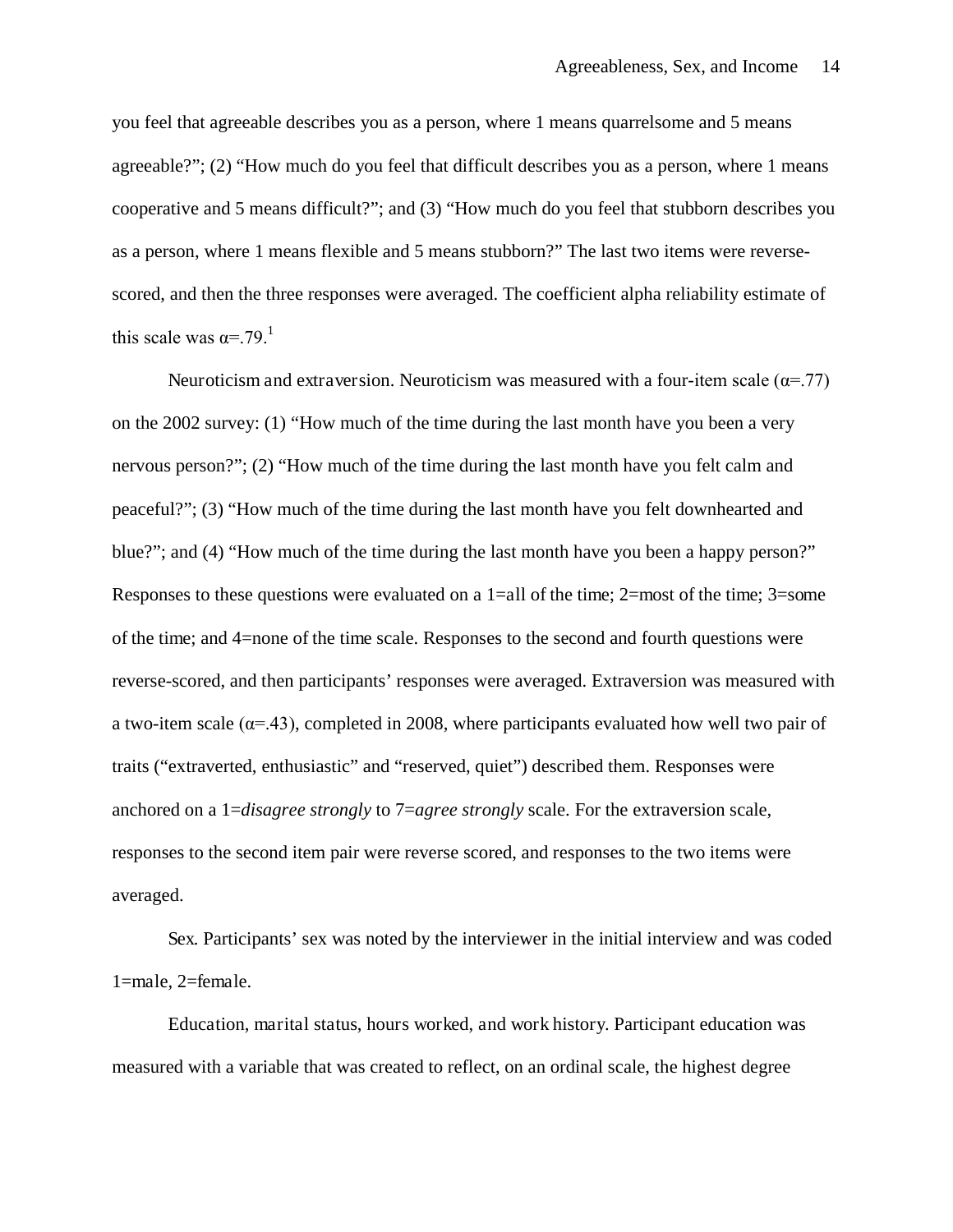you feel that agreeable describes you as a person, where 1 means quarrelsome and 5 means agreeable?"; (2) "How much do you feel that difficult describes you as a person, where 1 means cooperative and 5 means difficult?"; and (3) "How much do you feel that stubborn describes you as a person, where 1 means flexible and 5 means stubborn?" The last two items were reverse-scored, and then the three responses were averaged. The coefficient alpha reliability estimate of this scale was α=.79.[1]

Neuroticism and extraversion. Neuroticism was measured with a four-item scale (α=.77) on the 2002 survey: (1) "How much of the time during the last month have you been a very nervous person?"; (2) "How much of the time during the last month have you felt calm and peaceful?"; (3) "How much of the time during the last month have you felt downhearted and blue?"; and (4) "How much of the time during the last month have you been a happy person?" Responses to these questions were evaluated on a 1=all of the time; 2=most of the time; 3=some of the time; and 4=none of the time scale. Responses to the second and fourth questions were reverse-scored, and then participants' responses were averaged. Extraversion was measured with a two-item scale (α=.43), completed in 2008, where participants evaluated how well two pair of traits ("extraverted, enthusiastic" and "reserved, quiet") described them. Responses were anchored on a 1=*disagree strongly* to 7=*agree strongly* scale. For the extraversion scale, responses to the second item pair were reverse scored, and responses to the two items were averaged.

Sex. Participants' sex was noted by the interviewer in the initial interview and was coded 1=male, 2=female.

Education, marital status, hours worked, and work history. Participant education was measured with a variable that was created to reflect, on an ordinal scale, the highest degree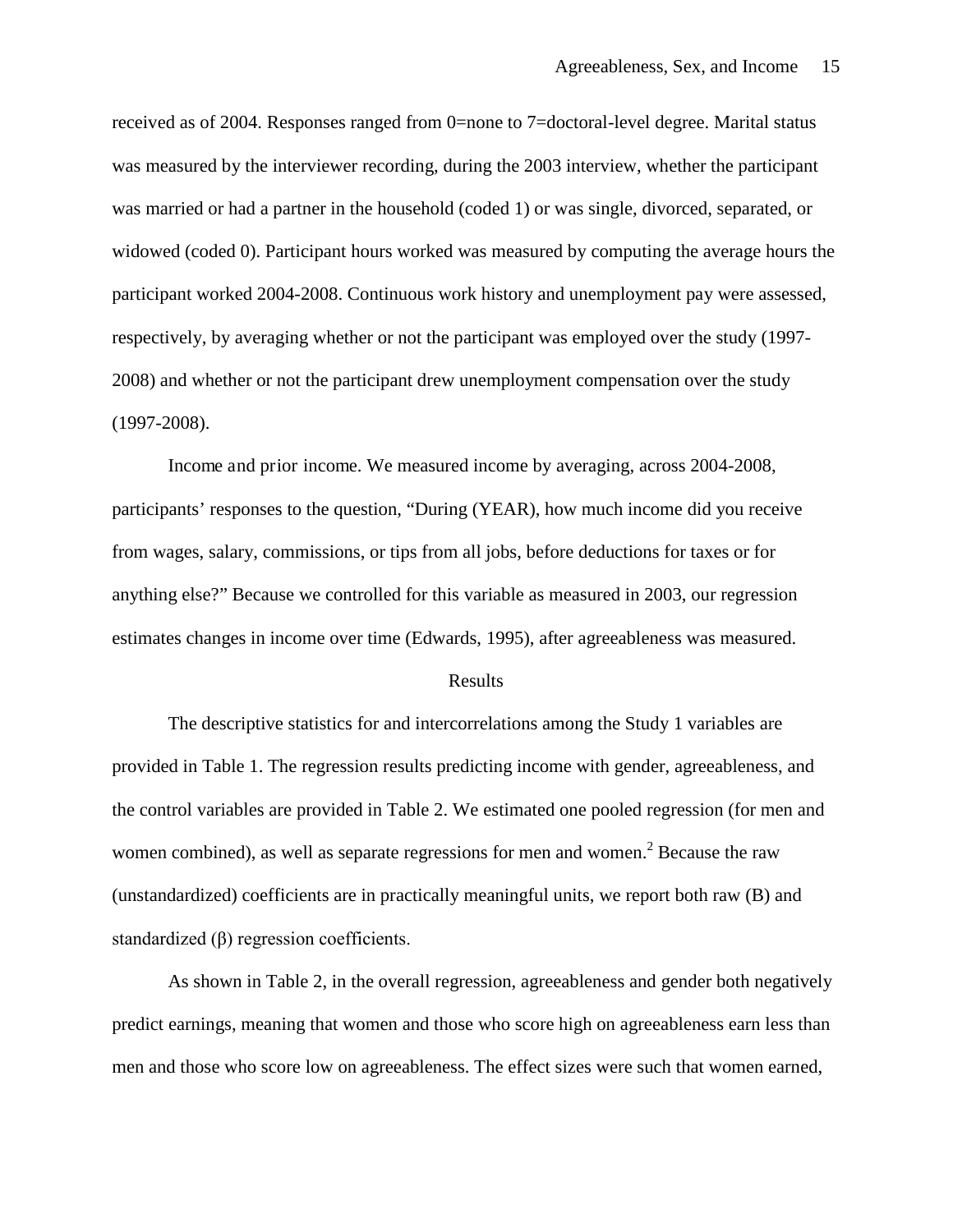received as of 2004. Responses ranged from 0=none to 7=doctoral-level degree. Marital status was measured by the interviewer recording, during the 2003 interview, whether the participant was married or had a partner in the household (coded 1) or was single, divorced, separated, or widowed (coded 0). Participant hours worked was measured by computing the average hours the participant worked 2004-2008. Continuous work history and unemployment pay were assessed, respectively, by averaging whether or not the participant was employed over the study (1997-2008) and whether or not the participant drew unemployment compensation over the study (1997-2008).

Income and prior income. We measured income by averaging, across 2004-2008, participants' responses to the question, "During (YEAR), how much income did you receive from wages, salary, commissions, or tips from all jobs, before deductions for taxes or for anything else?" Because we controlled for this variable as measured in 2003, our regression estimates changes in income over time (Edwards, 1995), after agreeableness was measured.

## Results

The descriptive statistics for and intercorrelations among the Study 1 variables are provided in Table 1. The regression results predicting income with gender, agreeableness, and the control variables are provided in Table 2. We estimated one pooled regression (for men and women combined), as well as separate regressions for men and women.[2] Because the raw (unstandardized) coefficients are in practically meaningful units, we report both raw (B) and standardized (β) regression coefficients.

As shown in Table 2, in the overall regression, agreeableness and gender both negatively predict earnings, meaning that women and those who score high on agreeableness earn less than men and those who score low on agreeableness. The effect sizes were such that women earned,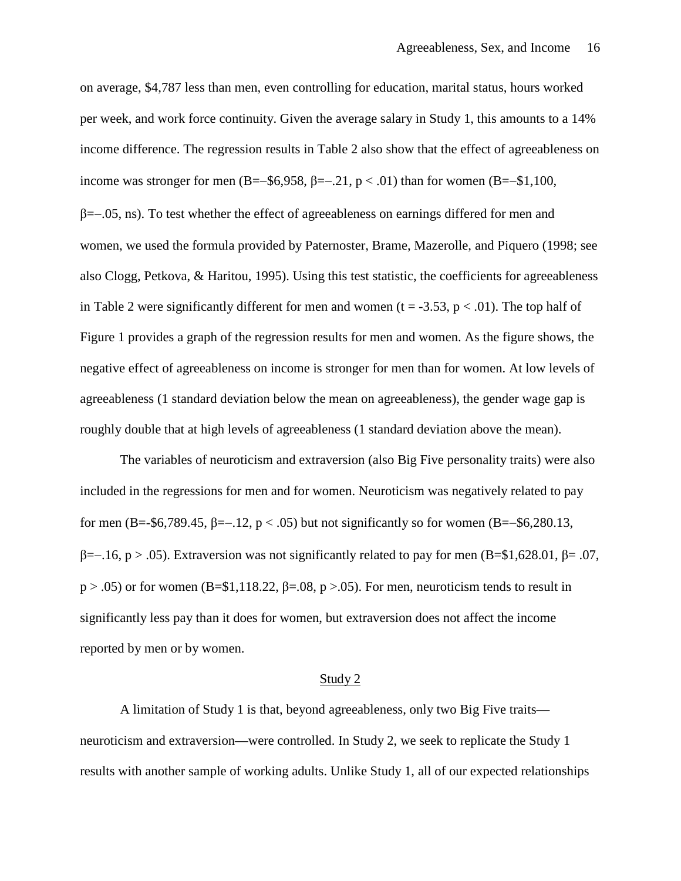on average, \$4,787 less than men, even controlling for education, marital status, hours worked per week, and work force continuity. Given the average salary in Study 1, this amounts to a 14% income difference. The regression results in Table 2 also show that the effect of agreeableness on income was stronger for men ($B=-\$6{,}958$, $\beta=-.21$, $p < .01$) than for women ($B=-\$1{,}100$, $\beta=-.05$, ns). To test whether the effect of agreeableness on earnings differed for men and women, we used the formula provided by Paternoster, Brame, Mazerolle, and Piquero (1998; see also Clogg, Petkova, & Haritou, 1995). Using this test statistic, the coefficients for agreeableness in Table 2 were significantly different for men and women ($t = -3.53$, $p < .01$). The top half of Figure 1 provides a graph of the regression results for men and women. As the figure shows, the negative effect of agreeableness on income is stronger for men than for women. At low levels of agreeableness (1 standard deviation below the mean on agreeableness), the gender wage gap is roughly double that at high levels of agreeableness (1 standard deviation above the mean).

The variables of neuroticism and extraversion (also Big Five personality traits) were also included in the regressions for men and for women. Neuroticism was negatively related to pay for men ($B=-\$6{,}789.45$, $\beta=-.12$, $p < .05$) but not significantly so for women ($B=-\$6{,}280.13$, $\beta=-.16$, $p > .05$). Extraversion was not significantly related to pay for men ($B=\$1{,}628.01$, $\beta= .07$, $p > .05$) or for women ($B=\$1{,}118.22$, $\beta=.08$, $p >.05$). For men, neuroticism tends to result in significantly less pay than it does for women, but extraversion does not affect the income reported by men or by women.

## Study 2

A limitation of Study 1 is that, beyond agreeableness, only two Big Five traits—neuroticism and extraversion—were controlled. In Study 2, we seek to replicate the Study 1 results with another sample of working adults. Unlike Study 1, all of our expected relationships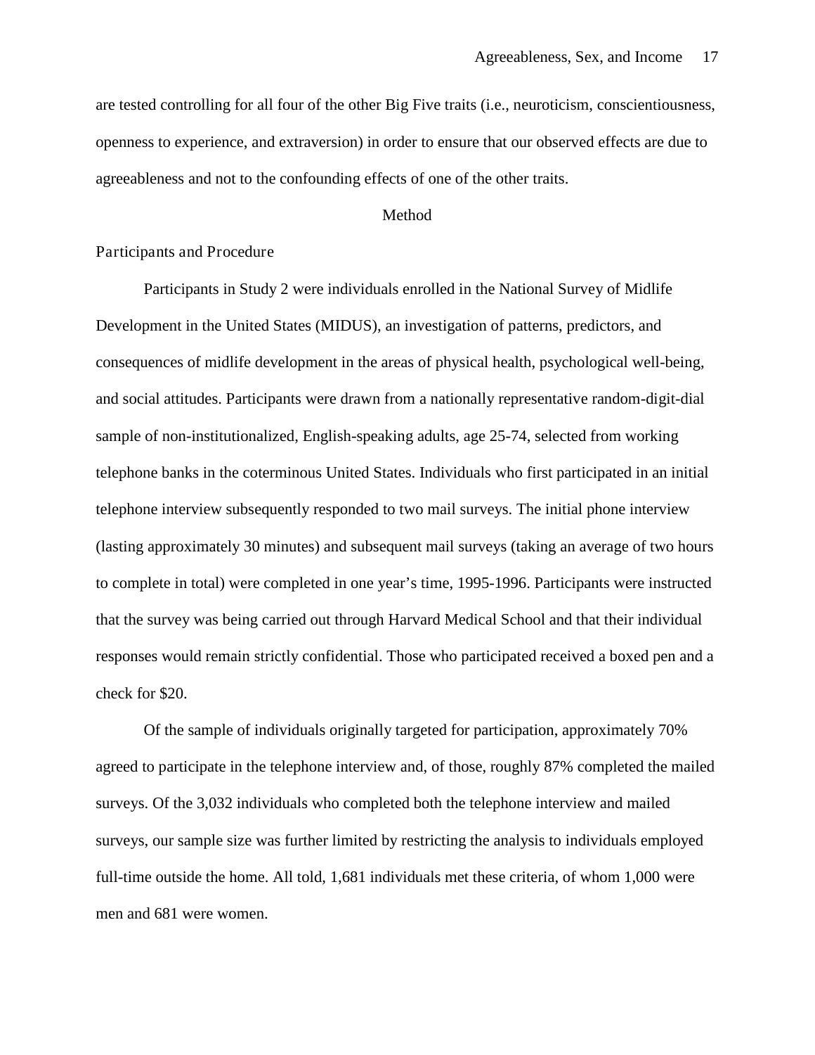are tested controlling for all four of the other Big Five traits (i.e., neuroticism, conscientiousness, openness to experience, and extraversion) in order to ensure that our observed effects are due to agreeableness and not to the confounding effects of one of the other traits.

# Method

## Participants and Procedure

Participants in Study 2 were individuals enrolled in the National Survey of Midlife Development in the United States (MIDUS), an investigation of patterns, predictors, and consequences of midlife development in the areas of physical health, psychological well-being, and social attitudes. Participants were drawn from a nationally representative random-digit-dial sample of non-institutionalized, English-speaking adults, age 25-74, selected from working telephone banks in the coterminous United States. Individuals who first participated in an initial telephone interview subsequently responded to two mail surveys. The initial phone interview (lasting approximately 30 minutes) and subsequent mail surveys (taking an average of two hours to complete in total) were completed in one year's time, 1995-1996. Participants were instructed that the survey was being carried out through Harvard Medical School and that their individual responses would remain strictly confidential. Those who participated received a boxed pen and a check for $20.

Of the sample of individuals originally targeted for participation, approximately 70% agreed to participate in the telephone interview and, of those, roughly 87% completed the mailed surveys. Of the 3,032 individuals who completed both the telephone interview and mailed surveys, our sample size was further limited by restricting the analysis to individuals employed full-time outside the home. All told, 1,681 individuals met these criteria, of whom 1,000 were men and 681 were women.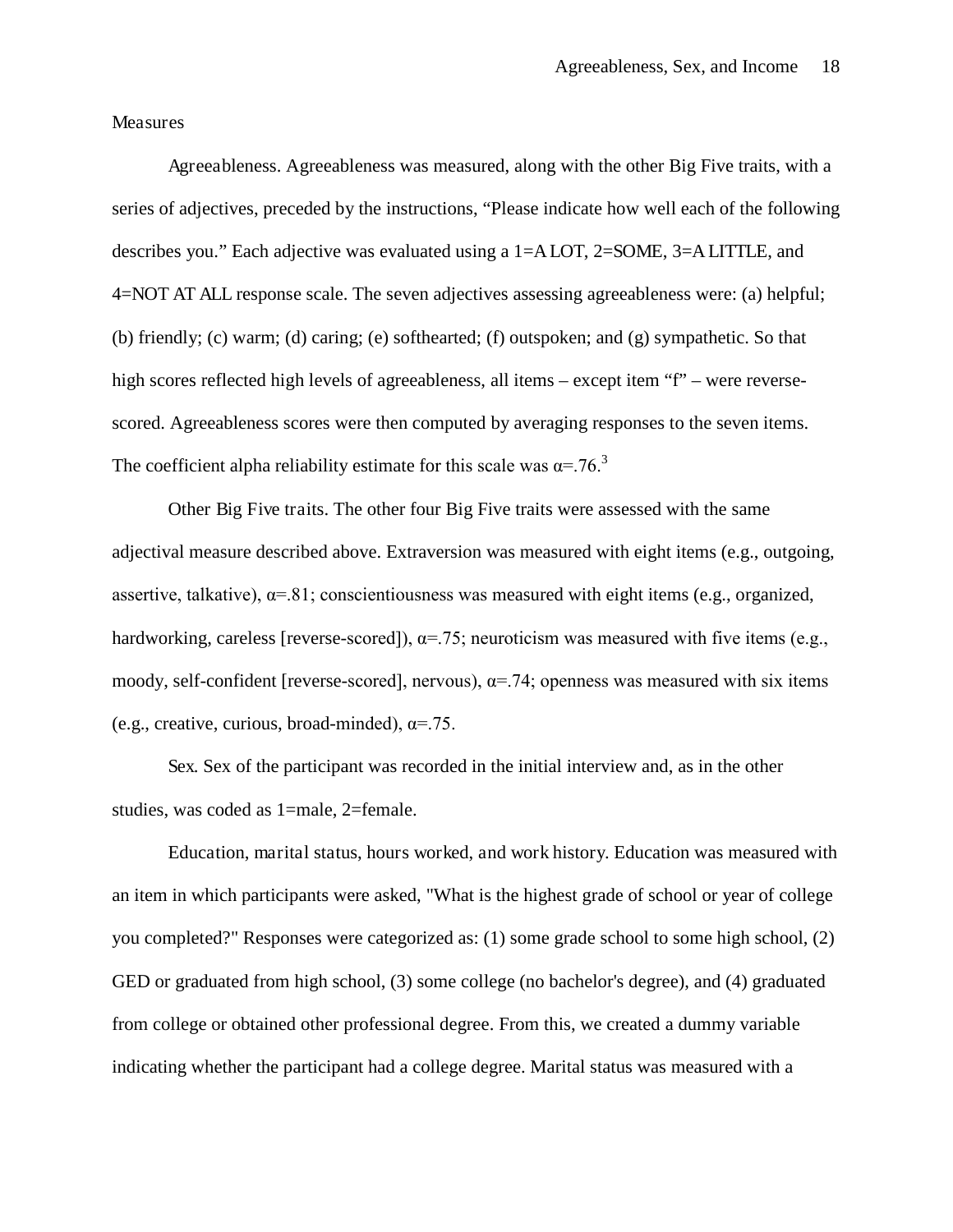Measures

*Agreeableness.* Agreeableness was measured, along with the other Big Five traits, with a series of adjectives, preceded by the instructions, "Please indicate how well each of the following describes you." Each adjective was evaluated using a 1=A LOT, 2=SOME, 3=A LITTLE, and 4=NOT AT ALL response scale. The seven adjectives assessing agreeableness were: (a) helpful; (b) friendly; (c) warm; (d) caring; (e) softhearted; (f) outspoken; and (g) sympathetic. So that high scores reflected high levels of agreeableness, all items – except item "f" – were reverse-scored. Agreeableness scores were then computed by averaging responses to the seven items. The coefficient alpha reliability estimate for this scale was $\alpha$=.76.[3]

*Other Big Five traits.* The other four Big Five traits were assessed with the same adjectival measure described above. Extraversion was measured with eight items (e.g., outgoing, assertive, talkative), $\alpha$=.81; conscientiousness was measured with eight items (e.g., organized, hardworking, careless [reverse-scored]), $\alpha$=.75; neuroticism was measured with five items (e.g., moody, self-confident [reverse-scored], nervous), $\alpha$=.74; openness was measured with six items (e.g., creative, curious, broad-minded), $\alpha$=.75.

*Sex.* Sex of the participant was recorded in the initial interview and, as in the other studies, was coded as 1=male, 2=female.

*Education, marital status, hours worked, and work history.* Education was measured with an item in which participants were asked, "What is the highest grade of school or year of college you completed?" Responses were categorized as: (1) some grade school to some high school, (2) GED or graduated from high school, (3) some college (no bachelor's degree), and (4) graduated from college or obtained other professional degree. From this, we created a dummy variable indicating whether the participant had a college degree. Marital status was measured with a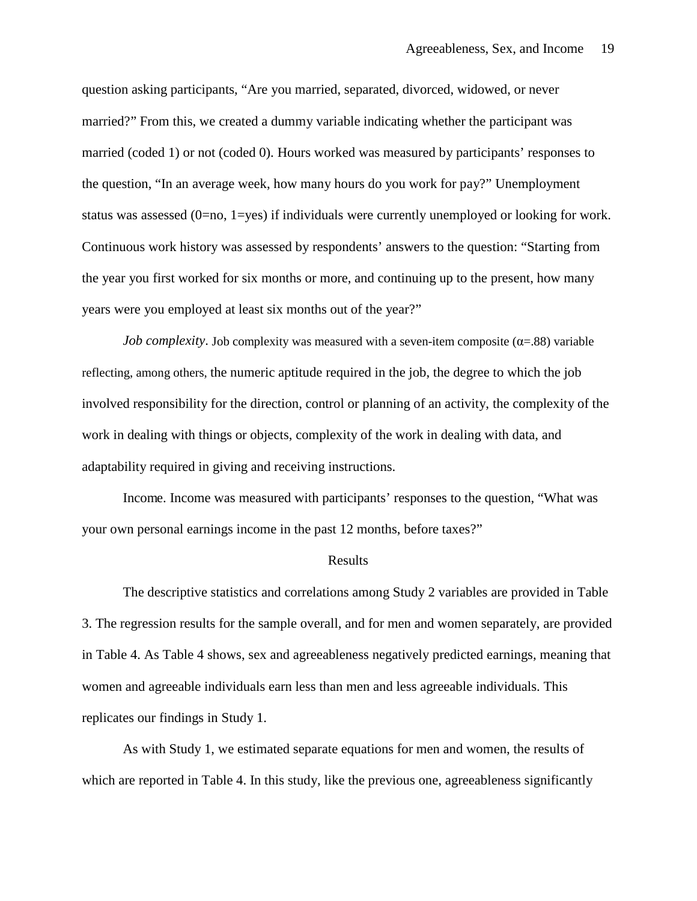question asking participants, “Are you married, separated, divorced, widowed, or never married?” From this, we created a dummy variable indicating whether the participant was married (coded 1) or not (coded 0). Hours worked was measured by participants’ responses to the question, “In an average week, how many hours do you work for pay?” Unemployment status was assessed (0=no, 1=yes) if individuals were currently unemployed or looking for work. Continuous work history was assessed by respondents’ answers to the question: “Starting from the year you first worked for six months or more, and continuing up to the present, how many years were you employed at least six months out of the year?”

*Job complexity*. Job complexity was measured with a seven-item composite ($\alpha$=.88) variable reflecting, among others, the numeric aptitude required in the job, the degree to which the job involved responsibility for the direction, control or planning of an activity, the complexity of the work in dealing with things or objects, complexity of the work in dealing with data, and adaptability required in giving and receiving instructions.

Income. Income was measured with participants’ responses to the question, “What was your own personal earnings income in the past 12 months, before taxes?”

## Results

The descriptive statistics and correlations among Study 2 variables are provided in Table 3. The regression results for the sample overall, and for men and women separately, are provided in Table 4. As Table 4 shows, sex and agreeableness negatively predicted earnings, meaning that women and agreeable individuals earn less than men and less agreeable individuals. This replicates our findings in Study 1.

As with Study 1, we estimated separate equations for men and women, the results of which are reported in Table 4. In this study, like the previous one, agreeableness significantly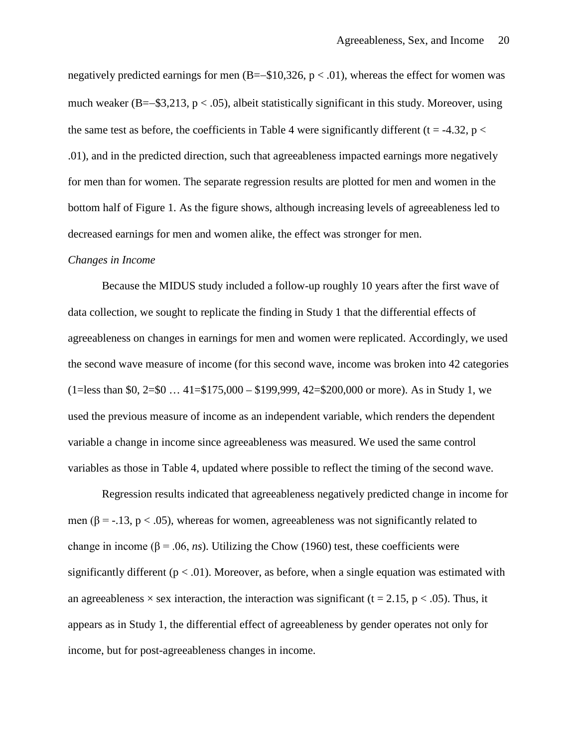negatively predicted earnings for men (B=−$10,326, $p < .01$), whereas the effect for women was much weaker (B=−$3,213, $p < .05$), albeit statistically significant in this study. Moreover, using the same test as before, the coefficients in Table 4 were significantly different ($t = -4.32$, $p < .01$), and in the predicted direction, such that agreeableness impacted earnings more negatively for men than for women. The separate regression results are plotted for men and women in the bottom half of Figure 1. As the figure shows, although increasing levels of agreeableness led to decreased earnings for men and women alike, the effect was stronger for men.

*Changes in Income*

Because the MIDUS study included a follow-up roughly 10 years after the first wave of data collection, we sought to replicate the finding in Study 1 that the differential effects of agreeableness on changes in earnings for men and women were replicated. Accordingly, we used the second wave measure of income (for this second wave, income was broken into 42 categories (1=less than $0, 2=$0 … 41=$175,000 – $199,999, 42=$200,000 or more). As in Study 1, we used the previous measure of income as an independent variable, which renders the dependent variable a change in income since agreeableness was measured. We used the same control variables as those in Table 4, updated where possible to reflect the timing of the second wave.

Regression results indicated that agreeableness negatively predicted change in income for men ($\beta = -.13$, $p < .05$), whereas for women, agreeableness was not significantly related to change in income ($\beta = .06$, *ns*). Utilizing the Chow (1960) test, these coefficients were significantly different ($p < .01$). Moreover, as before, when a single equation was estimated with an agreeableness × sex interaction, the interaction was significant ($t = 2.15$, $p < .05$). Thus, it appears as in Study 1, the differential effect of agreeableness by gender operates not only for income, but for post-agreeableness changes in income.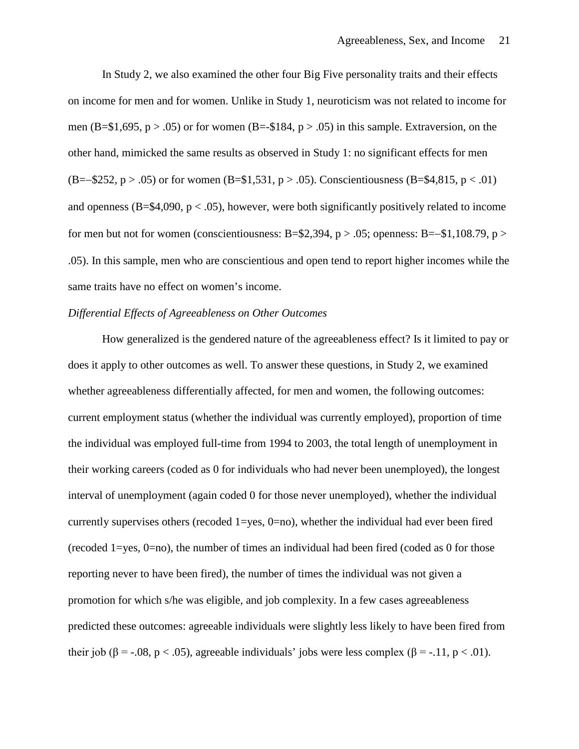In Study 2, we also examined the other four Big Five personality traits and their effects on income for men and for women. Unlike in Study 1, neuroticism was not related to income for men (B=$1,695, $p > .05$) or for women (B=-$184, $p > .05$) in this sample. Extraversion, on the other hand, mimicked the same results as observed in Study 1: no significant effects for men (B=–$252, $p > .05$) or for women (B=$1,531, $p > .05$). Conscientiousness (B=$4,815, $p < .01$) and openness (B=$4,090, $p < .05$), however, were both significantly positively related to income for men but not for women (conscientiousness: B=$2,394, $p > .05$; openness: B=–$1,108.79, $p > .05$). In this sample, men who are conscientious and open tend to report higher incomes while the same traits have no effect on women's income.

*Differential Effects of Agreeableness on Other Outcomes*

How generalized is the gendered nature of the agreeableness effect? Is it limited to pay or does it apply to other outcomes as well. To answer these questions, in Study 2, we examined whether agreeableness differentially affected, for men and women, the following outcomes: current employment status (whether the individual was currently employed), proportion of time the individual was employed full-time from 1994 to 2003, the total length of unemployment in their working careers (coded as 0 for individuals who had never been unemployed), the longest interval of unemployment (again coded 0 for those never unemployed), whether the individual currently supervises others (recoded 1=yes, 0=no), whether the individual had ever been fired (recoded 1=yes, 0=no), the number of times an individual had been fired (coded as 0 for those reporting never to have been fired), the number of times the individual was not given a promotion for which s/he was eligible, and job complexity. In a few cases agreeableness predicted these outcomes: agreeable individuals were slightly less likely to have been fired from their job ($\beta = -.08$, $p < .05$), agreeable individuals' jobs were less complex ($\beta = -.11$, $p < .01$).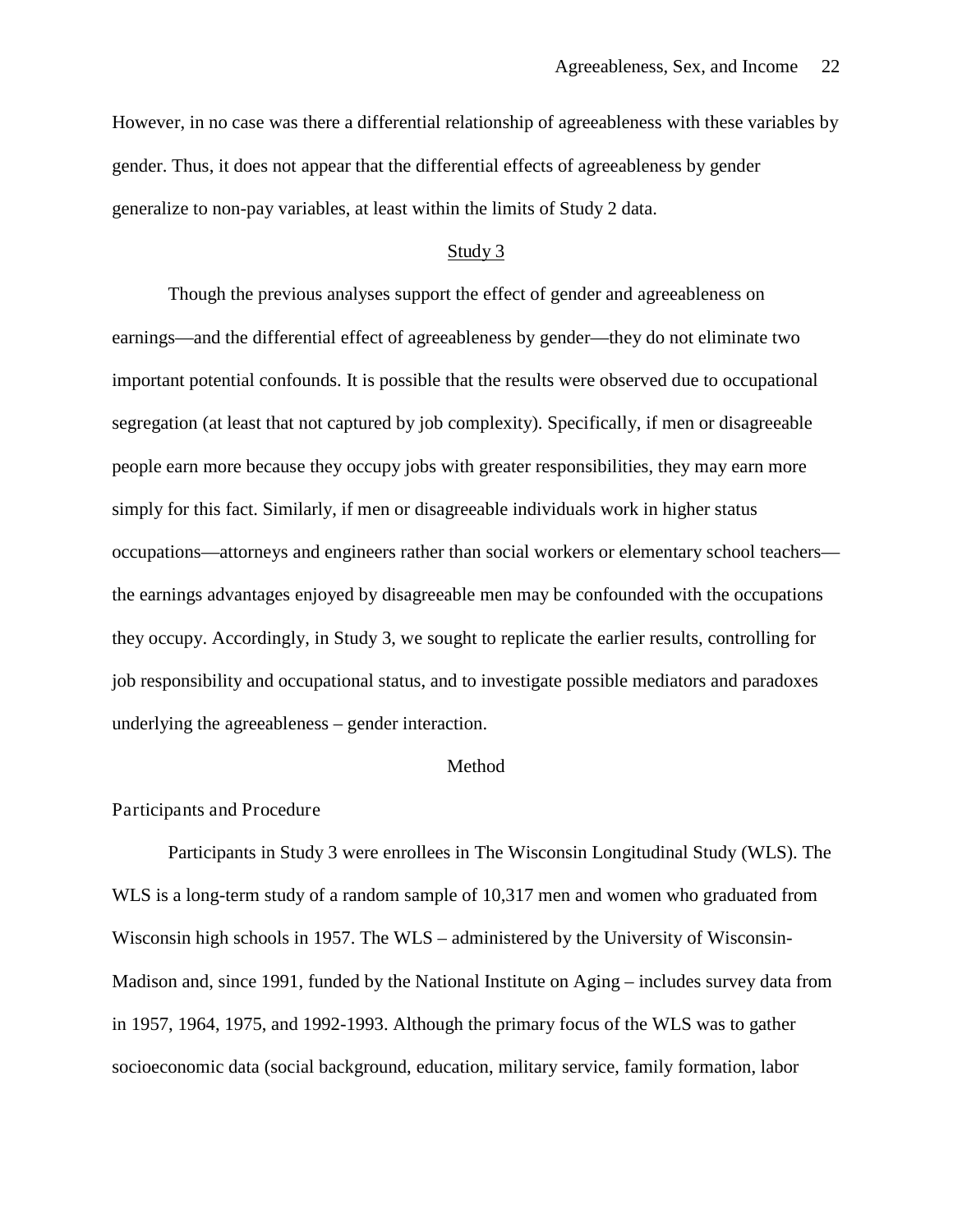However, in no case was there a differential relationship of agreeableness with these variables by gender. Thus, it does not appear that the differential effects of agreeableness by gender generalize to non-pay variables, at least within the limits of Study 2 data.

## Study 3

Though the previous analyses support the effect of gender and agreeableness on earnings—and the differential effect of agreeableness by gender—they do not eliminate two important potential confounds. It is possible that the results were observed due to occupational segregation (at least that not captured by job complexity). Specifically, if men or disagreeable people earn more because they occupy jobs with greater responsibilities, they may earn more simply for this fact. Similarly, if men or disagreeable individuals work in higher status occupations—attorneys and engineers rather than social workers or elementary school teachers—the earnings advantages enjoyed by disagreeable men may be confounded with the occupations they occupy. Accordingly, in Study 3, we sought to replicate the earlier results, controlling for job responsibility and occupational status, and to investigate possible mediators and paradoxes underlying the agreeableness – gender interaction.

### Method

#### Participants and Procedure

Participants in Study 3 were enrollees in The Wisconsin Longitudinal Study (WLS). The WLS is a long-term study of a random sample of 10,317 men and women who graduated from Wisconsin high schools in 1957. The WLS – administered by the University of Wisconsin-Madison and, since 1991, funded by the National Institute on Aging – includes survey data from in 1957, 1964, 1975, and 1992-1993. Although the primary focus of the WLS was to gather socioeconomic data (social background, education, military service, family formation, labor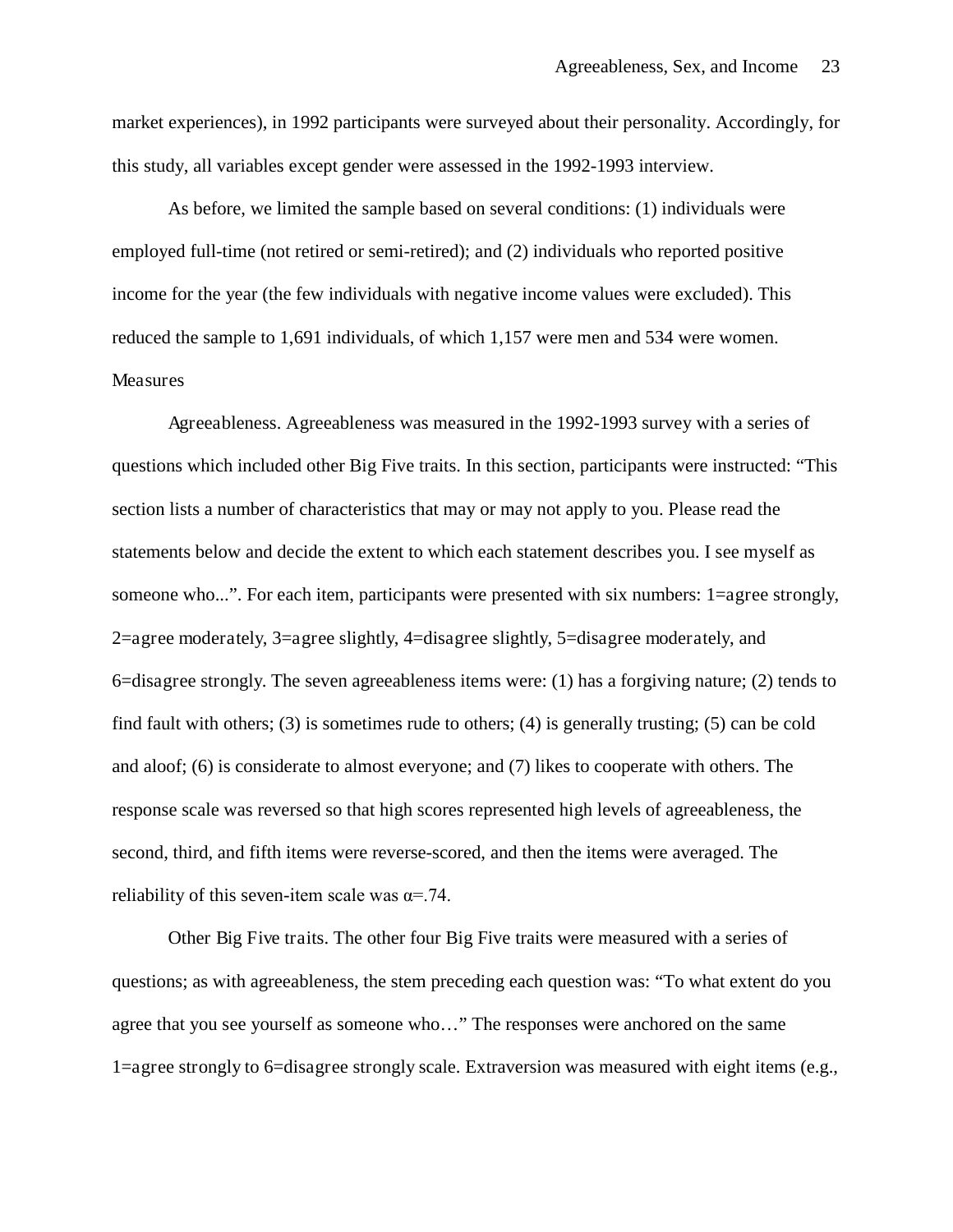market experiences), in 1992 participants were surveyed about their personality. Accordingly, for this study, all variables except gender were assessed in the 1992-1993 interview.

As before, we limited the sample based on several conditions: (1) individuals were employed full-time (not retired or semi-retired); and (2) individuals who reported positive income for the year (the few individuals with negative income values were excluded). This reduced the sample to 1,691 individuals, of which 1,157 were men and 534 were women.

Measures

Agreeableness. Agreeableness was measured in the 1992-1993 survey with a series of questions which included other Big Five traits. In this section, participants were instructed: "This section lists a number of characteristics that may or may not apply to you. Please read the statements below and decide the extent to which each statement describes you. I see myself as someone who...". For each item, participants were presented with six numbers: 1=agree strongly, 2=agree moderately, 3=agree slightly, 4=disagree slightly, 5=disagree moderately, and 6=disagree strongly. The seven agreeableness items were: (1) has a forgiving nature; (2) tends to find fault with others; (3) is sometimes rude to others; (4) is generally trusting; (5) can be cold and aloof; (6) is considerate to almost everyone; and (7) likes to cooperate with others. The response scale was reversed so that high scores represented high levels of agreeableness, the second, third, and fifth items were reverse-scored, and then the items were averaged. The reliability of this seven-item scale was $\alpha$=.74.

Other Big Five traits. The other four Big Five traits were measured with a series of questions; as with agreeableness, the stem preceding each question was: "To what extent do you agree that you see yourself as someone who…" The responses were anchored on the same 1=agree strongly to 6=disagree strongly scale. Extraversion was measured with eight items (e.g.,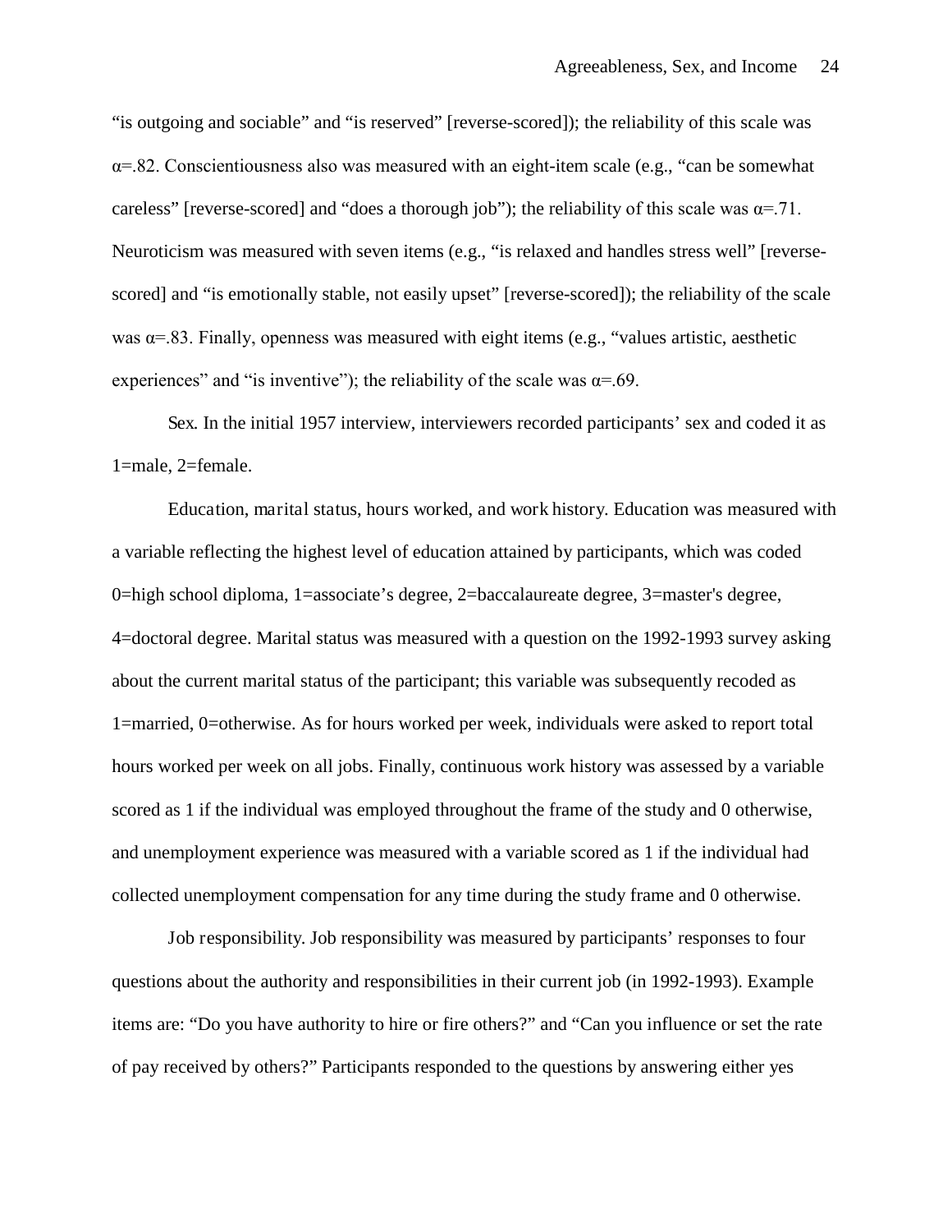"is outgoing and sociable" and "is reserved" [reverse-scored]); the reliability of this scale was $\alpha$=.82. Conscientiousness also was measured with an eight-item scale (e.g., "can be somewhat careless" [reverse-scored] and "does a thorough job"); the reliability of this scale was $\alpha$=.71. Neuroticism was measured with seven items (e.g., "is relaxed and handles stress well" [reverse-scored] and "is emotionally stable, not easily upset" [reverse-scored]); the reliability of the scale was $\alpha$=.83. Finally, openness was measured with eight items (e.g., "values artistic, aesthetic experiences" and "is inventive"); the reliability of the scale was $\alpha$=.69.

*Sex.* In the initial 1957 interview, interviewers recorded participants' sex and coded it as 1=male, 2=female.

*Education, marital status, hours worked, and work history.* Education was measured with a variable reflecting the highest level of education attained by participants, which was coded 0=high school diploma, 1=associate's degree, 2=baccalaureate degree, 3=master's degree, 4=doctoral degree. Marital status was measured with a question on the 1992-1993 survey asking about the current marital status of the participant; this variable was subsequently recoded as 1=married, 0=otherwise. As for hours worked per week, individuals were asked to report total hours worked per week on all jobs. Finally, continuous work history was assessed by a variable scored as 1 if the individual was employed throughout the frame of the study and 0 otherwise, and unemployment experience was measured with a variable scored as 1 if the individual had collected unemployment compensation for any time during the study frame and 0 otherwise.

*Job responsibility.* Job responsibility was measured by participants' responses to four questions about the authority and responsibilities in their current job (in 1992-1993). Example items are: "Do you have authority to hire or fire others?" and "Can you influence or set the rate of pay received by others?" Participants responded to the questions by answering either yes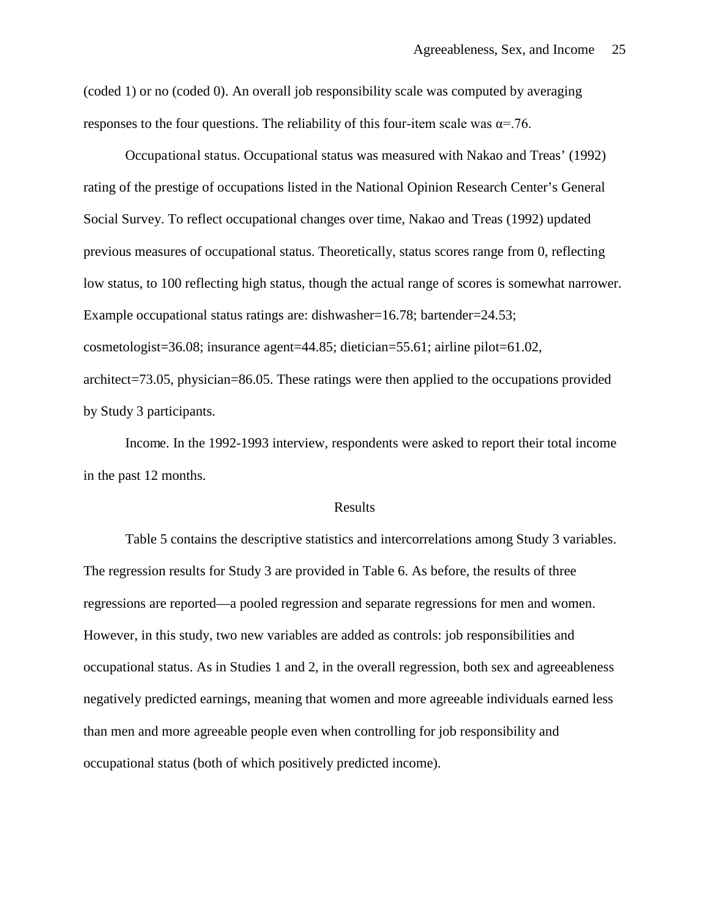(coded 1) or no (coded 0). An overall job responsibility scale was computed by averaging responses to the four questions. The reliability of this four-item scale was α=.76.

Occupational status. Occupational status was measured with Nakao and Treas' (1992) rating of the prestige of occupations listed in the National Opinion Research Center's General Social Survey. To reflect occupational changes over time, Nakao and Treas (1992) updated previous measures of occupational status. Theoretically, status scores range from 0, reflecting low status, to 100 reflecting high status, though the actual range of scores is somewhat narrower. Example occupational status ratings are: dishwasher=16.78; bartender=24.53; cosmetologist=36.08; insurance agent=44.85; dietician=55.61; airline pilot=61.02, architect=73.05, physician=86.05. These ratings were then applied to the occupations provided by Study 3 participants.

Income. In the 1992-1993 interview, respondents were asked to report their total income in the past 12 months.

## Results

Table 5 contains the descriptive statistics and intercorrelations among Study 3 variables. The regression results for Study 3 are provided in Table 6. As before, the results of three regressions are reported—a pooled regression and separate regressions for men and women. However, in this study, two new variables are added as controls: job responsibilities and occupational status. As in Studies 1 and 2, in the overall regression, both sex and agreeableness negatively predicted earnings, meaning that women and more agreeable individuals earned less than men and more agreeable people even when controlling for job responsibility and occupational status (both of which positively predicted income).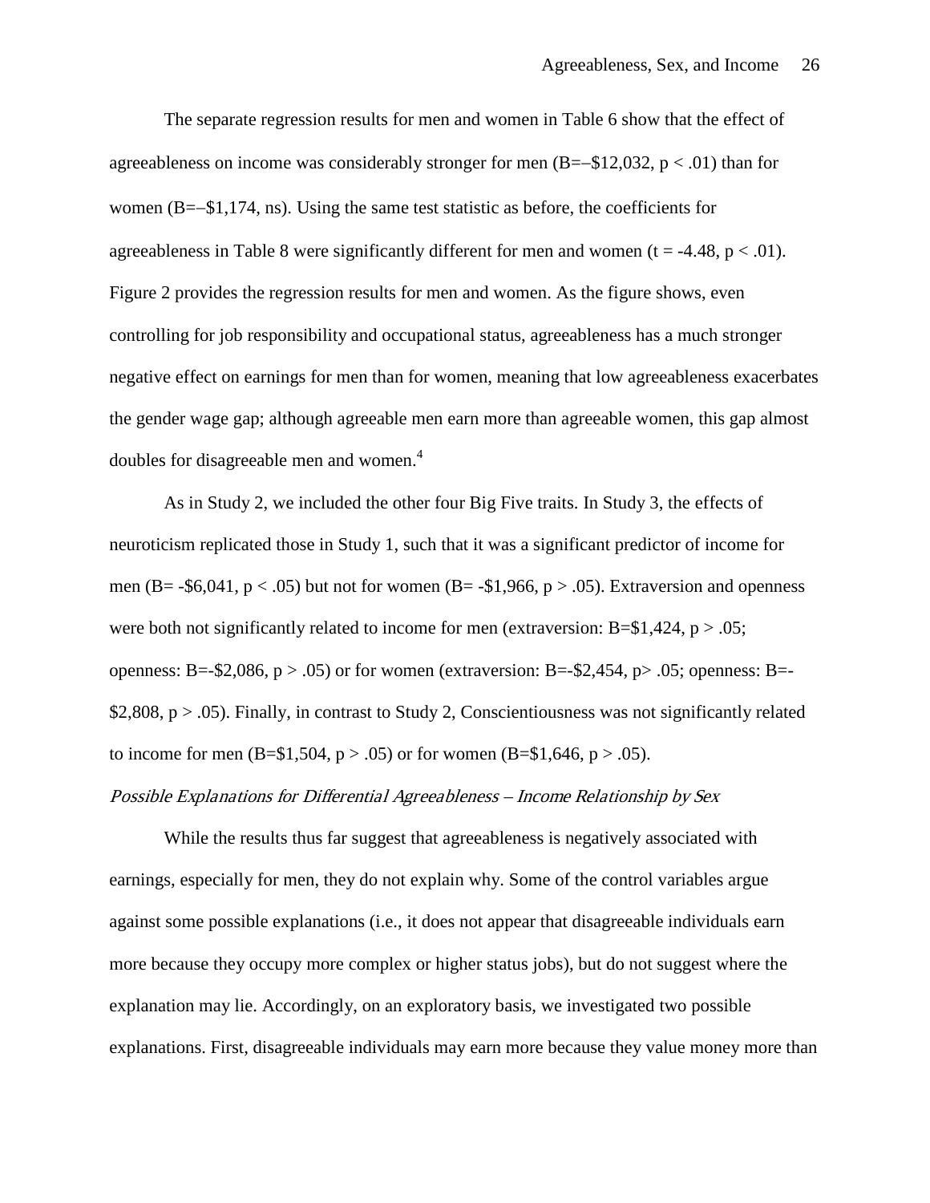The separate regression results for men and women in Table 6 show that the effect of agreeableness on income was considerably stronger for men (B=−$12,032, $p < .01$) than for women (B=−$1,174, ns). Using the same test statistic as before, the coefficients for agreeableness in Table 8 were significantly different for men and women ($t = -4.48$, $p < .01$). Figure 2 provides the regression results for men and women. As the figure shows, even controlling for job responsibility and occupational status, agreeableness has a much stronger negative effect on earnings for men than for women, meaning that low agreeableness exacerbates the gender wage gap; although agreeable men earn more than agreeable women, this gap almost doubles for disagreeable men and women.[4]

As in Study 2, we included the other four Big Five traits. In Study 3, the effects of neuroticism replicated those in Study 1, such that it was a significant predictor of income for men (B= -$6,041, $p < .05$) but not for women (B= -$1,966, $p > .05$). Extraversion and openness were both not significantly related to income for men (extraversion: B=$1,424, $p > .05$; openness: B=-$2,086, $p > .05$) or for women (extraversion: B=-$2,454, $p > .05$; openness: B=-$2,808, $p > .05$). Finally, in contrast to Study 2, Conscientiousness was not significantly related to income for men (B=$1,504, $p > .05$) or for women (B=$1,646, $p > .05$).

*Possible Explanations for Differential Agreeableness – Income Relationship by Sex*

While the results thus far suggest that agreeableness is negatively associated with earnings, especially for men, they do not explain why. Some of the control variables argue against some possible explanations (i.e., it does not appear that disagreeable individuals earn more because they occupy more complex or higher status jobs), but do not suggest where the explanation may lie. Accordingly, on an exploratory basis, we investigated two possible explanations. First, disagreeable individuals may earn more because they value money more than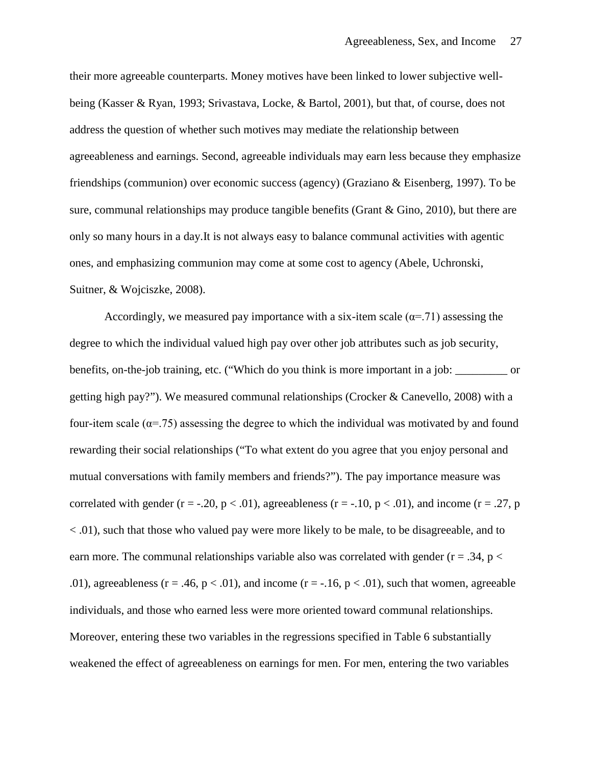their more agreeable counterparts. Money motives have been linked to lower subjective well-being (Kasser & Ryan, 1993; Srivastava, Locke, & Bartol, 2001), but that, of course, does not address the question of whether such motives may mediate the relationship between agreeableness and earnings. Second, agreeable individuals may earn less because they emphasize friendships (communion) over economic success (agency) (Graziano & Eisenberg, 1997). To be sure, communal relationships may produce tangible benefits (Grant & Gino, 2010), but there are only so many hours in a day.It is not always easy to balance communal activities with agentic ones, and emphasizing communion may come at some cost to agency (Abele, Uchronski, Suitner, & Wojciszke, 2008).

Accordingly, we measured pay importance with a six-item scale ($\alpha$=.71) assessing the degree to which the individual valued high pay over other job attributes such as job security, benefits, on-the-job training, etc. ("Which do you think is more important in a job: _________ or getting high pay?"). We measured communal relationships (Crocker & Canevello, 2008) with a four-item scale ($\alpha$=.75) assessing the degree to which the individual was motivated by and found rewarding their social relationships ("To what extent do you agree that you enjoy personal and mutual conversations with family members and friends?"). The pay importance measure was correlated with gender ($r = -.20$, $p < .01$), agreeableness ($r = -.10$, $p < .01$), and income ($r = .27$, $p < .01$), such that those who valued pay were more likely to be male, to be disagreeable, and to earn more. The communal relationships variable also was correlated with gender ($r = .34$, $p < .01$), agreeableness ($r = .46$, $p < .01$), and income ($r = -.16$, $p < .01$), such that women, agreeable individuals, and those who earned less were more oriented toward communal relationships. Moreover, entering these two variables in the regressions specified in Table 6 substantially weakened the effect of agreeableness on earnings for men. For men, entering the two variables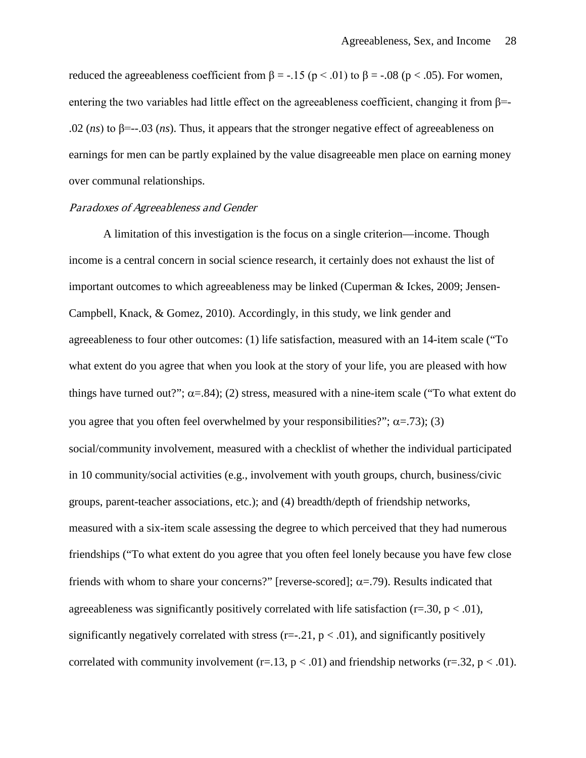reduced the agreeableness coefficient from $\beta = -.15$ ($p < .01$) to $\beta = -.08$ ($p < .05$). For women, entering the two variables had little effect on the agreeableness coefficient, changing it from $\beta$=-.02 (*ns*) to $\beta$=--.03 (*ns*). Thus, it appears that the stronger negative effect of agreeableness on earnings for men can be partly explained by the value disagreeable men place on earning money over communal relationships.

### *Paradoxes of Agreeableness and Gender*

A limitation of this investigation is the focus on a single criterion—income. Though income is a central concern in social science research, it certainly does not exhaust the list of important outcomes to which agreeableness may be linked (Cuperman & Ickes, 2009; Jensen-Campbell, Knack, & Gomez, 2010). Accordingly, in this study, we link gender and agreeableness to four other outcomes: (1) life satisfaction, measured with an 14-item scale ("To what extent do you agree that when you look at the story of your life, you are pleased with how things have turned out?"; $\alpha$=.84); (2) stress, measured with a nine-item scale ("To what extent do you agree that you often feel overwhelmed by your responsibilities?"; $\alpha$=.73); (3) social/community involvement, measured with a checklist of whether the individual participated in 10 community/social activities (e.g., involvement with youth groups, church, business/civic groups, parent-teacher associations, etc.); and (4) breadth/depth of friendship networks, measured with a six-item scale assessing the degree to which perceived that they had numerous friendships ("To what extent do you agree that you often feel lonely because you have few close friends with whom to share your concerns?" [reverse-scored]; $\alpha$=.79). Results indicated that agreeableness was significantly positively correlated with life satisfaction ($r$=.30, $p < .01$), significantly negatively correlated with stress ($r$=-.21, $p < .01$), and significantly positively correlated with community involvement ($r$=.13, $p < .01$) and friendship networks ($r$=.32, $p < .01$).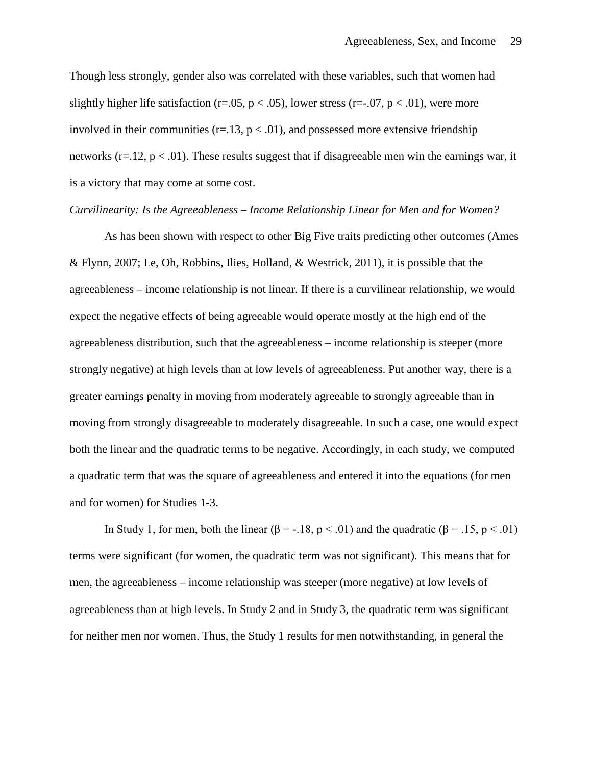Though less strongly, gender also was correlated with these variables, such that women had slightly higher life satisfaction ($r=.05$, $p < .05$), lower stress ($r=-.07$, $p < .01$), were more involved in their communities ($r=.13$, $p < .01$), and possessed more extensive friendship networks ($r=.12$, $p < .01$). These results suggest that if disagreeable men win the earnings war, it is a victory that may come at some cost.

*Curvilinearity: Is the Agreeableness – Income Relationship Linear for Men and for Women?*

As has been shown with respect to other Big Five traits predicting other outcomes (Ames & Flynn, 2007; Le, Oh, Robbins, Ilies, Holland, & Westrick, 2011), it is possible that the agreeableness – income relationship is not linear. If there is a curvilinear relationship, we would expect the negative effects of being agreeable would operate mostly at the high end of the agreeableness distribution, such that the agreeableness – income relationship is steeper (more strongly negative) at high levels than at low levels of agreeableness. Put another way, there is a greater earnings penalty in moving from moderately agreeable to strongly agreeable than in moving from strongly disagreeable to moderately disagreeable. In such a case, one would expect both the linear and the quadratic terms to be negative. Accordingly, in each study, we computed a quadratic term that was the square of agreeableness and entered it into the equations (for men and for women) for Studies 1-3.

In Study 1, for men, both the linear ($\beta = -.18$, $p < .01$) and the quadratic ($\beta = .15$, $p < .01$) terms were significant (for women, the quadratic term was not significant). This means that for men, the agreeableness – income relationship was steeper (more negative) at low levels of agreeableness than at high levels. In Study 2 and in Study 3, the quadratic term was significant for neither men nor women. Thus, the Study 1 results for men notwithstanding, in general the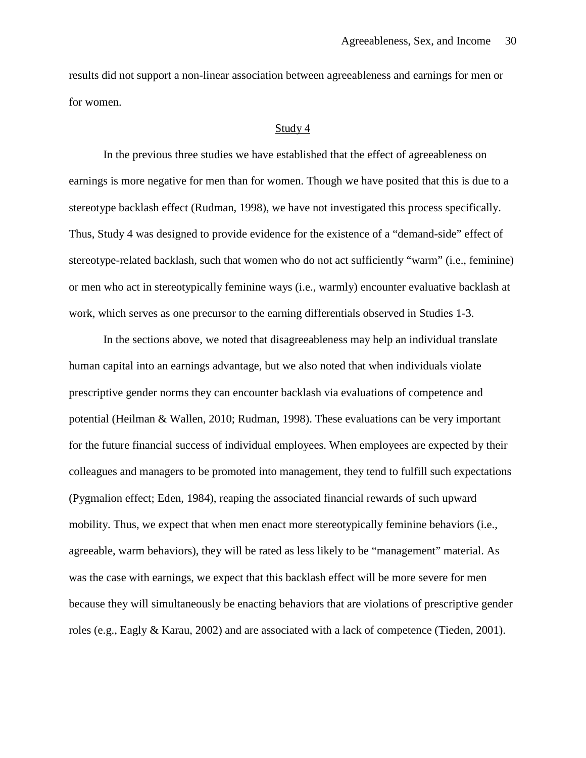results did not support a non-linear association between agreeableness and earnings for men or for women.

## Study 4

In the previous three studies we have established that the effect of agreeableness on earnings is more negative for men than for women. Though we have posited that this is due to a stereotype backlash effect (Rudman, 1998), we have not investigated this process specifically. Thus, Study 4 was designed to provide evidence for the existence of a "demand-side" effect of stereotype-related backlash, such that women who do not act sufficiently "warm" (i.e., feminine) or men who act in stereotypically feminine ways (i.e., warmly) encounter evaluative backlash at work, which serves as one precursor to the earning differentials observed in Studies 1-3.

In the sections above, we noted that disagreeableness may help an individual translate human capital into an earnings advantage, but we also noted that when individuals violate prescriptive gender norms they can encounter backlash via evaluations of competence and potential (Heilman & Wallen, 2010; Rudman, 1998). These evaluations can be very important for the future financial success of individual employees. When employees are expected by their colleagues and managers to be promoted into management, they tend to fulfill such expectations (Pygmalion effect; Eden, 1984), reaping the associated financial rewards of such upward mobility. Thus, we expect that when men enact more stereotypically feminine behaviors (i.e., agreeable, warm behaviors), they will be rated as less likely to be "management" material. As was the case with earnings, we expect that this backlash effect will be more severe for men because they will simultaneously be enacting behaviors that are violations of prescriptive gender roles (e.g., Eagly & Karau, 2002) and are associated with a lack of competence (Tieden, 2001).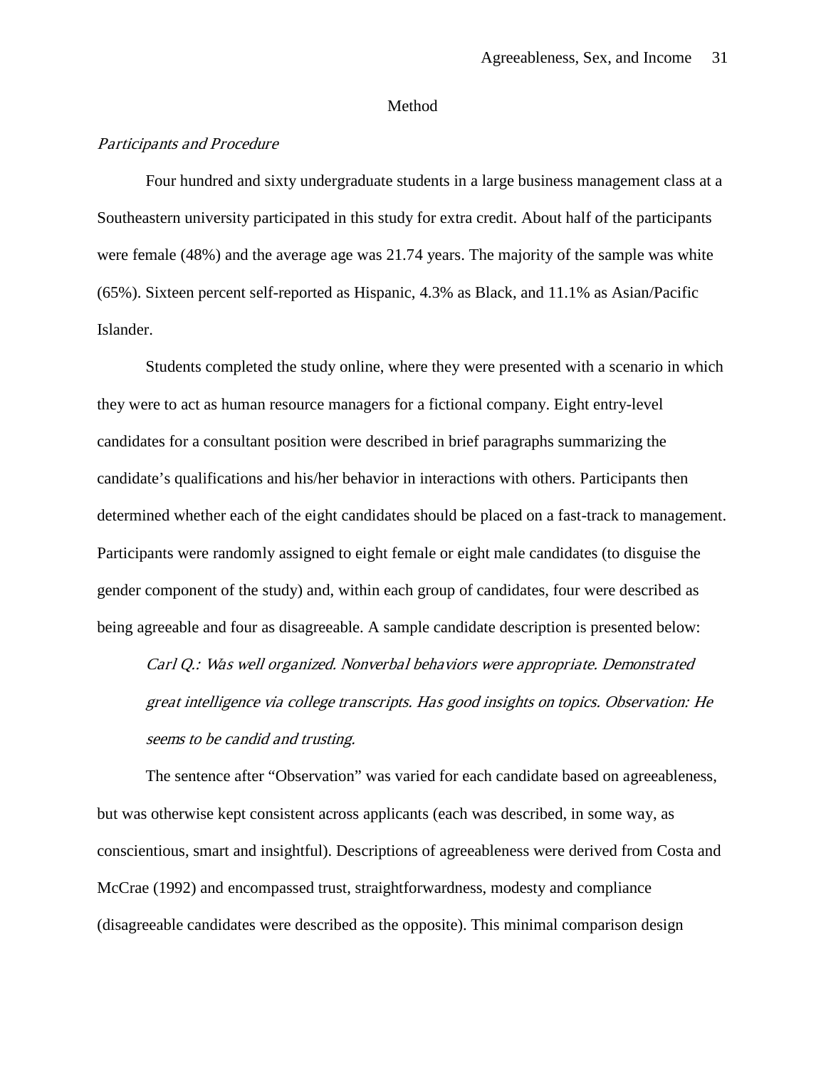# Method

### *Participants and Procedure*

Four hundred and sixty undergraduate students in a large business management class at a Southeastern university participated in this study for extra credit. About half of the participants were female (48%) and the average age was 21.74 years. The majority of the sample was white (65%). Sixteen percent self-reported as Hispanic, 4.3% as Black, and 11.1% as Asian/Pacific Islander.

Students completed the study online, where they were presented with a scenario in which they were to act as human resource managers for a fictional company. Eight entry-level candidates for a consultant position were described in brief paragraphs summarizing the candidate's qualifications and his/her behavior in interactions with others. Participants then determined whether each of the eight candidates should be placed on a fast-track to management. Participants were randomly assigned to eight female or eight male candidates (to disguise the gender component of the study) and, within each group of candidates, four were described as being agreeable and four as disagreeable. A sample candidate description is presented below:

> *Carl Q.: Was well organized. Nonverbal behaviors were appropriate. Demonstrated great intelligence via college transcripts. Has good insights on topics. Observation: He seems to be candid and trusting.*

The sentence after "Observation" was varied for each candidate based on agreeableness, but was otherwise kept consistent across applicants (each was described, in some way, as conscientious, smart and insightful). Descriptions of agreeableness were derived from Costa and McCrae (1992) and encompassed trust, straightforwardness, modesty and compliance (disagreeable candidates were described as the opposite). This minimal comparison design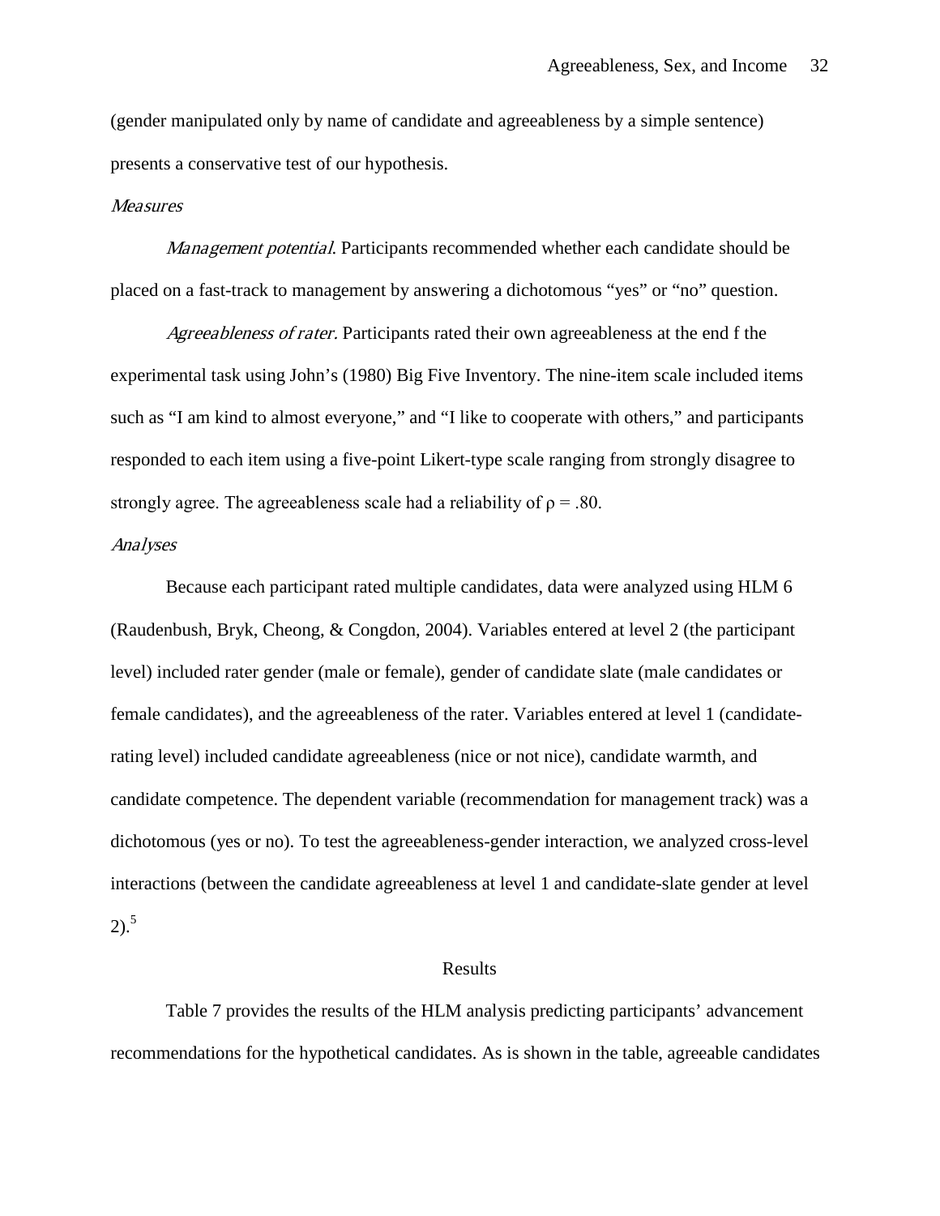(gender manipulated only by name of candidate and agreeableness by a simple sentence) presents a conservative test of our hypothesis.

*Measures*

*Management potential*. Participants recommended whether each candidate should be placed on a fast-track to management by answering a dichotomous "yes" or "no" question.

*Agreeableness of rater.* Participants rated their own agreeableness at the end f the experimental task using John's (1980) Big Five Inventory. The nine-item scale included items such as "I am kind to almost everyone," and "I like to cooperate with others," and participants responded to each item using a five-point Likert-type scale ranging from strongly disagree to strongly agree. The agreeableness scale had a reliability of $\rho = .80$.

*Analyses*

Because each participant rated multiple candidates, data were analyzed using HLM 6 (Raudenbush, Bryk, Cheong, & Congdon, 2004). Variables entered at level 2 (the participant level) included rater gender (male or female), gender of candidate slate (male candidates or female candidates), and the agreeableness of the rater. Variables entered at level 1 (candidate-rating level) included candidate agreeableness (nice or not nice), candidate warmth, and candidate competence. The dependent variable (recommendation for management track) was a dichotomous (yes or no). To test the agreeableness-gender interaction, we analyzed cross-level interactions (between the candidate agreeableness at level 1 and candidate-slate gender at level 2).[5]

## Results

Table 7 provides the results of the HLM analysis predicting participants' advancement recommendations for the hypothetical candidates. As is shown in the table, agreeable candidates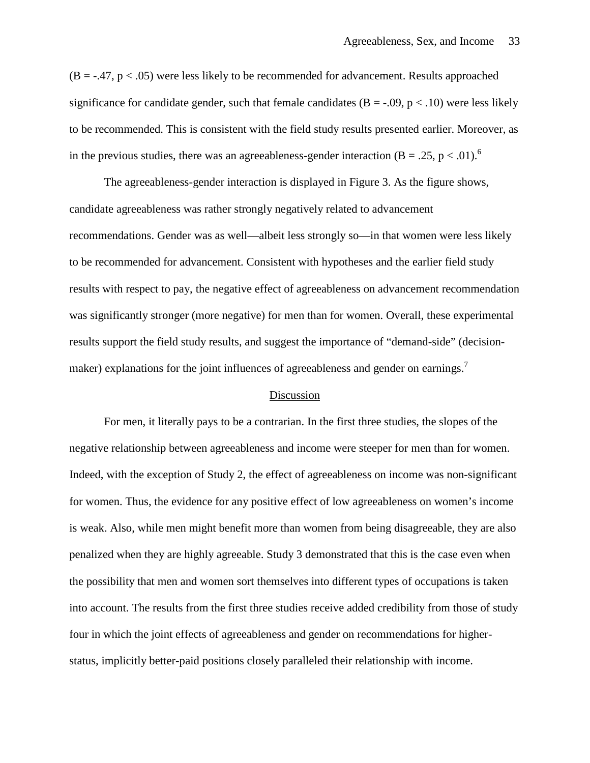($B = -.47$, $p < .05$) were less likely to be recommended for advancement. Results approached significance for candidate gender, such that female candidates ($B = -.09$, $p < .10$) were less likely to be recommended. This is consistent with the field study results presented earlier. Moreover, as in the previous studies, there was an agreeableness-gender interaction ($B = .25$, $p < .01$).[6]

The agreeableness-gender interaction is displayed in Figure 3. As the figure shows, candidate agreeableness was rather strongly negatively related to advancement recommendations. Gender was as well—albeit less strongly so—in that women were less likely to be recommended for advancement. Consistent with hypotheses and the earlier field study results with respect to pay, the negative effect of agreeableness on advancement recommendation was significantly stronger (more negative) for men than for women. Overall, these experimental results support the field study results, and suggest the importance of "demand-side" (decision-maker) explanations for the joint influences of agreeableness and gender on earnings.[7]

## Discussion

For men, it literally pays to be a contrarian. In the first three studies, the slopes of the negative relationship between agreeableness and income were steeper for men than for women. Indeed, with the exception of Study 2, the effect of agreeableness on income was non-significant for women. Thus, the evidence for any positive effect of low agreeableness on women's income is weak. Also, while men might benefit more than women from being disagreeable, they are also penalized when they are highly agreeable. Study 3 demonstrated that this is the case even when the possibility that men and women sort themselves into different types of occupations is taken into account. The results from the first three studies receive added credibility from those of study four in which the joint effects of agreeableness and gender on recommendations for higher-status, implicitly better-paid positions closely paralleled their relationship with income.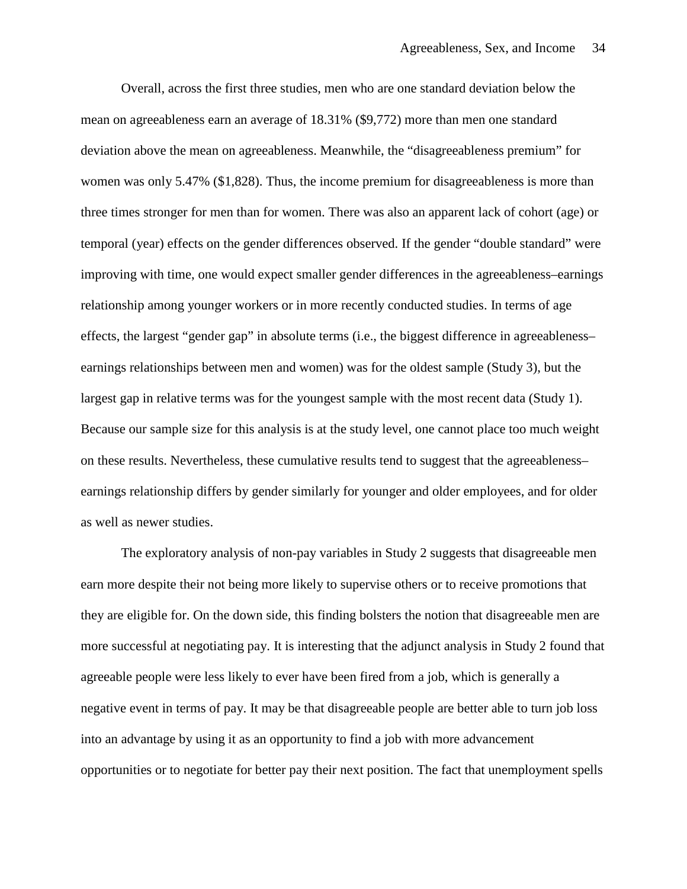Overall, across the first three studies, men who are one standard deviation below the mean on agreeableness earn an average of 18.31% ($9,772) more than men one standard deviation above the mean on agreeableness. Meanwhile, the "disagreeableness premium" for women was only 5.47% ($1,828). Thus, the income premium for disagreeableness is more than three times stronger for men than for women. There was also an apparent lack of cohort (age) or temporal (year) effects on the gender differences observed. If the gender "double standard" were improving with time, one would expect smaller gender differences in the agreeableness–earnings relationship among younger workers or in more recently conducted studies. In terms of age effects, the largest "gender gap" in absolute terms (i.e., the biggest difference in agreeableness–earnings relationships between men and women) was for the oldest sample (Study 3), but the largest gap in relative terms was for the youngest sample with the most recent data (Study 1). Because our sample size for this analysis is at the study level, one cannot place too much weight on these results. Nevertheless, these cumulative results tend to suggest that the agreeableness–earnings relationship differs by gender similarly for younger and older employees, and for older as well as newer studies.

The exploratory analysis of non-pay variables in Study 2 suggests that disagreeable men earn more despite their not being more likely to supervise others or to receive promotions that they are eligible for. On the down side, this finding bolsters the notion that disagreeable men are more successful at negotiating pay. It is interesting that the adjunct analysis in Study 2 found that agreeable people were less likely to ever have been fired from a job, which is generally a negative event in terms of pay. It may be that disagreeable people are better able to turn job loss into an advantage by using it as an opportunity to find a job with more advancement opportunities or to negotiate for better pay their next position. The fact that unemployment spells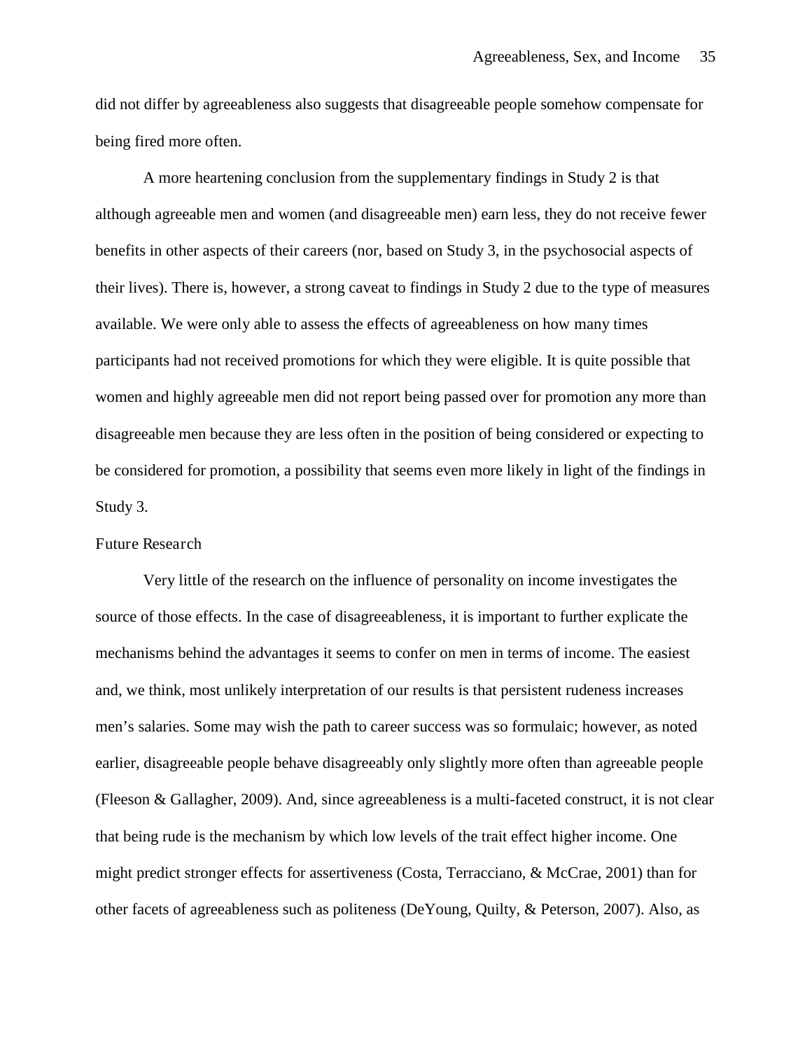did not differ by agreeableness also suggests that disagreeable people somehow compensate for being fired more often.

A more heartening conclusion from the supplementary findings in Study 2 is that although agreeable men and women (and disagreeable men) earn less, they do not receive fewer benefits in other aspects of their careers (nor, based on Study 3, in the psychosocial aspects of their lives). There is, however, a strong caveat to findings in Study 2 due to the type of measures available. We were only able to assess the effects of agreeableness on how many times participants had not received promotions for which they were eligible. It is quite possible that women and highly agreeable men did not report being passed over for promotion any more than disagreeable men because they are less often in the position of being considered or expecting to be considered for promotion, a possibility that seems even more likely in light of the findings in Study 3.

## Future Research

Very little of the research on the influence of personality on income investigates the source of those effects. In the case of disagreeableness, it is important to further explicate the mechanisms behind the advantages it seems to confer on men in terms of income. The easiest and, we think, most unlikely interpretation of our results is that persistent rudeness increases men's salaries. Some may wish the path to career success was so formulaic; however, as noted earlier, disagreeable people behave disagreeably only slightly more often than agreeable people (Fleeson & Gallagher, 2009). And, since agreeableness is a multi-faceted construct, it is not clear that being rude is the mechanism by which low levels of the trait effect higher income. One might predict stronger effects for assertiveness (Costa, Terracciano, & McCrae, 2001) than for other facets of agreeableness such as politeness (DeYoung, Quilty, & Peterson, 2007). Also, as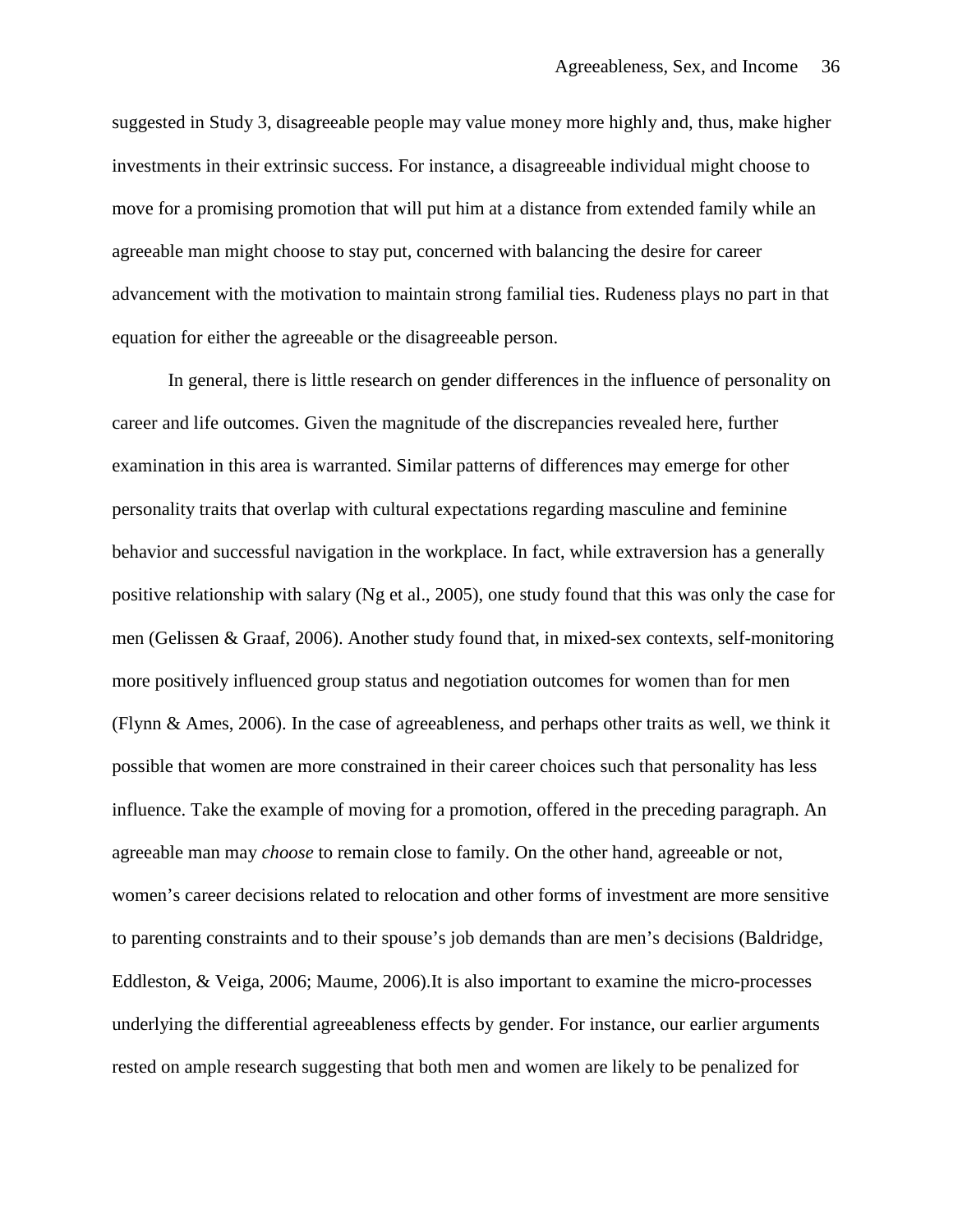suggested in Study 3, disagreeable people may value money more highly and, thus, make higher investments in their extrinsic success. For instance, a disagreeable individual might choose to move for a promising promotion that will put him at a distance from extended family while an agreeable man might choose to stay put, concerned with balancing the desire for career advancement with the motivation to maintain strong familial ties. Rudeness plays no part in that equation for either the agreeable or the disagreeable person.

In general, there is little research on gender differences in the influence of personality on career and life outcomes. Given the magnitude of the discrepancies revealed here, further examination in this area is warranted. Similar patterns of differences may emerge for other personality traits that overlap with cultural expectations regarding masculine and feminine behavior and successful navigation in the workplace. In fact, while extraversion has a generally positive relationship with salary (Ng et al., 2005), one study found that this was only the case for men (Gelissen & Graaf, 2006). Another study found that, in mixed-sex contexts, self-monitoring more positively influenced group status and negotiation outcomes for women than for men (Flynn & Ames, 2006). In the case of agreeableness, and perhaps other traits as well, we think it possible that women are more constrained in their career choices such that personality has less influence. Take the example of moving for a promotion, offered in the preceding paragraph. An agreeable man may *choose* to remain close to family. On the other hand, agreeable or not, women's career decisions related to relocation and other forms of investment are more sensitive to parenting constraints and to their spouse's job demands than are men's decisions (Baldridge, Eddleston, & Veiga, 2006; Maume, 2006).It is also important to examine the micro-processes underlying the differential agreeableness effects by gender. For instance, our earlier arguments rested on ample research suggesting that both men and women are likely to be penalized for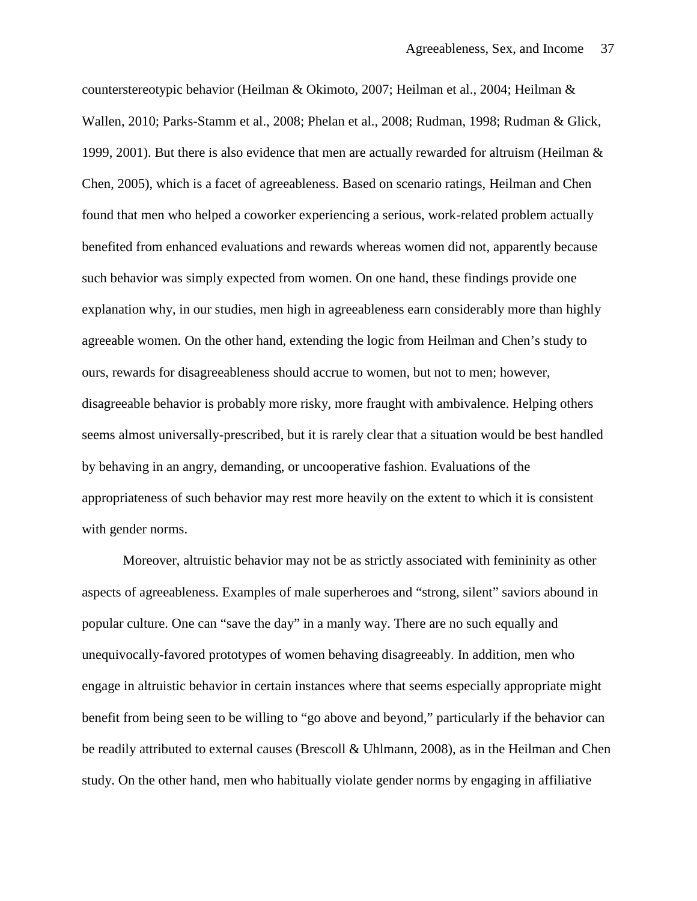counterstereotypic behavior (Heilman & Okimoto, 2007; Heilman et al., 2004; Heilman & Wallen, 2010; Parks-Stamm et al., 2008; Phelan et al., 2008; Rudman, 1998; Rudman & Glick, 1999, 2001). But there is also evidence that men are actually rewarded for altruism (Heilman & Chen, 2005), which is a facet of agreeableness. Based on scenario ratings, Heilman and Chen found that men who helped a coworker experiencing a serious, work-related problem actually benefited from enhanced evaluations and rewards whereas women did not, apparently because such behavior was simply expected from women. On one hand, these findings provide one explanation why, in our studies, men high in agreeableness earn considerably more than highly agreeable women. On the other hand, extending the logic from Heilman and Chen's study to ours, rewards for disagreeableness should accrue to women, but not to men; however, disagreeable behavior is probably more risky, more fraught with ambivalence. Helping others seems almost universally-prescribed, but it is rarely clear that a situation would be best handled by behaving in an angry, demanding, or uncooperative fashion. Evaluations of the appropriateness of such behavior may rest more heavily on the extent to which it is consistent with gender norms.

Moreover, altruistic behavior may not be as strictly associated with femininity as other aspects of agreeableness. Examples of male superheroes and "strong, silent" saviors abound in popular culture. One can "save the day" in a manly way. There are no such equally and unequivocally-favored prototypes of women behaving disagreeably. In addition, men who engage in altruistic behavior in certain instances where that seems especially appropriate might benefit from being seen to be willing to "go above and beyond," particularly if the behavior can be readily attributed to external causes (Brescoll & Uhlmann, 2008), as in the Heilman and Chen study. On the other hand, men who habitually violate gender norms by engaging in affiliative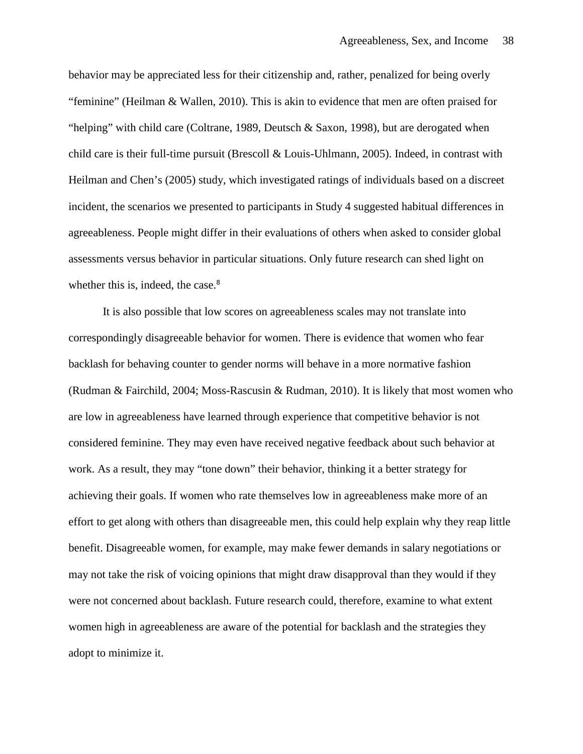behavior may be appreciated less for their citizenship and, rather, penalized for being overly "feminine" (Heilman & Wallen, 2010). This is akin to evidence that men are often praised for "helping" with child care (Coltrane, 1989, Deutsch & Saxon, 1998), but are derogated when child care is their full-time pursuit (Brescoll & Louis-Uhlmann, 2005). Indeed, in contrast with Heilman and Chen's (2005) study, which investigated ratings of individuals based on a discreet incident, the scenarios we presented to participants in Study 4 suggested habitual differences in agreeableness. People might differ in their evaluations of others when asked to consider global assessments versus behavior in particular situations. Only future research can shed light on whether this is, indeed, the case.[8]

It is also possible that low scores on agreeableness scales may not translate into correspondingly disagreeable behavior for women. There is evidence that women who fear backlash for behaving counter to gender norms will behave in a more normative fashion (Rudman & Fairchild, 2004; Moss-Rascusin & Rudman, 2010). It is likely that most women who are low in agreeableness have learned through experience that competitive behavior is not considered feminine. They may even have received negative feedback about such behavior at work. As a result, they may "tone down" their behavior, thinking it a better strategy for achieving their goals. If women who rate themselves low in agreeableness make more of an effort to get along with others than disagreeable men, this could help explain why they reap little benefit. Disagreeable women, for example, may make fewer demands in salary negotiations or may not take the risk of voicing opinions that might draw disapproval than they would if they were not concerned about backlash. Future research could, therefore, examine to what extent women high in agreeableness are aware of the potential for backlash and the strategies they adopt to minimize it.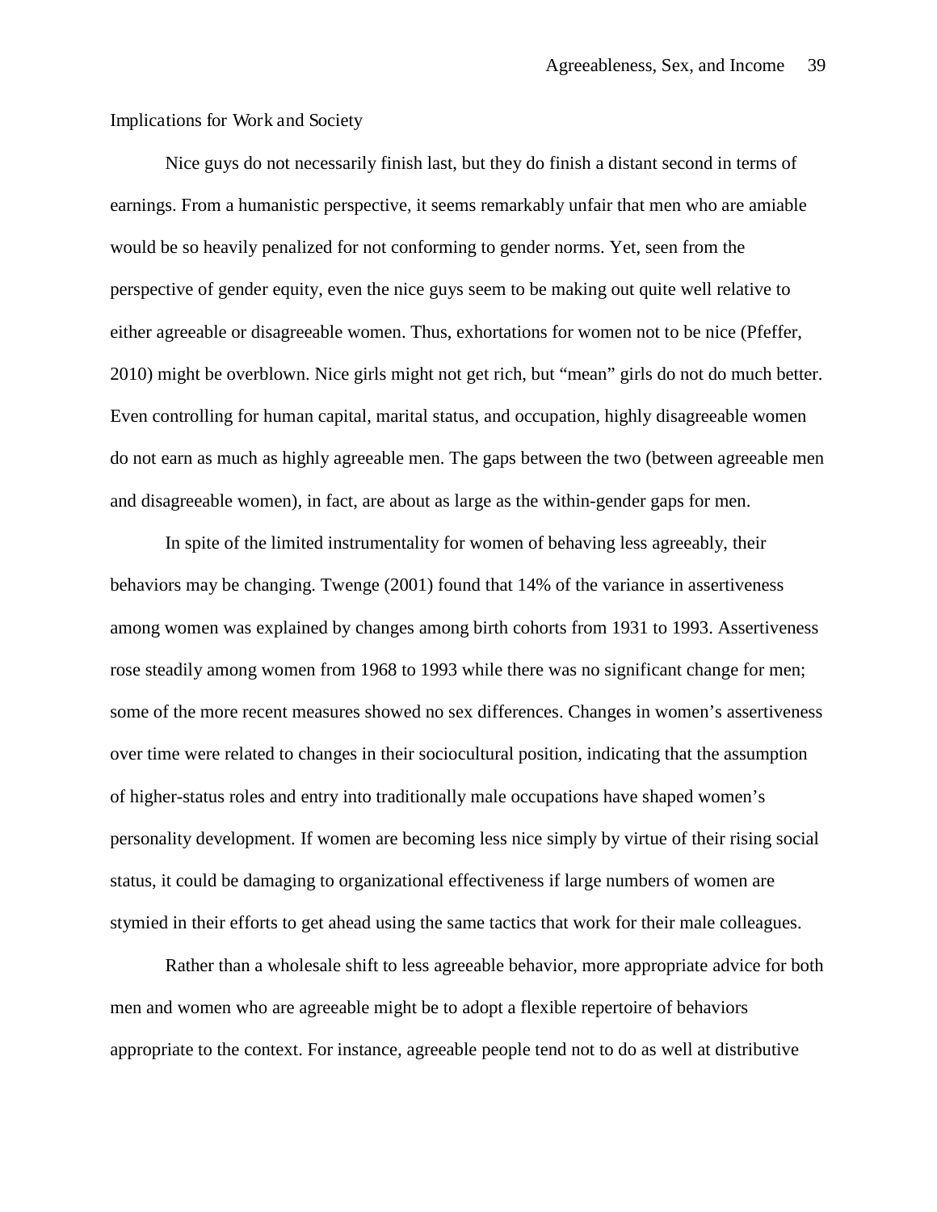## Implications for Work and Society

Nice guys do not necessarily finish last, but they do finish a distant second in terms of earnings. From a humanistic perspective, it seems remarkably unfair that men who are amiable would be so heavily penalized for not conforming to gender norms. Yet, seen from the perspective of gender equity, even the nice guys seem to be making out quite well relative to either agreeable or disagreeable women. Thus, exhortations for women not to be nice (Pfeffer, 2010) might be overblown. Nice girls might not get rich, but "mean" girls do not do much better. Even controlling for human capital, marital status, and occupation, highly disagreeable women do not earn as much as highly agreeable men. The gaps between the two (between agreeable men and disagreeable women), in fact, are about as large as the within-gender gaps for men.

In spite of the limited instrumentality for women of behaving less agreeably, their behaviors may be changing. Twenge (2001) found that 14% of the variance in assertiveness among women was explained by changes among birth cohorts from 1931 to 1993. Assertiveness rose steadily among women from 1968 to 1993 while there was no significant change for men; some of the more recent measures showed no sex differences. Changes in women's assertiveness over time were related to changes in their sociocultural position, indicating that the assumption of higher-status roles and entry into traditionally male occupations have shaped women's personality development. If women are becoming less nice simply by virtue of their rising social status, it could be damaging to organizational effectiveness if large numbers of women are stymied in their efforts to get ahead using the same tactics that work for their male colleagues.

Rather than a wholesale shift to less agreeable behavior, more appropriate advice for both men and women who are agreeable might be to adopt a flexible repertoire of behaviors appropriate to the context. For instance, agreeable people tend not to do as well at distributive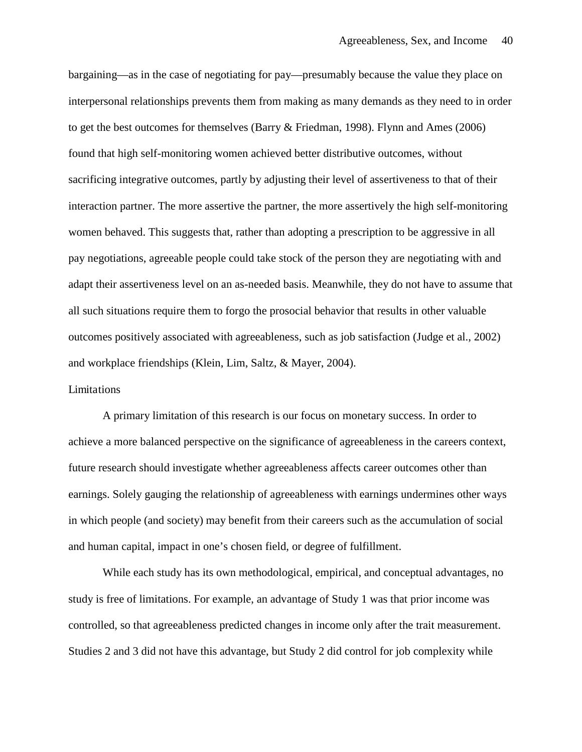bargaining—as in the case of negotiating for pay—presumably because the value they place on interpersonal relationships prevents them from making as many demands as they need to in order to get the best outcomes for themselves (Barry & Friedman, 1998). Flynn and Ames (2006) found that high self-monitoring women achieved better distributive outcomes, without sacrificing integrative outcomes, partly by adjusting their level of assertiveness to that of their interaction partner. The more assertive the partner, the more assertively the high self-monitoring women behaved. This suggests that, rather than adopting a prescription to be aggressive in all pay negotiations, agreeable people could take stock of the person they are negotiating with and adapt their assertiveness level on an as-needed basis. Meanwhile, they do not have to assume that all such situations require them to forgo the prosocial behavior that results in other valuable outcomes positively associated with agreeableness, such as job satisfaction (Judge et al., 2002) and workplace friendships (Klein, Lim, Saltz, & Mayer, 2004).

## Limitations

A primary limitation of this research is our focus on monetary success. In order to achieve a more balanced perspective on the significance of agreeableness in the careers context, future research should investigate whether agreeableness affects career outcomes other than earnings. Solely gauging the relationship of agreeableness with earnings undermines other ways in which people (and society) may benefit from their careers such as the accumulation of social and human capital, impact in one's chosen field, or degree of fulfillment.

While each study has its own methodological, empirical, and conceptual advantages, no study is free of limitations. For example, an advantage of Study 1 was that prior income was controlled, so that agreeableness predicted changes in income only after the trait measurement. Studies 2 and 3 did not have this advantage, but Study 2 did control for job complexity while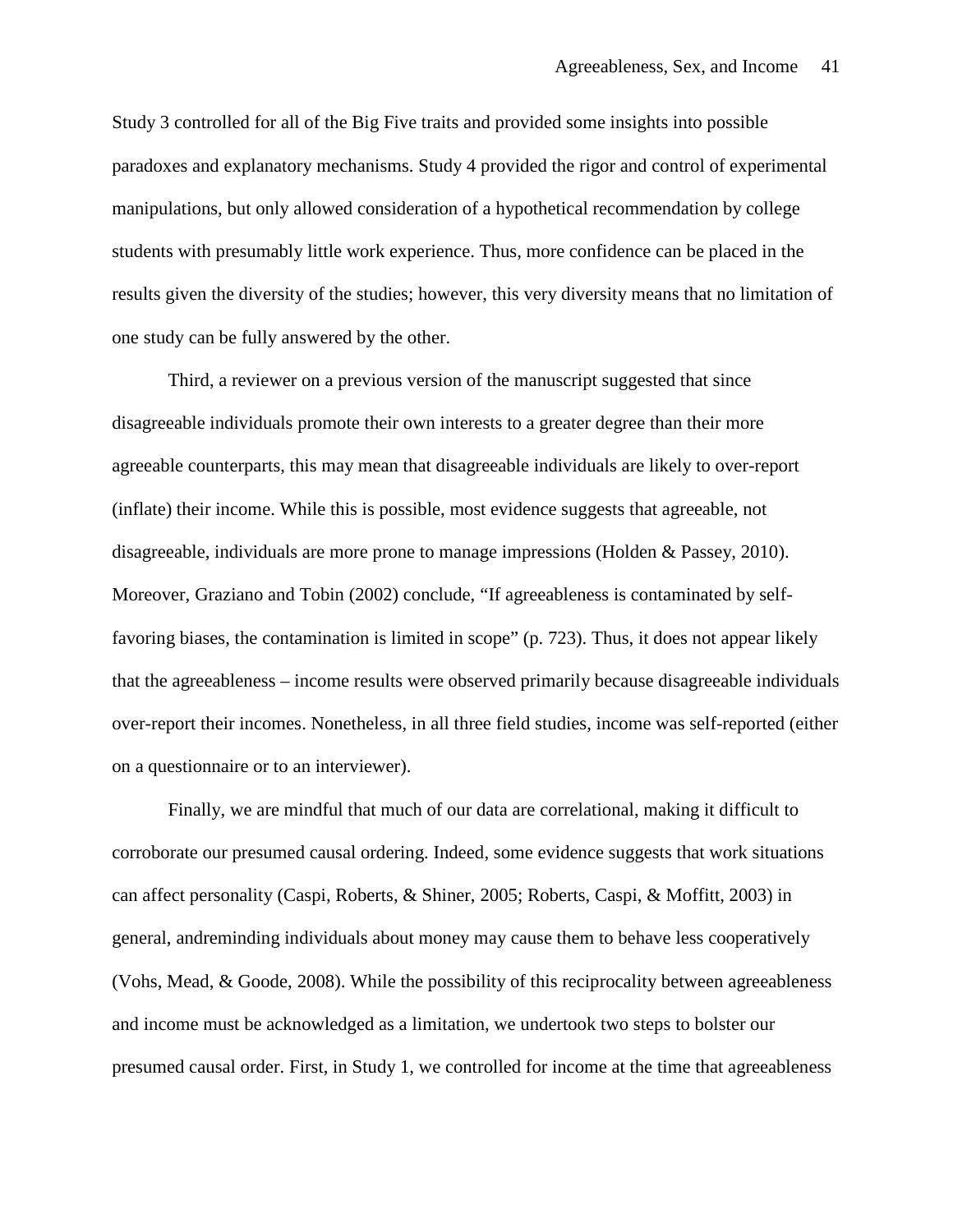Study 3 controlled for all of the Big Five traits and provided some insights into possible paradoxes and explanatory mechanisms. Study 4 provided the rigor and control of experimental manipulations, but only allowed consideration of a hypothetical recommendation by college students with presumably little work experience. Thus, more confidence can be placed in the results given the diversity of the studies; however, this very diversity means that no limitation of one study can be fully answered by the other.

Third, a reviewer on a previous version of the manuscript suggested that since disagreeable individuals promote their own interests to a greater degree than their more agreeable counterparts, this may mean that disagreeable individuals are likely to over-report (inflate) their income. While this is possible, most evidence suggests that agreeable, not disagreeable, individuals are more prone to manage impressions (Holden & Passey, 2010). Moreover, Graziano and Tobin (2002) conclude, "If agreeableness is contaminated by self-favoring biases, the contamination is limited in scope" (p. 723). Thus, it does not appear likely that the agreeableness – income results were observed primarily because disagreeable individuals over-report their incomes. Nonetheless, in all three field studies, income was self-reported (either on a questionnaire or to an interviewer).

Finally, we are mindful that much of our data are correlational, making it difficult to corroborate our presumed causal ordering. Indeed, some evidence suggests that work situations can affect personality (Caspi, Roberts, & Shiner, 2005; Roberts, Caspi, & Moffitt, 2003) in general, andreminding individuals about money may cause them to behave less cooperatively (Vohs, Mead, & Goode, 2008). While the possibility of this reciprocality between agreeableness and income must be acknowledged as a limitation, we undertook two steps to bolster our presumed causal order. First, in Study 1, we controlled for income at the time that agreeableness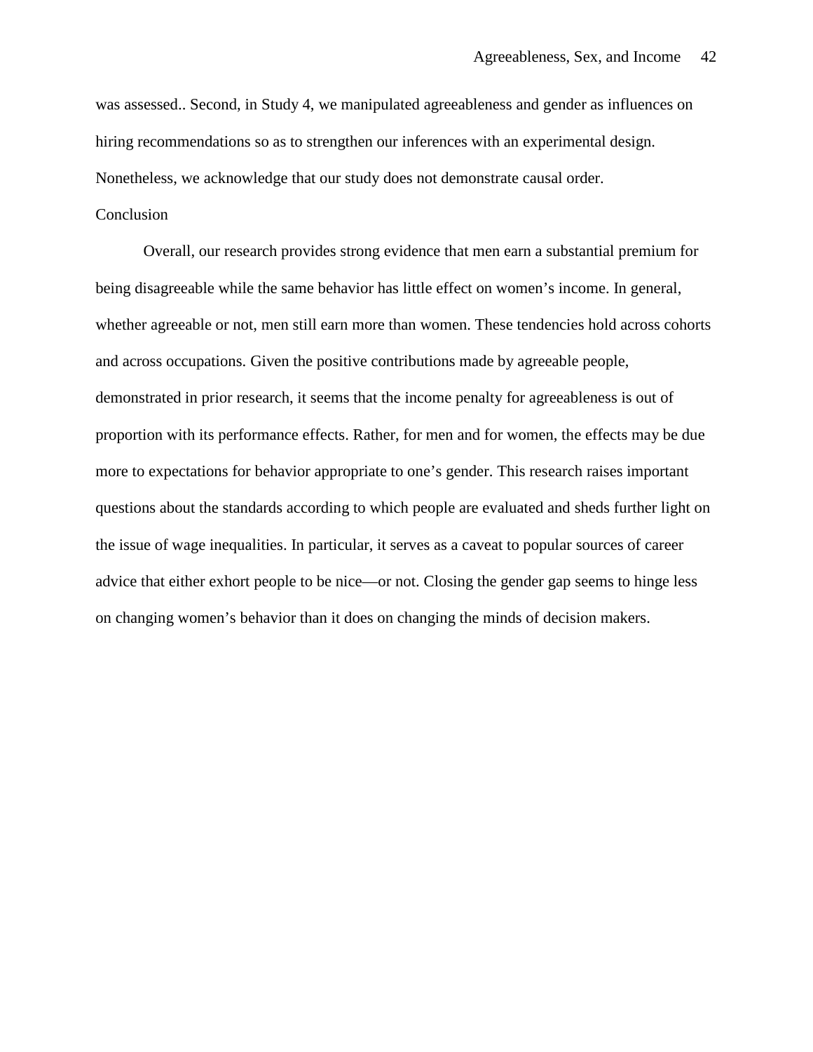was assessed.. Second, in Study 4, we manipulated agreeableness and gender as influences on hiring recommendations so as to strengthen our inferences with an experimental design. Nonetheless, we acknowledge that our study does not demonstrate causal order.

## Conclusion

Overall, our research provides strong evidence that men earn a substantial premium for being disagreeable while the same behavior has little effect on women's income. In general, whether agreeable or not, men still earn more than women. These tendencies hold across cohorts and across occupations. Given the positive contributions made by agreeable people, demonstrated in prior research, it seems that the income penalty for agreeableness is out of proportion with its performance effects. Rather, for men and for women, the effects may be due more to expectations for behavior appropriate to one's gender. This research raises important questions about the standards according to which people are evaluated and sheds further light on the issue of wage inequalities. In particular, it serves as a caveat to popular sources of career advice that either exhort people to be nice—or not. Closing the gender gap seems to hinge less on changing women's behavior than it does on changing the minds of decision makers.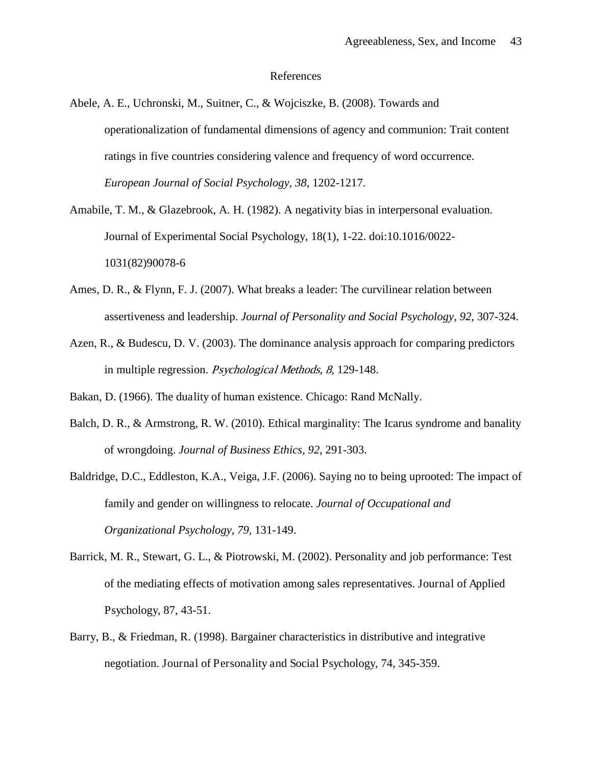## References

Abele, A. E., Uchronski, M., Suitner, C., & Wojciszke, B. (2008). Towards and operationalization of fundamental dimensions of agency and communion: Trait content ratings in five countries considering valence and frequency of word occurrence. *European Journal of Social Psychology, 38*, 1202-1217.

Amabile, T. M., & Glazebrook, A. H. (1982). A negativity bias in interpersonal evaluation. Journal of Experimental Social Psychology, 18(1), 1-22. doi:10.1016/0022-1031(82)90078-6

Ames, D. R., & Flynn, F. J. (2007). What breaks a leader: The curvilinear relation between assertiveness and leadership. *Journal of Personality and Social Psychology, 92*, 307-324.

Azen, R., & Budescu, D. V. (2003). The dominance analysis approach for comparing predictors in multiple regression. *Psychological Methods, 8*, 129-148.

Bakan, D. (1966). The duality of human existence. Chicago: Rand McNally.

Balch, D. R., & Armstrong, R. W. (2010). Ethical marginality: The Icarus syndrome and banality of wrongdoing. *Journal of Business Ethics, 92*, 291-303.

Baldridge, D.C., Eddleston, K.A., Veiga, J.F. (2006). Saying no to being uprooted: The impact of family and gender on willingness to relocate. *Journal of Occupational and Organizational Psychology, 79*, 131-149.

Barrick, M. R., Stewart, G. L., & Piotrowski, M. (2002). Personality and job performance: Test of the mediating effects of motivation among sales representatives. Journal of Applied Psychology, 87, 43-51.

Barry, B., & Friedman, R. (1998). Bargainer characteristics in distributive and integrative negotiation. Journal of Personality and Social Psychology, 74, 345-359.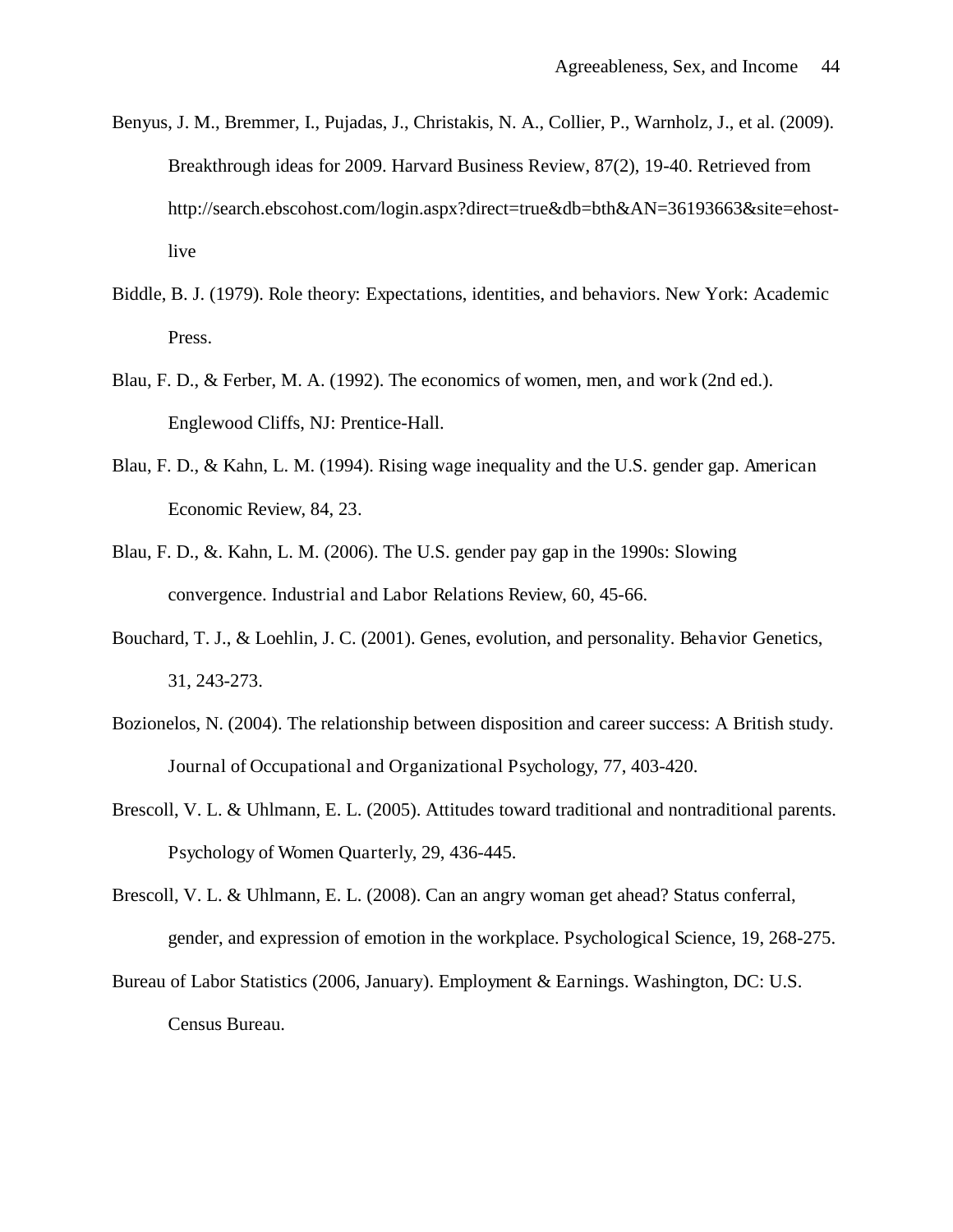Benyus, J. M., Bremmer, I., Pujadas, J., Christakis, N. A., Collier, P., Warnholz, J., et al. (2009). Breakthrough ideas for 2009. Harvard Business Review, 87(2), 19-40. Retrieved from http://search.ebscohost.com/login.aspx?direct=true&db=bth&AN=36193663&site=ehost-live

Biddle, B. J. (1979). Role theory: Expectations, identities, and behaviors. New York: Academic Press.

Blau, F. D., & Ferber, M. A. (1992). The economics of women, men, and work (2nd ed.). Englewood Cliffs, NJ: Prentice-Hall.

Blau, F. D., & Kahn, L. M. (1994). Rising wage inequality and the U.S. gender gap. American Economic Review, 84, 23.

Blau, F. D., &. Kahn, L. M. (2006). The U.S. gender pay gap in the 1990s: Slowing convergence. Industrial and Labor Relations Review, 60, 45-66.

Bouchard, T. J., & Loehlin, J. C. (2001). Genes, evolution, and personality. Behavior Genetics, 31, 243-273.

Bozionelos, N. (2004). The relationship between disposition and career success: A British study. Journal of Occupational and Organizational Psychology, 77, 403-420.

Brescoll, V. L. & Uhlmann, E. L. (2005). Attitudes toward traditional and nontraditional parents. Psychology of Women Quarterly, 29, 436-445.

Brescoll, V. L. & Uhlmann, E. L. (2008). Can an angry woman get ahead? Status conferral, gender, and expression of emotion in the workplace. Psychological Science, 19, 268-275.

Bureau of Labor Statistics (2006, January). Employment & Earnings. Washington, DC: U.S. Census Bureau.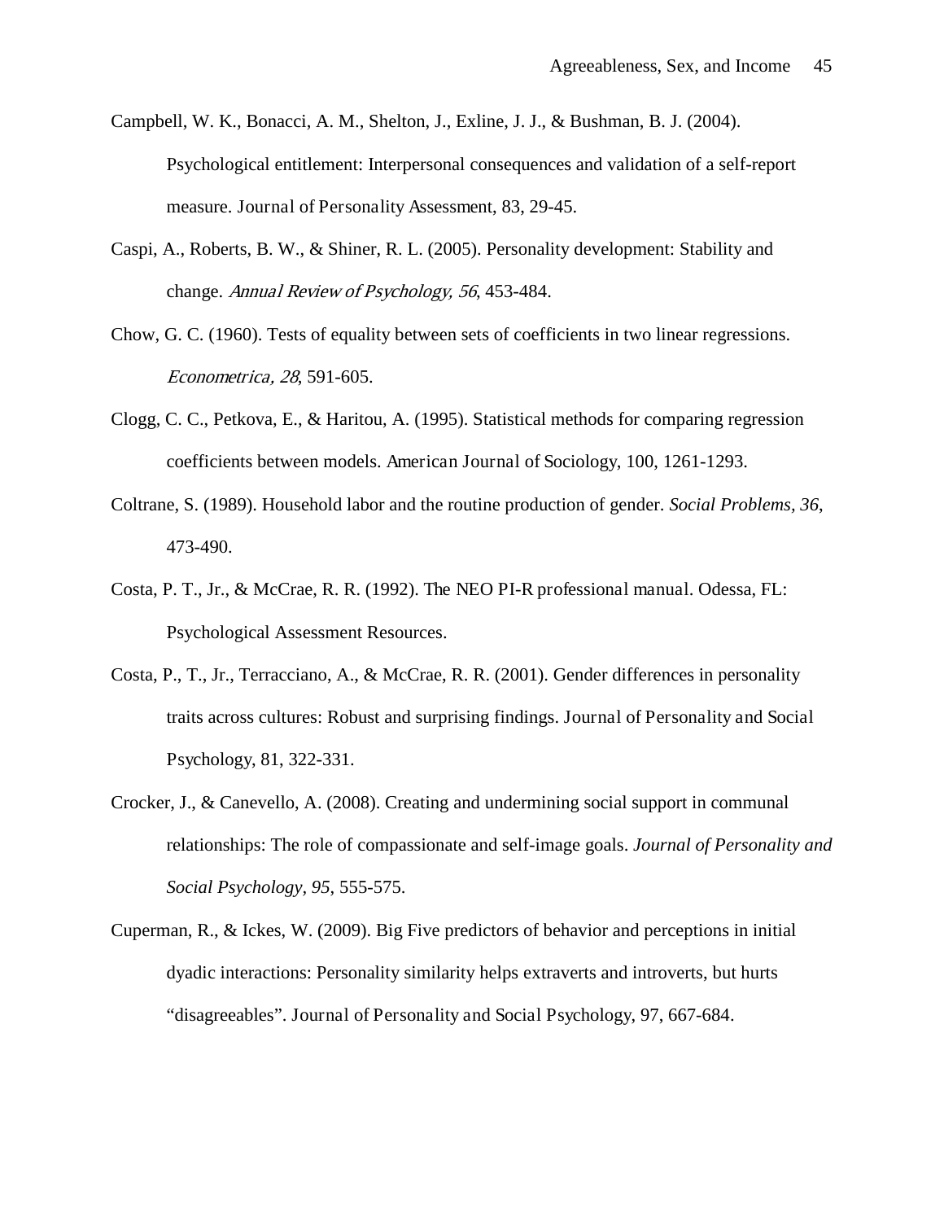Campbell, W. K., Bonacci, A. M., Shelton, J., Exline, J. J., & Bushman, B. J. (2004). Psychological entitlement: Interpersonal consequences and validation of a self-report measure. Journal of Personality Assessment, 83, 29-45.

Caspi, A., Roberts, B. W., & Shiner, R. L. (2005). Personality development: Stability and change. *Annual Review of Psychology, 56*, 453-484.

Chow, G. C. (1960). Tests of equality between sets of coefficients in two linear regressions. *Econometrica, 28*, 591-605.

Clogg, C. C., Petkova, E., & Haritou, A. (1995). Statistical methods for comparing regression coefficients between models. American Journal of Sociology, 100, 1261-1293.

Coltrane, S. (1989). Household labor and the routine production of gender. *Social Problems, 36*, 473-490.

Costa, P. T., Jr., & McCrae, R. R. (1992). The NEO PI-R professional manual. Odessa, FL: Psychological Assessment Resources.

Costa, P., T., Jr., Terracciano, A., & McCrae, R. R. (2001). Gender differences in personality traits across cultures: Robust and surprising findings. Journal of Personality and Social Psychology, 81, 322-331.

Crocker, J., & Canevello, A. (2008). Creating and undermining social support in communal relationships: The role of compassionate and self-image goals. *Journal of Personality and Social Psychology, 95*, 555-575.

Cuperman, R., & Ickes, W. (2009). Big Five predictors of behavior and perceptions in initial dyadic interactions: Personality similarity helps extraverts and introverts, but hurts "disagreeables". Journal of Personality and Social Psychology, 97, 667-684.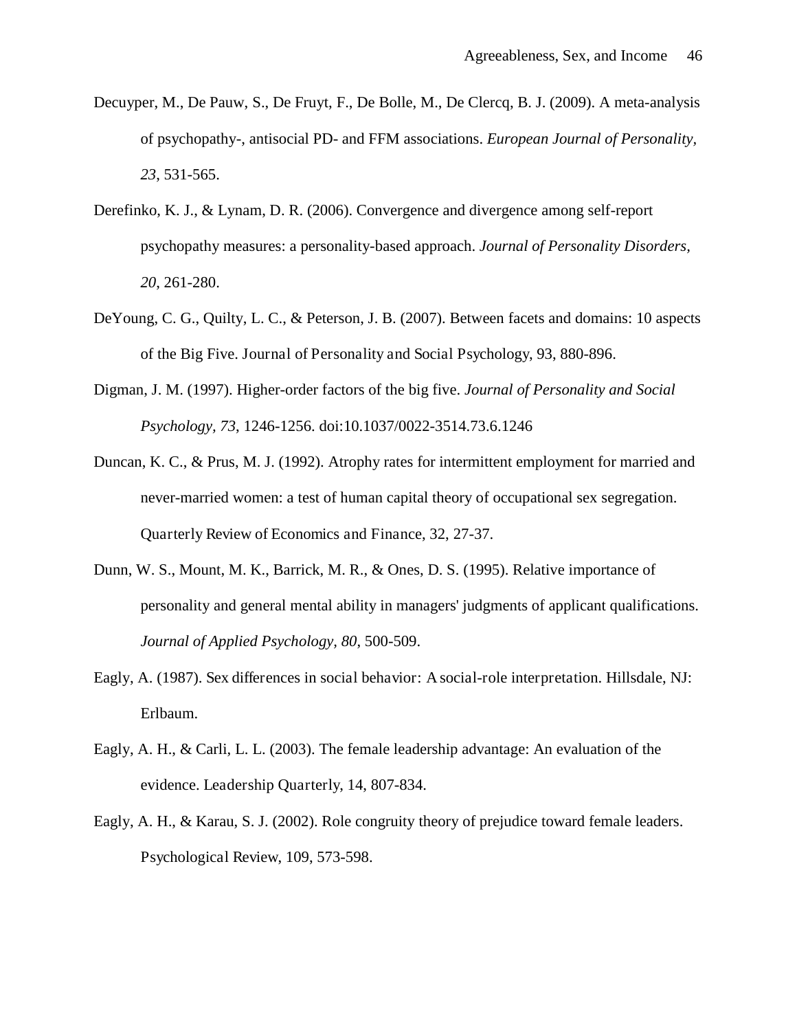Decuyper, M., De Pauw, S., De Fruyt, F., De Bolle, M., De Clercq, B. J. (2009). A meta-analysis of psychopathy-, antisocial PD- and FFM associations. *European Journal of Personality, 23*, 531-565.

Derefinko, K. J., & Lynam, D. R. (2006). Convergence and divergence among self-report psychopathy measures: a personality-based approach. *Journal of Personality Disorders, 20*, 261-280.

DeYoung, C. G., Quilty, L. C., & Peterson, J. B. (2007). Between facets and domains: 10 aspects of the Big Five. Journal of Personality and Social Psychology, 93, 880-896.

Digman, J. M. (1997). Higher-order factors of the big five. *Journal of Personality and Social Psychology, 73*, 1246-1256. doi:10.1037/0022-3514.73.6.1246

Duncan, K. C., & Prus, M. J. (1992). Atrophy rates for intermittent employment for married and never-married women: a test of human capital theory of occupational sex segregation. Quarterly Review of Economics and Finance, 32, 27-37.

Dunn, W. S., Mount, M. K., Barrick, M. R., & Ones, D. S. (1995). Relative importance of personality and general mental ability in managers' judgments of applicant qualifications. *Journal of Applied Psychology, 80*, 500-509.

Eagly, A. (1987). Sex differences in social behavior: A social-role interpretation. Hillsdale, NJ: Erlbaum.

Eagly, A. H., & Carli, L. L. (2003). The female leadership advantage: An evaluation of the evidence. Leadership Quarterly, 14, 807-834.

Eagly, A. H., & Karau, S. J. (2002). Role congruity theory of prejudice toward female leaders. Psychological Review, 109, 573-598.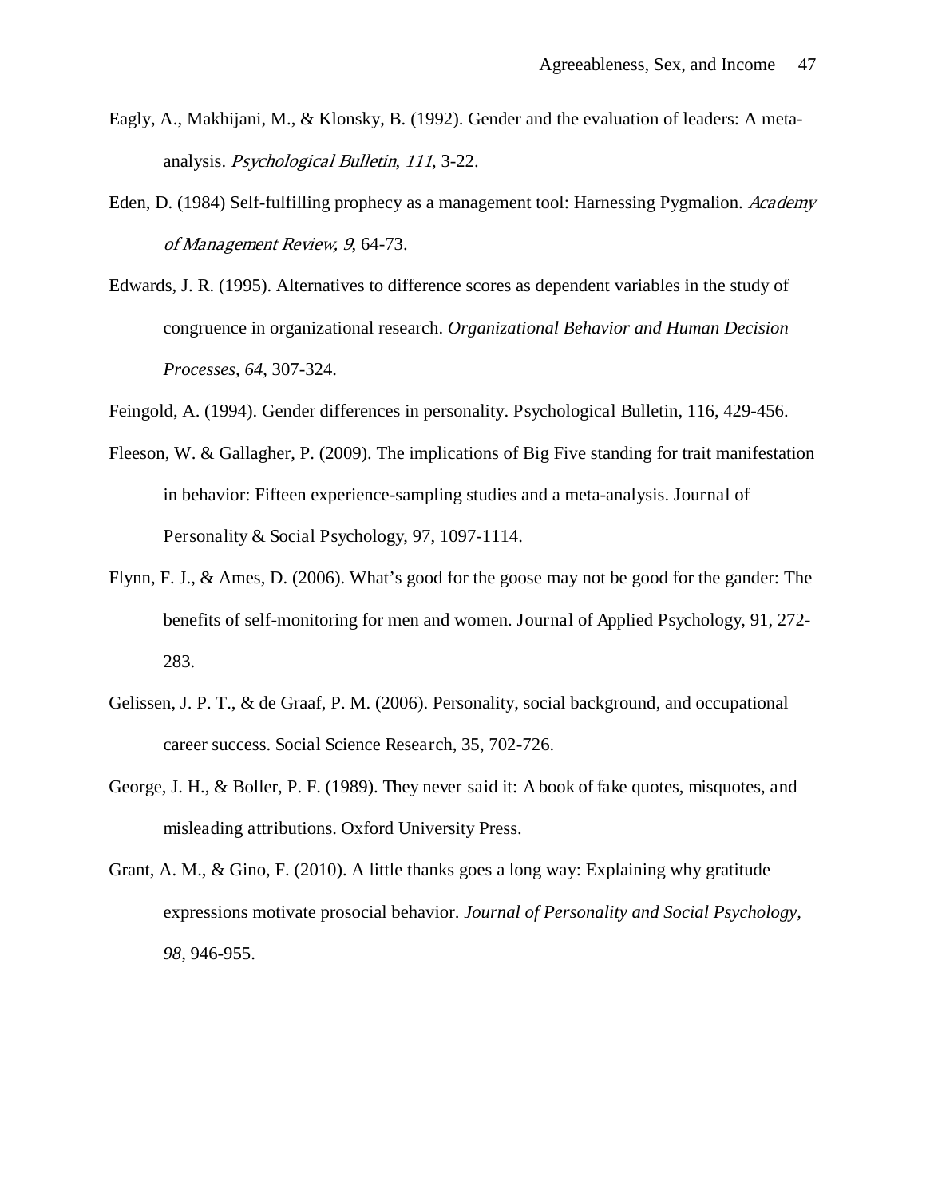Eagly, A., Makhijani, M., & Klonsky, B. (1992). Gender and the evaluation of leaders: A meta-analysis. *Psychological Bulletin*, *111*, 3-22.

Eden, D. (1984) Self-fulfilling prophecy as a management tool: Harnessing Pygmalion. *Academy of Management Review*, *9*, 64-73.

Edwards, J. R. (1995). Alternatives to difference scores as dependent variables in the study of congruence in organizational research. *Organizational Behavior and Human Decision Processes*, *64*, 307-324.

Feingold, A. (1994). Gender differences in personality. Psychological Bulletin, 116, 429-456.

Fleeson, W. & Gallagher, P. (2009). The implications of Big Five standing for trait manifestation in behavior: Fifteen experience-sampling studies and a meta-analysis. Journal of Personality & Social Psychology, 97, 1097-1114.

Flynn, F. J., & Ames, D. (2006). What's good for the goose may not be good for the gander: The benefits of self-monitoring for men and women. Journal of Applied Psychology, 91, 272-283.

Gelissen, J. P. T., & de Graaf, P. M. (2006). Personality, social background, and occupational career success. Social Science Research, 35, 702-726.

George, J. H., & Boller, P. F. (1989). They never said it: A book of fake quotes, misquotes, and misleading attributions. Oxford University Press.

Grant, A. M., & Gino, F. (2010). A little thanks goes a long way: Explaining why gratitude expressions motivate prosocial behavior. *Journal of Personality and Social Psychology*, *98*, 946-955.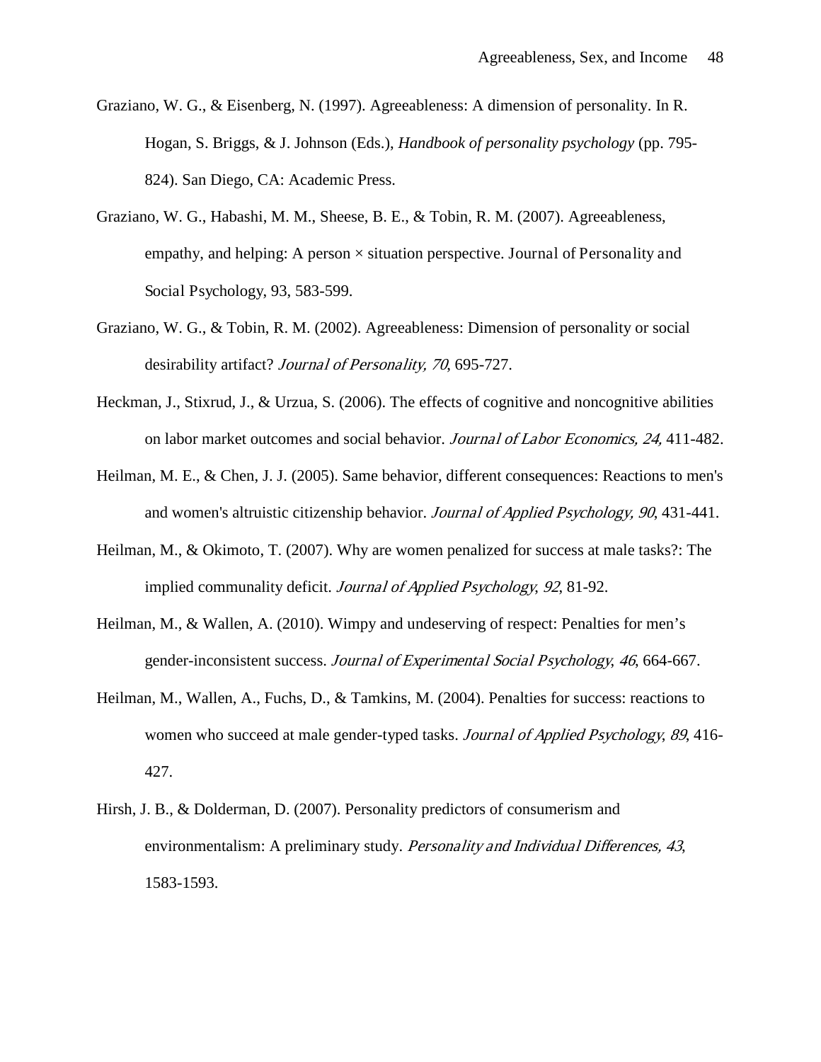Graziano, W. G., & Eisenberg, N. (1997). Agreeableness: A dimension of personality. In R. Hogan, S. Briggs, & J. Johnson (Eds.), *Handbook of personality psychology* (pp. 795-824). San Diego, CA: Academic Press.

Graziano, W. G., Habashi, M. M., Sheese, B. E., & Tobin, R. M. (2007). Agreeableness, empathy, and helping: A person × situation perspective. Journal of Personality and Social Psychology, 93, 583-599.

Graziano, W. G., & Tobin, R. M. (2002). Agreeableness: Dimension of personality or social desirability artifact? *Journal of Personality, 70*, 695-727.

Heckman, J., Stixrud, J., & Urzua, S. (2006). The effects of cognitive and noncognitive abilities on labor market outcomes and social behavior. *Journal of Labor Economics, 24,* 411-482.

Heilman, M. E., & Chen, J. J. (2005). Same behavior, different consequences: Reactions to men's and women's altruistic citizenship behavior. *Journal of Applied Psychology, 90*, 431-441.

Heilman, M., & Okimoto, T. (2007). Why are women penalized for success at male tasks?: The implied communality deficit. *Journal of Applied Psychology*, *92*, 81-92.

Heilman, M., & Wallen, A. (2010). Wimpy and undeserving of respect: Penalties for men's gender-inconsistent success. *Journal of Experimental Social Psychology*, *46*, 664-667.

Heilman, M., Wallen, A., Fuchs, D., & Tamkins, M. (2004). Penalties for success: reactions to women who succeed at male gender-typed tasks. *Journal of Applied Psychology, 89*, 416-427.

Hirsh, J. B., & Dolderman, D. (2007). Personality predictors of consumerism and environmentalism: A preliminary study. *Personality and Individual Differences, 43*, 1583-1593.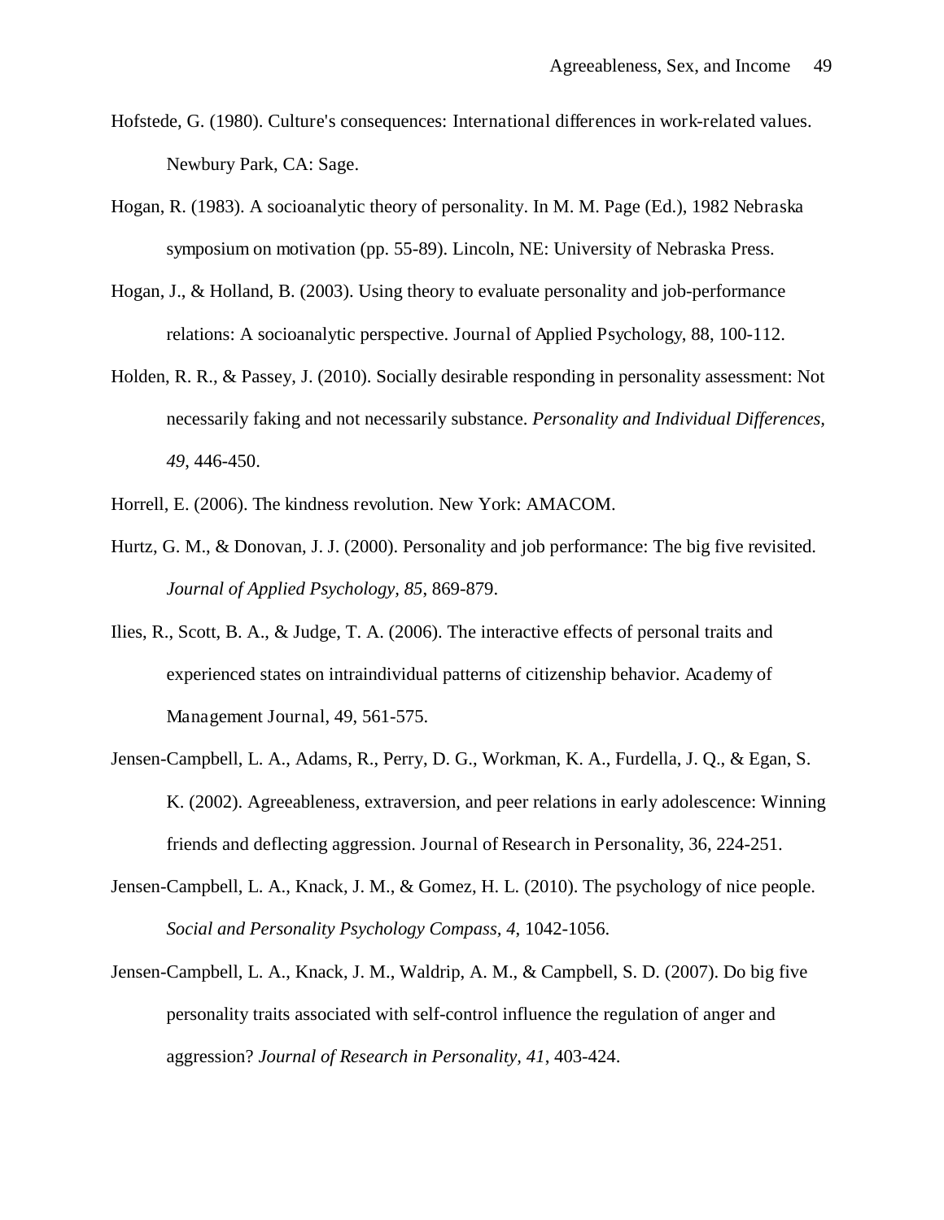Hofstede, G. (1980). Culture's consequences: International differences in work-related values. Newbury Park, CA: Sage.

Hogan, R. (1983). A socioanalytic theory of personality. In M. M. Page (Ed.), 1982 Nebraska symposium on motivation (pp. 55-89). Lincoln, NE: University of Nebraska Press.

Hogan, J., & Holland, B. (2003). Using theory to evaluate personality and job-performance relations: A socioanalytic perspective. Journal of Applied Psychology, 88, 100-112.

Holden, R. R., & Passey, J. (2010). Socially desirable responding in personality assessment: Not necessarily faking and not necessarily substance. *Personality and Individual Differences, 49*, 446-450.

Horrell, E. (2006). The kindness revolution. New York: AMACOM.

Hurtz, G. M., & Donovan, J. J. (2000). Personality and job performance: The big five revisited. *Journal of Applied Psychology, 85*, 869-879.

Ilies, R., Scott, B. A., & Judge, T. A. (2006). The interactive effects of personal traits and experienced states on intraindividual patterns of citizenship behavior. Academy of Management Journal, 49, 561-575.

Jensen-Campbell, L. A., Adams, R., Perry, D. G., Workman, K. A., Furdella, J. Q., & Egan, S. K. (2002). Agreeableness, extraversion, and peer relations in early adolescence: Winning friends and deflecting aggression. Journal of Research in Personality, 36, 224-251.

Jensen-Campbell, L. A., Knack, J. M., & Gomez, H. L. (2010). The psychology of nice people. *Social and Personality Psychology Compass, 4*, 1042-1056.

Jensen-Campbell, L. A., Knack, J. M., Waldrip, A. M., & Campbell, S. D. (2007). Do big five personality traits associated with self-control influence the regulation of anger and aggression? *Journal of Research in Personality, 41*, 403-424.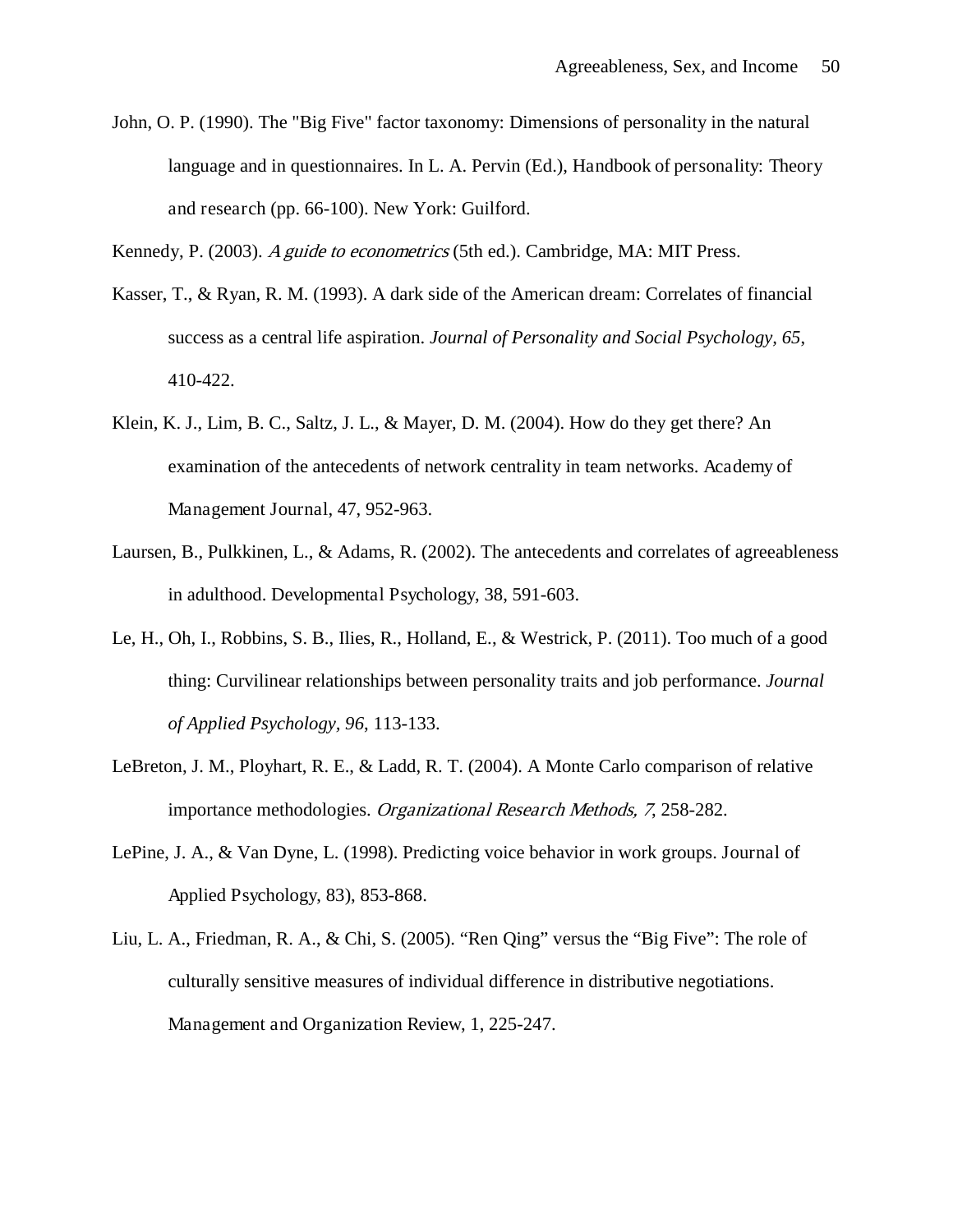John, O. P. (1990). The "Big Five" factor taxonomy: Dimensions of personality in the natural language and in questionnaires. In L. A. Pervin (Ed.), Handbook of personality: Theory and research (pp. 66-100). New York: Guilford.

Kennedy, P. (2003). *A guide to econometrics* (5th ed.). Cambridge, MA: MIT Press.

Kasser, T., & Ryan, R. M. (1993). A dark side of the American dream: Correlates of financial success as a central life aspiration. *Journal of Personality and Social Psychology, 65*, 410-422.

Klein, K. J., Lim, B. C., Saltz, J. L., & Mayer, D. M. (2004). How do they get there? An examination of the antecedents of network centrality in team networks. Academy of Management Journal, 47, 952-963.

Laursen, B., Pulkkinen, L., & Adams, R. (2002). The antecedents and correlates of agreeableness in adulthood. Developmental Psychology, 38, 591-603.

Le, H., Oh, I., Robbins, S. B., Ilies, R., Holland, E., & Westrick, P. (2011). Too much of a good thing: Curvilinear relationships between personality traits and job performance. *Journal of Applied Psychology, 96*, 113-133.

LeBreton, J. M., Ployhart, R. E., & Ladd, R. T. (2004). A Monte Carlo comparison of relative importance methodologies. *Organizational Research Methods, 7*, 258-282.

LePine, J. A., & Van Dyne, L. (1998). Predicting voice behavior in work groups. Journal of Applied Psychology, 83), 853-868.

Liu, L. A., Friedman, R. A., & Chi, S. (2005). “Ren Qing” versus the “Big Five”: The role of culturally sensitive measures of individual difference in distributive negotiations. Management and Organization Review, 1, 225-247.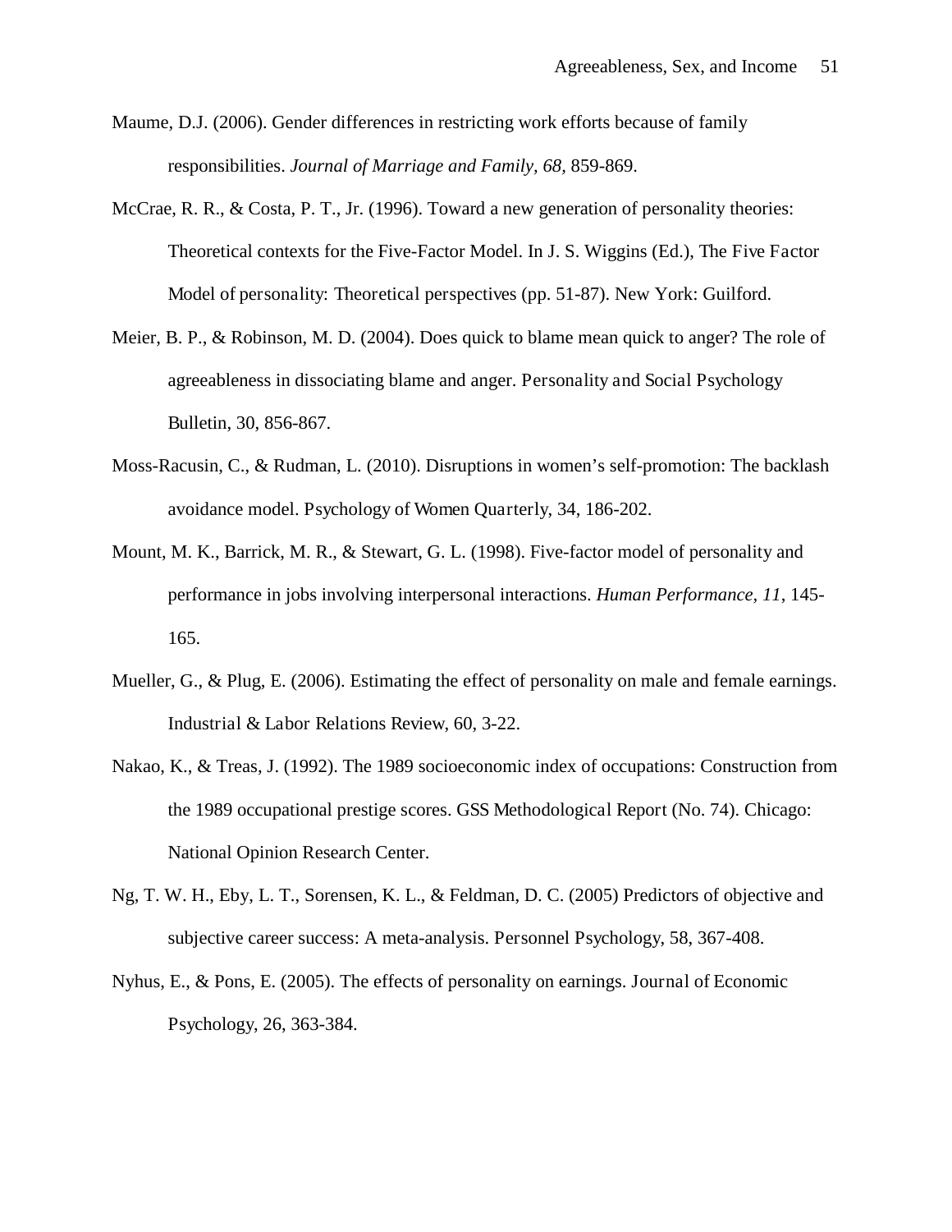Maume, D.J. (2006). Gender differences in restricting work efforts because of family responsibilities. *Journal of Marriage and Family, 68*, 859-869.

McCrae, R. R., & Costa, P. T., Jr. (1996). Toward a new generation of personality theories: Theoretical contexts for the Five-Factor Model. In J. S. Wiggins (Ed.), The Five Factor Model of personality: Theoretical perspectives (pp. 51-87). New York: Guilford.

Meier, B. P., & Robinson, M. D. (2004). Does quick to blame mean quick to anger? The role of agreeableness in dissociating blame and anger. Personality and Social Psychology Bulletin, 30, 856-867.

Moss-Racusin, C., & Rudman, L. (2010). Disruptions in women's self-promotion: The backlash avoidance model. Psychology of Women Quarterly, 34, 186-202.

Mount, M. K., Barrick, M. R., & Stewart, G. L. (1998). Five-factor model of personality and performance in jobs involving interpersonal interactions. *Human Performance, 11*, 145-165.

Mueller, G., & Plug, E. (2006). Estimating the effect of personality on male and female earnings. Industrial & Labor Relations Review, 60, 3-22.

Nakao, K., & Treas, J. (1992). The 1989 socioeconomic index of occupations: Construction from the 1989 occupational prestige scores. GSS Methodological Report (No. 74). Chicago: National Opinion Research Center.

Ng, T. W. H., Eby, L. T., Sorensen, K. L., & Feldman, D. C. (2005) Predictors of objective and subjective career success: A meta-analysis. Personnel Psychology, 58, 367-408.

Nyhus, E., & Pons, E. (2005). The effects of personality on earnings. Journal of Economic Psychology, 26, 363-384.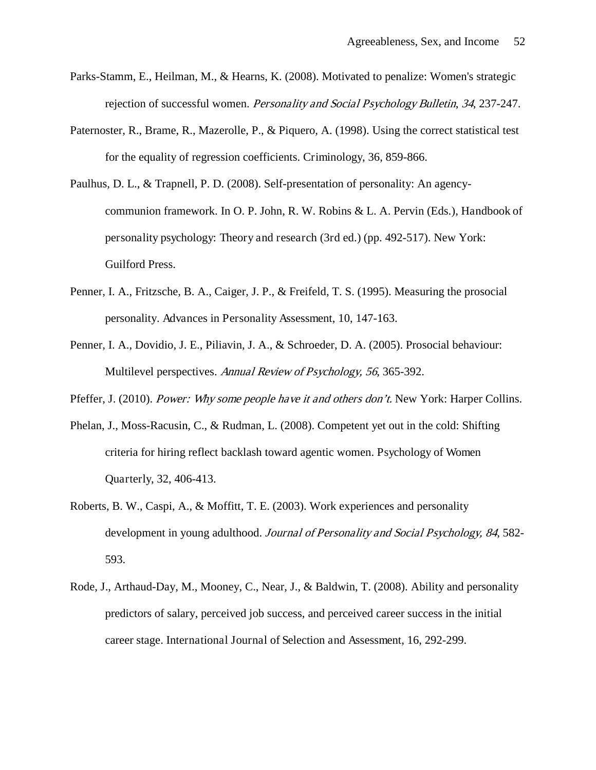Parks-Stamm, E., Heilman, M., & Hearns, K. (2008). Motivated to penalize: Women's strategic rejection of successful women. *Personality and Social Psychology Bulletin*, *34*, 237-247.

Paternoster, R., Brame, R., Mazerolle, P., & Piquero, A. (1998). Using the correct statistical test for the equality of regression coefficients. Criminology, 36, 859-866.

Paulhus, D. L., & Trapnell, P. D. (2008). Self-presentation of personality: An agency-communion framework. In O. P. John, R. W. Robins & L. A. Pervin (Eds.), Handbook of personality psychology: Theory and research (3rd ed.) (pp. 492-517). New York: Guilford Press.

Penner, I. A., Fritzsche, B. A., Caiger, J. P., & Freifeld, T. S. (1995). Measuring the prosocial personality. Advances in Personality Assessment, 10, 147-163.

Penner, I. A., Dovidio, J. E., Piliavin, J. A., & Schroeder, D. A. (2005). Prosocial behaviour: Multilevel perspectives. *Annual Review of Psychology, 56*, 365-392.

Pfeffer, J. (2010). *Power: Why some people have it and others don't.* New York: Harper Collins.

Phelan, J., Moss-Racusin, C., & Rudman, L. (2008). Competent yet out in the cold: Shifting criteria for hiring reflect backlash toward agentic women. Psychology of Women Quarterly, 32, 406-413.

Roberts, B. W., Caspi, A., & Moffitt, T. E. (2003). Work experiences and personality development in young adulthood. *Journal of Personality and Social Psychology, 84*, 582-593.

Rode, J., Arthaud-Day, M., Mooney, C., Near, J., & Baldwin, T. (2008). Ability and personality predictors of salary, perceived job success, and perceived career success in the initial career stage. International Journal of Selection and Assessment, 16, 292-299.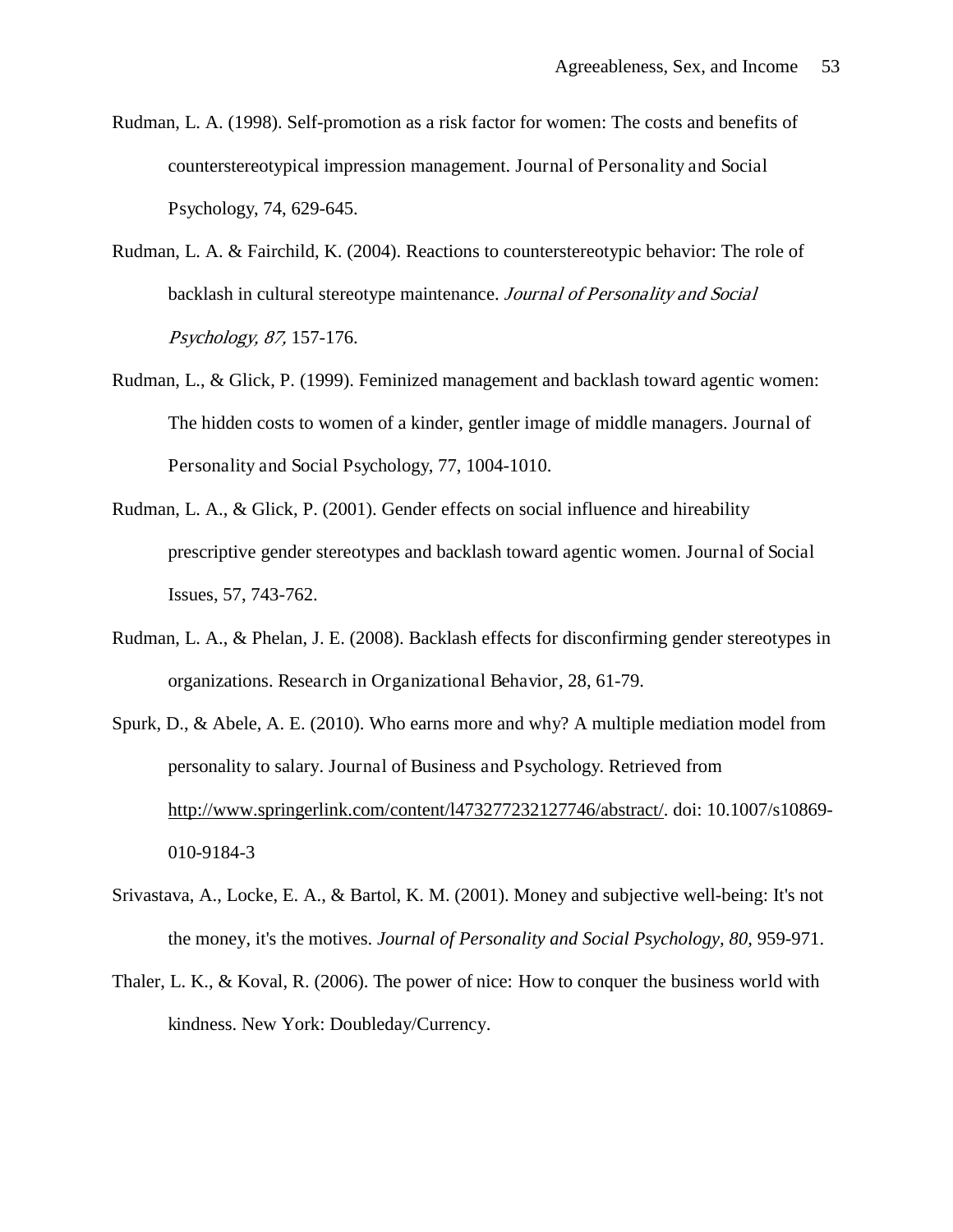Rudman, L. A. (1998). Self-promotion as a risk factor for women: The costs and benefits of counterstereotypical impression management. Journal of Personality and Social Psychology, 74, 629-645.

Rudman, L. A. & Fairchild, K. (2004). Reactions to counterstereotypic behavior: The role of backlash in cultural stereotype maintenance. *Journal of Personality and Social Psychology, 87,* 157-176.

Rudman, L., & Glick, P. (1999). Feminized management and backlash toward agentic women: The hidden costs to women of a kinder, gentler image of middle managers. Journal of Personality and Social Psychology, 77, 1004-1010.

Rudman, L. A., & Glick, P. (2001). Gender effects on social influence and hireability prescriptive gender stereotypes and backlash toward agentic women. Journal of Social Issues, 57, 743-762.

Rudman, L. A., & Phelan, J. E. (2008). Backlash effects for disconfirming gender stereotypes in organizations. Research in Organizational Behavior, 28, 61-79.

Spurk, D., & Abele, A. E. (2010). Who earns more and why? A multiple mediation model from personality to salary. Journal of Business and Psychology. Retrieved from http://www.springerlink.com/content/l473277232127746/abstract/. doi: 10.1007/s10869-010-9184-3

Srivastava, A., Locke, E. A., & Bartol, K. M. (2001). Money and subjective well-being: It's not the money, it's the motives. *Journal of Personality and Social Psychology, 80*, 959-971.

Thaler, L. K., & Koval, R. (2006). The power of nice: How to conquer the business world with kindness. New York: Doubleday/Currency.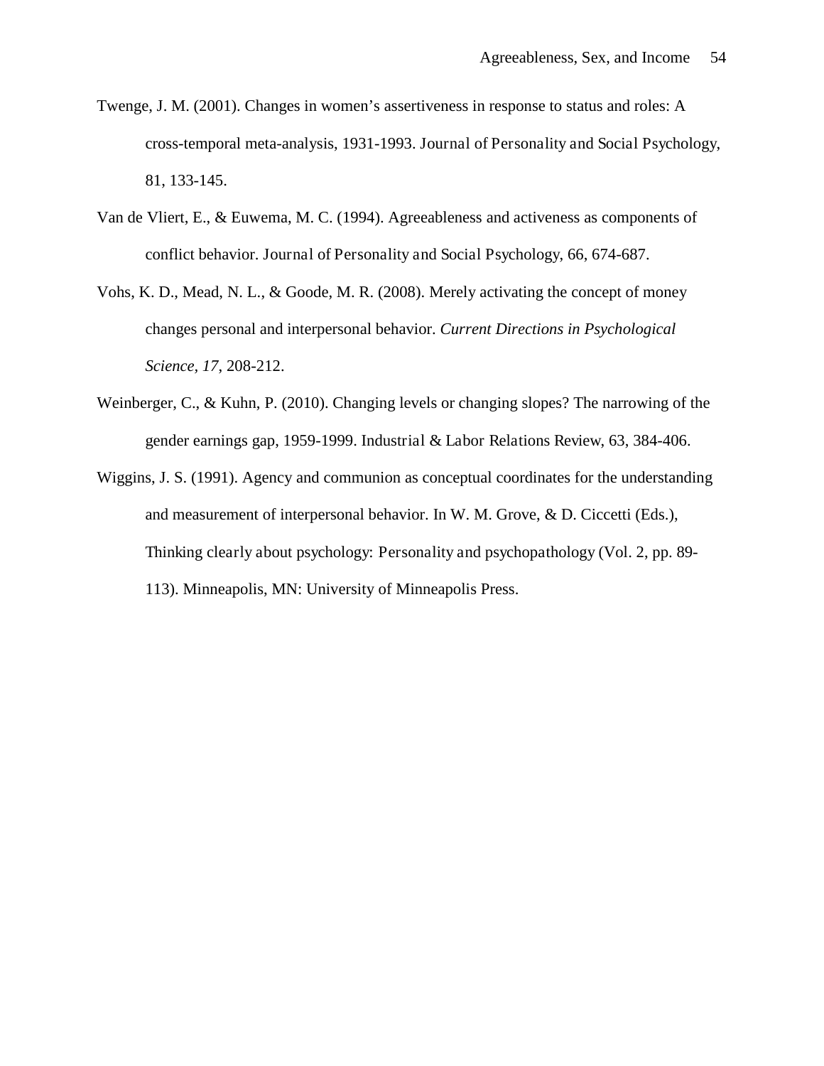Twenge, J. M. (2001). Changes in women's assertiveness in response to status and roles: A cross-temporal meta-analysis, 1931-1993. Journal of Personality and Social Psychology, 81, 133-145.

Van de Vliert, E., & Euwema, M. C. (1994). Agreeableness and activeness as components of conflict behavior. Journal of Personality and Social Psychology, 66, 674-687.

Vohs, K. D., Mead, N. L., & Goode, M. R. (2008). Merely activating the concept of money changes personal and interpersonal behavior. *Current Directions in Psychological Science, 17*, 208-212.

Weinberger, C., & Kuhn, P. (2010). Changing levels or changing slopes? The narrowing of the gender earnings gap, 1959-1999. Industrial & Labor Relations Review, 63, 384-406.

Wiggins, J. S. (1991). Agency and communion as conceptual coordinates for the understanding and measurement of interpersonal behavior. In W. M. Grove, & D. Ciccetti (Eds.), Thinking clearly about psychology: Personality and psychopathology (Vol. 2, pp. 89-113). Minneapolis, MN: University of Minneapolis Press.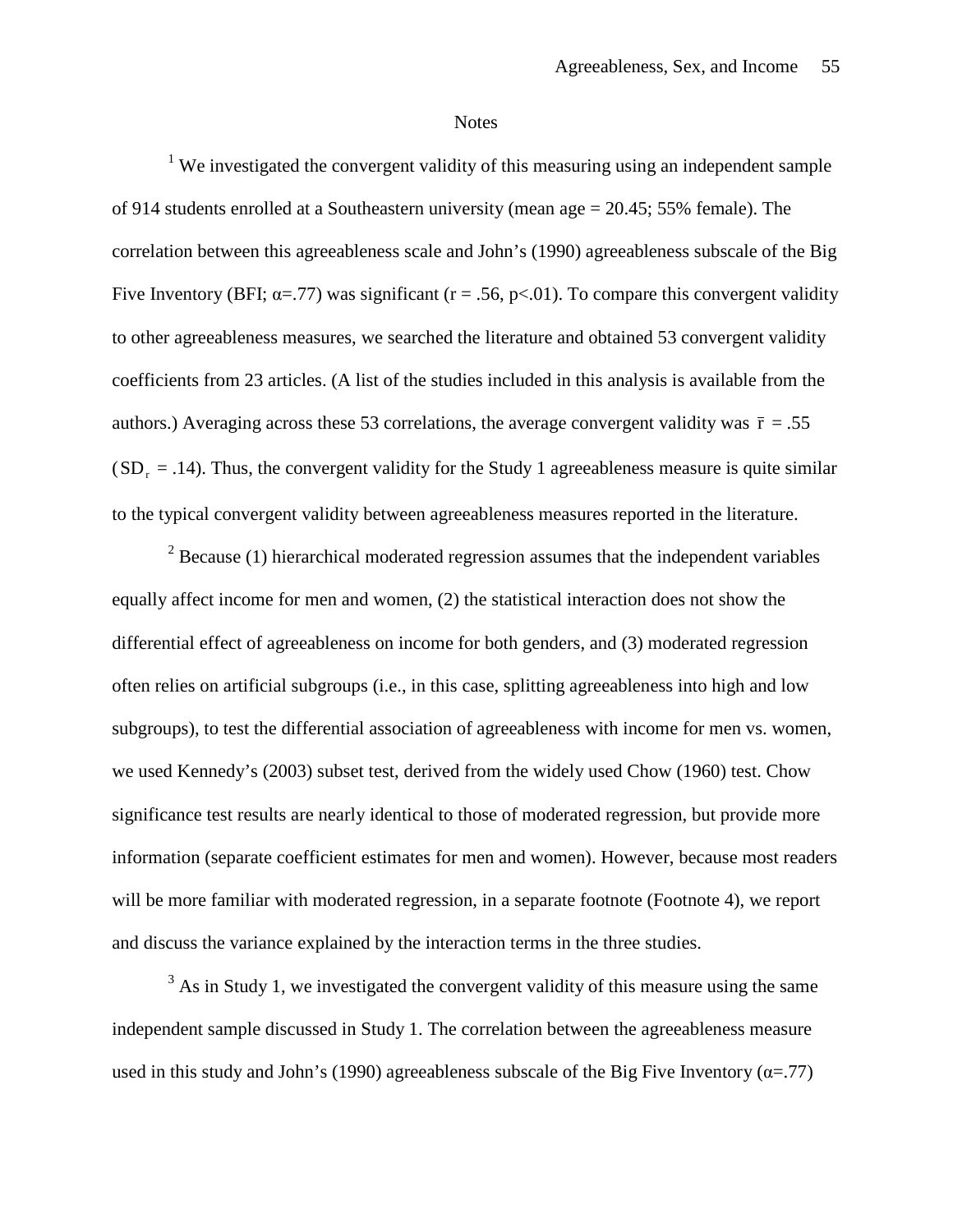Notes

[1] We investigated the convergent validity of this measuring using an independent sample of 914 students enrolled at a Southeastern university (mean age = 20.45; 55% female). The correlation between this agreeableness scale and John's (1990) agreeableness subscale of the Big Five Inventory (BFI; $\alpha$=.77) was significant ($r$ = .56, $p$<.01). To compare this convergent validity to other agreeableness measures, we searched the literature and obtained 53 convergent validity coefficients from 23 articles. (A list of the studies included in this analysis is available from the authors.) Averaging across these 53 correlations, the average convergent validity was $\bar{r}$ = .55 ($SD_r$ = .14). Thus, the convergent validity for the Study 1 agreeableness measure is quite similar to the typical convergent validity between agreeableness measures reported in the literature.

[2] Because (1) hierarchical moderated regression assumes that the independent variables equally affect income for men and women, (2) the statistical interaction does not show the differential effect of agreeableness on income for both genders, and (3) moderated regression often relies on artificial subgroups (i.e., in this case, splitting agreeableness into high and low subgroups), to test the differential association of agreeableness with income for men vs. women, we used Kennedy's (2003) subset test, derived from the widely used Chow (1960) test. Chow significance test results are nearly identical to those of moderated regression, but provide more information (separate coefficient estimates for men and women). However, because most readers will be more familiar with moderated regression, in a separate footnote (Footnote 4), we report and discuss the variance explained by the interaction terms in the three studies.

[3] As in Study 1, we investigated the convergent validity of this measure using the same independent sample discussed in Study 1. The correlation between the agreeableness measure used in this study and John's (1990) agreeableness subscale of the Big Five Inventory ($\alpha$=.77)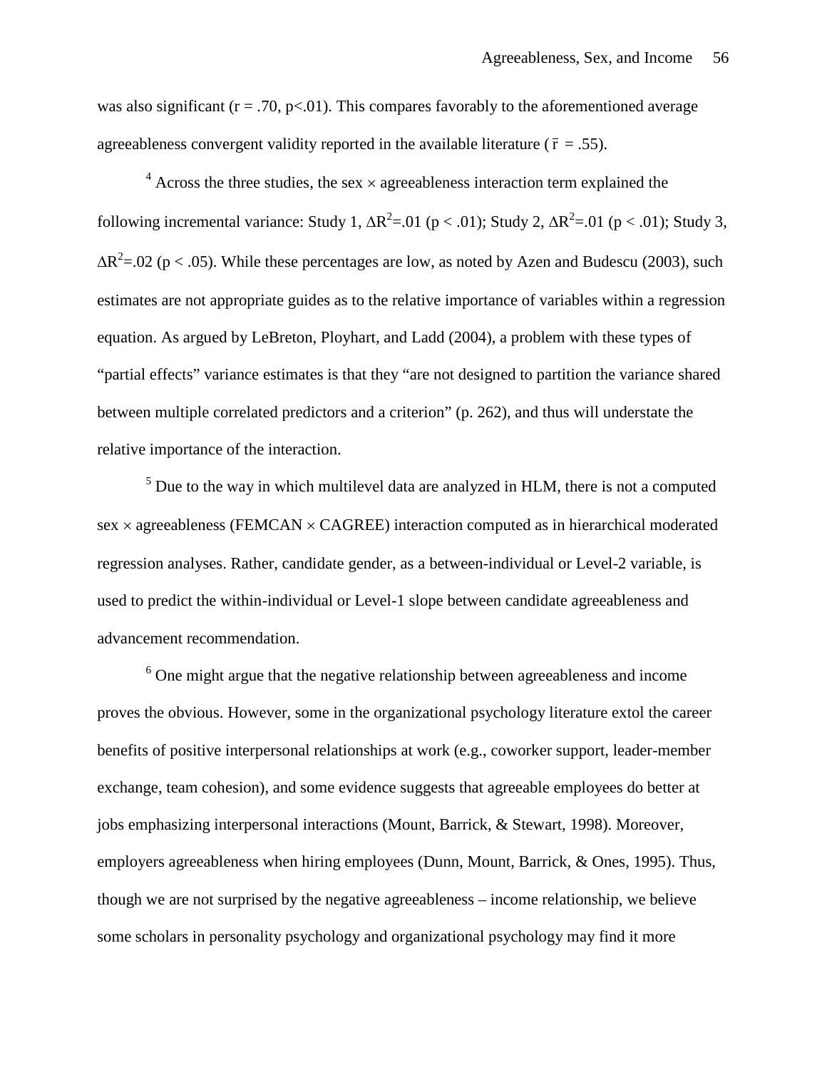was also significant ($r = .70$, $p<.01$). This compares favorably to the aforementioned average agreeableness convergent validity reported in the available literature ($\bar{r} = .55$).

[4] Across the three studies, the sex × agreeableness interaction term explained the following incremental variance: Study 1, $\Delta R^2=.01$ ($p < .01$); Study 2, $\Delta R^2=.01$ ($p < .01$); Study 3, $\Delta R^2=.02$ ($p < .05$). While these percentages are low, as noted by Azen and Budescu (2003), such estimates are not appropriate guides as to the relative importance of variables within a regression equation. As argued by LeBreton, Ployhart, and Ladd (2004), a problem with these types of "partial effects" variance estimates is that they "are not designed to partition the variance shared between multiple correlated predictors and a criterion" (p. 262), and thus will understate the relative importance of the interaction.

[5] Due to the way in which multilevel data are analyzed in HLM, there is not a computed sex × agreeableness (FEMCAN × CAGREE) interaction computed as in hierarchical moderated regression analyses. Rather, candidate gender, as a between-individual or Level-2 variable, is used to predict the within-individual or Level-1 slope between candidate agreeableness and advancement recommendation.

[6] One might argue that the negative relationship between agreeableness and income proves the obvious. However, some in the organizational psychology literature extol the career benefits of positive interpersonal relationships at work (e.g., coworker support, leader-member exchange, team cohesion), and some evidence suggests that agreeable employees do better at jobs emphasizing interpersonal interactions (Mount, Barrick, & Stewart, 1998). Moreover, employers agreeableness when hiring employees (Dunn, Mount, Barrick, & Ones, 1995). Thus, though we are not surprised by the negative agreeableness – income relationship, we believe some scholars in personality psychology and organizational psychology may find it more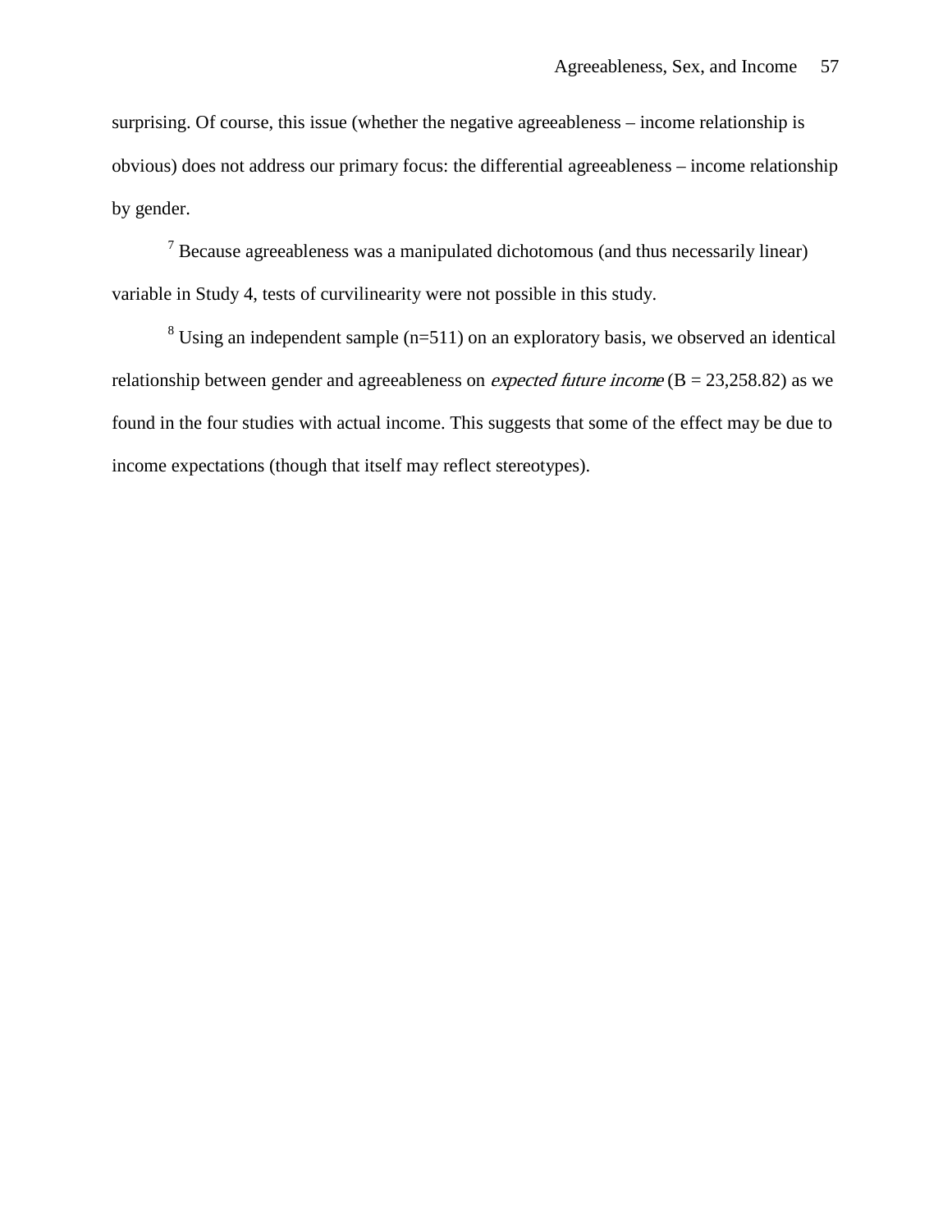surprising. Of course, this issue (whether the negative agreeableness – income relationship is obvious) does not address our primary focus: the differential agreeableness – income relationship by gender.

[7] Because agreeableness was a manipulated dichotomous (and thus necessarily linear) variable in Study 4, tests of curvilinearity were not possible in this study.

[8] Using an independent sample (n=511) on an exploratory basis, we observed an identical relationship between gender and agreeableness on *expected future income* (B = 23,258.82) as we found in the four studies with actual income. This suggests that some of the effect may be due to income expectations (though that itself may reflect stereotypes).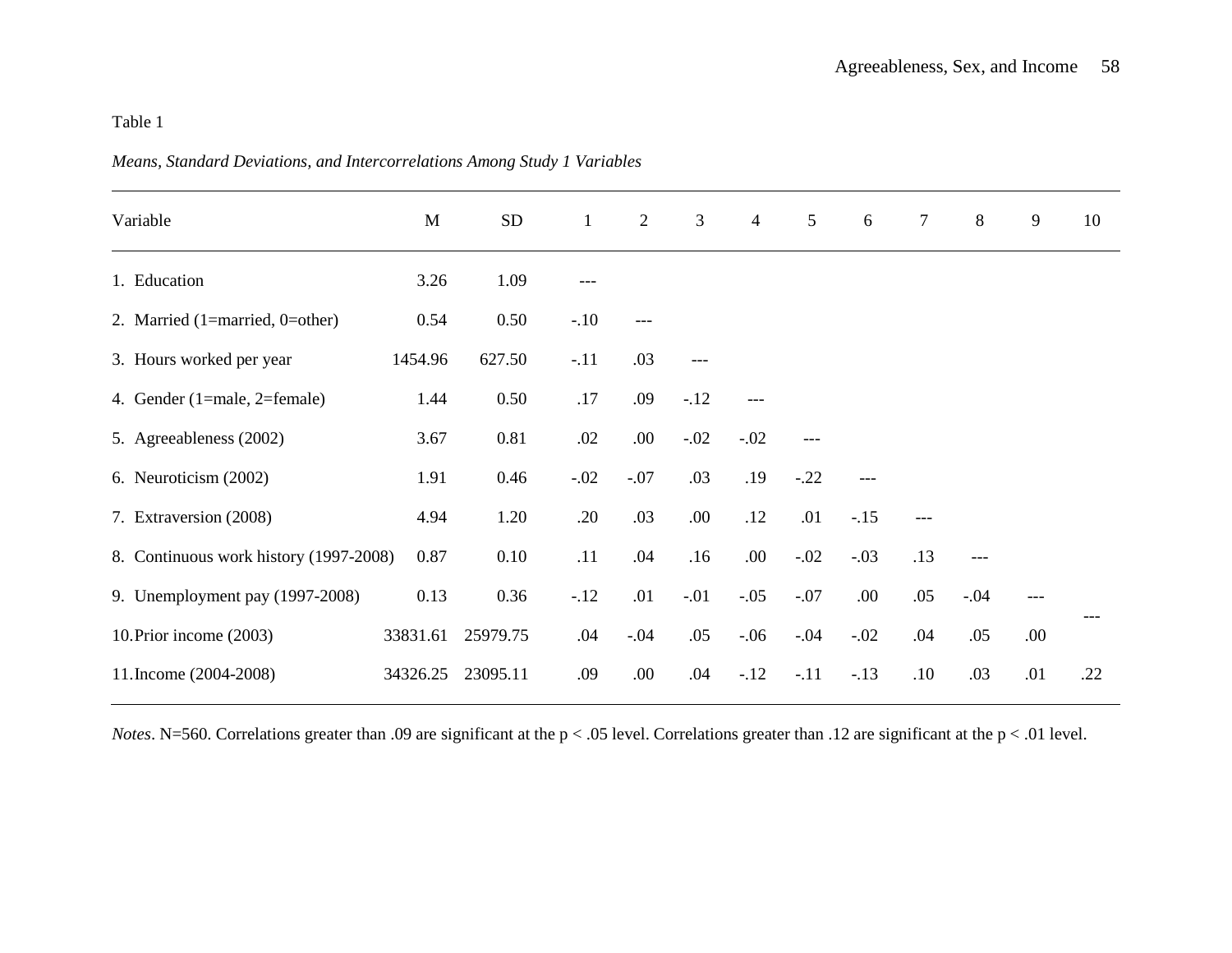Table 1

*Means, Standard Deviations, and Intercorrelations Among Study 1 Variables*

| Variable | M | SD | 1 | 2 | 3 | 4 | 5 | 6 | 7 | 8 | 9 | 10 |
|---|---|---|---|---|---|---|---|---|---|---|---|---|
| 1. Education | 3.26 | 1.09 | --- | | | | | | | | | |
| 2. Married (1=married, 0=other) | 0.54 | 0.50 | -.10 | --- | | | | | | | | |
| 3. Hours worked per year | 1454.96 | 627.50 | -.11 | .03 | --- | | | | | | | |
| 4. Gender (1=male, 2=female) | 1.44 | 0.50 | .17 | .09 | -.12 | --- | | | | | | |
| 5. Agreeableness (2002) | 3.67 | 0.81 | .02 | .00 | -.02 | -.02 | --- | | | | | |
| 6. Neuroticism (2002) | 1.91 | 0.46 | -.02 | -.07 | .03 | .19 | -.22 | --- | | | | |
| 7. Extraversion (2008) | 4.94 | 1.20 | .20 | .03 | .00 | .12 | .01 | -.15 | --- | | | |
| 8. Continuous work history (1997-2008) | 0.87 | 0.10 | .11 | .04 | .16 | .00 | -.02 | -.03 | .13 | --- | | |
| 9. Unemployment pay (1997-2008) | 0.13 | 0.36 | -.12 | .01 | -.01 | -.05 | -.07 | .00 | .05 | -.04 | --- | |
| 10. Prior income (2003) | 33831.61 | 25979.75 | .04 | -.04 | .05 | -.06 | -.04 | -.02 | .04 | .05 | .00 | --- |
| 11. Income (2004-2008) | 34326.25 | 23095.11 | .09 | .00 | .04 | -.12 | -.11 | -.13 | .10 | .03 | .01 | .22 |

*Notes*. N=560. Correlations greater than .09 are significant at the $p < .05$ level. Correlations greater than .12 are significant at the $p < .01$ level.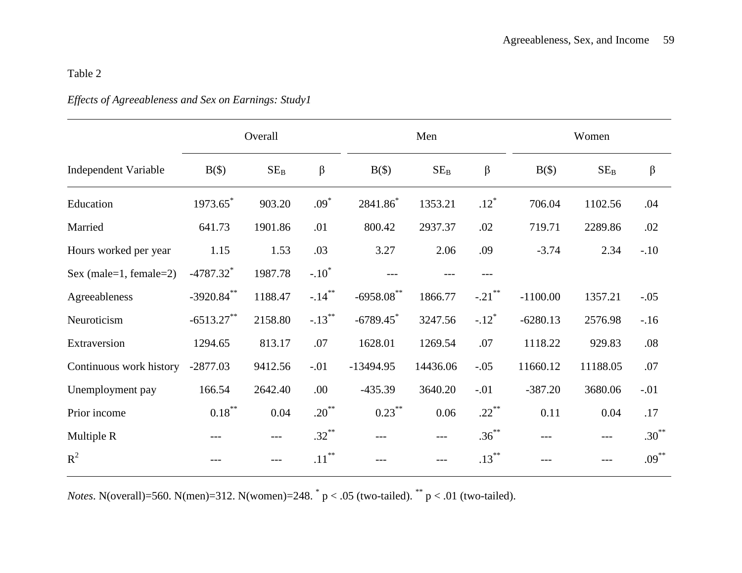Table 2

*Effects of Agreeableness and Sex on Earnings: Study1*

| | Overall | | | Men | | | Women | | |
|---|---|---|---|---|---|---|---|---|---|
| Independent Variable | B($) | $SE_B$ | β | B($) | $SE_B$ | β | B($) | $SE_B$ | β |
| Education | 1973.65* | 903.20 | .09* | 2841.86* | 1353.21 | .12* | 706.04 | 1102.56 | .04 |
| Married | 641.73 | 1901.86 | .01 | 800.42 | 2937.37 | .02 | 719.71 | 2289.86 | .02 |
| Hours worked per year | 1.15 | 1.53 | .03 | 3.27 | 2.06 | .09 | -3.74 | 2.34 | -.10 |
| Sex (male=1, female=2) | -4787.32* | 1987.78 | -.10* | --- | --- | --- | | | |
| Agreeableness | -3920.84** | 1188.47 | -.14** | -6958.08** | 1866.77 | -.21** | -1100.00 | 1357.21 | -.05 |
| Neuroticism | -6513.27** | 2158.80 | -.13** | -6789.45* | 3247.56 | -.12* | -6280.13 | 2576.98 | -.16 |
| Extraversion | 1294.65 | 813.17 | .07 | 1628.01 | 1269.54 | .07 | 1118.22 | 929.83 | .08 |
| Continuous work history | -2877.03 | 9412.56 | -.01 | -13494.95 | 14436.06 | -.05 | 11660.12 | 11188.05 | .07 |
| Unemployment pay | 166.54 | 2642.40 | .00 | -435.39 | 3640.20 | -.01 | -387.20 | 3680.06 | -.01 |
| Prior income | 0.18** | 0.04 | .20** | 0.23** | 0.06 | .22** | 0.11 | 0.04 | .17 |
| Multiple R | --- | --- | .32** | --- | --- | .36** | --- | --- | .30** |
| $R^2$ | --- | --- | .11** | --- | --- | .13** | --- | --- | .09** |

*Notes*. N(overall)=560. N(men)=312. N(women)=248. * $p < .05$ (two-tailed). ** $p < .01$ (two-tailed).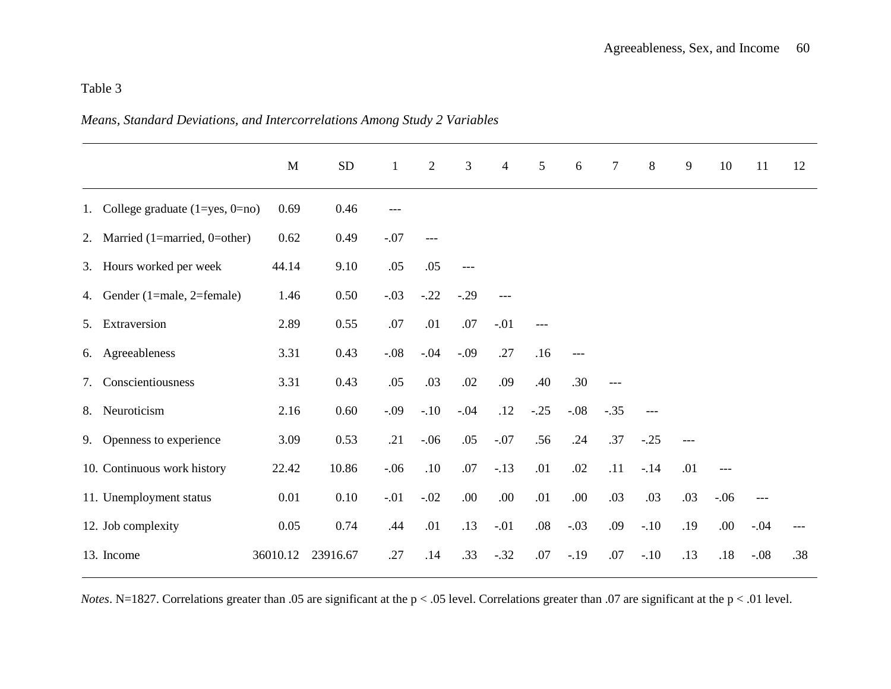Table 3

*Means, Standard Deviations, and Intercorrelations Among Study 2 Variables*

| | M | SD | 1 | 2 | 3 | 4 | 5 | 6 | 7 | 8 | 9 | 10 | 11 | 12 |
|---|---|---|---|---|---|---|---|---|---|---|---|---|---|---|
| 1. College graduate (1=yes, 0=no) | 0.69 | 0.46 | --- | | | | | | | | | | | |
| 2. Married (1=married, 0=other) | 0.62 | 0.49 | -.07 | --- | | | | | | | | | | |
| 3. Hours worked per week | 44.14 | 9.10 | .05 | .05 | --- | | | | | | | | | |
| 4. Gender (1=male, 2=female) | 1.46 | 0.50 | -.03 | -.22 | -.29 | --- | | | | | | | | |
| 5. Extraversion | 2.89 | 0.55 | .07 | .01 | .07 | -.01 | --- | | | | | | | |
| 6. Agreeableness | 3.31 | 0.43 | -.08 | -.04 | -.09 | .27 | .16 | --- | | | | | | |
| 7. Conscientiousness | 3.31 | 0.43 | .05 | .03 | .02 | .09 | .40 | .30 | --- | | | | | |
| 8. Neuroticism | 2.16 | 0.60 | -.09 | -.10 | -.04 | .12 | -.25 | -.08 | -.35 | --- | | | | |
| 9. Openness to experience | 3.09 | 0.53 | .21 | -.06 | .05 | -.07 | .56 | .24 | .37 | -.25 | --- | | | |
| 10. Continuous work history | 22.42 | 10.86 | -.06 | .10 | .07 | -.13 | .01 | .02 | .11 | -.14 | .01 | --- | | |
| 11. Unemployment status | 0.01 | 0.10 | -.01 | -.02 | .00 | .00 | .01 | .00 | .03 | .03 | .03 | -.06 | --- | |
| 12. Job complexity | 0.05 | 0.74 | .44 | .01 | .13 | -.01 | .08 | -.03 | .09 | -.10 | .19 | .00 | -.04 | --- |
| 13. Income | 36010.12 | 23916.67 | .27 | .14 | .33 | -.32 | .07 | -.19 | .07 | -.10 | .13 | .18 | -.08 | .38 |

*Notes*. N=1827. Correlations greater than .05 are significant at the $p < .05$ level. Correlations greater than .07 are significant at the $p < .01$ level.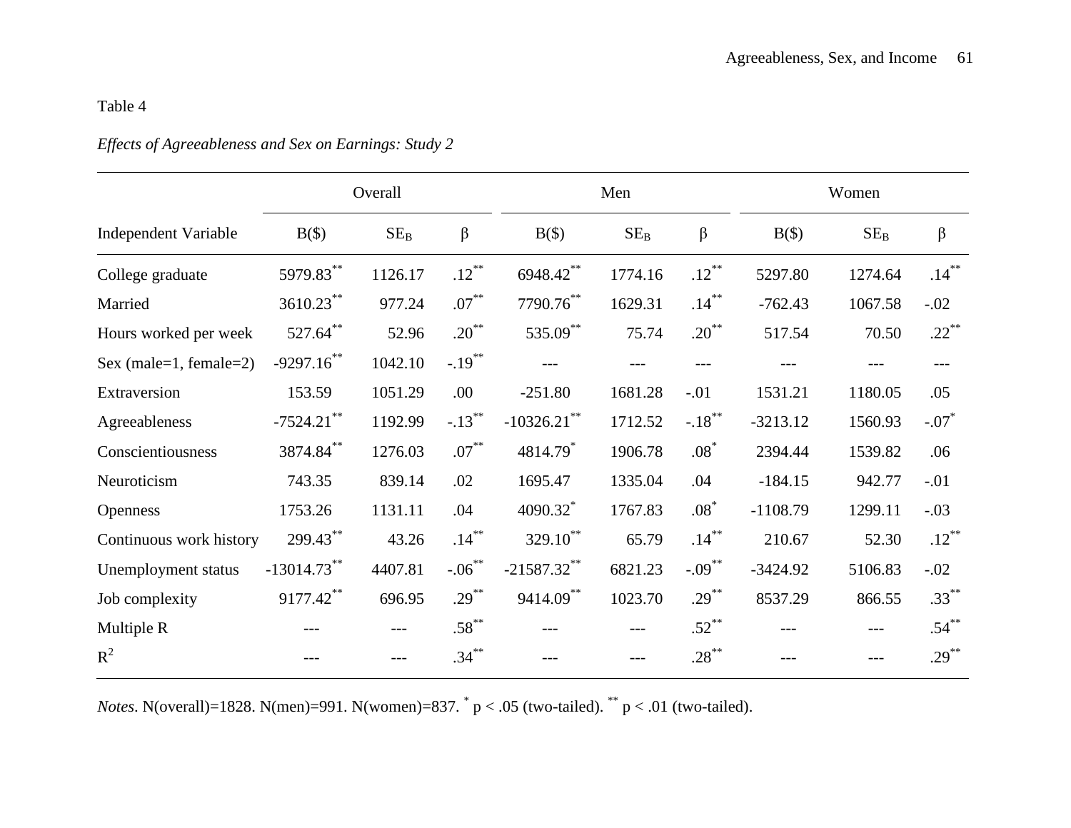Table 4

*Effects of Agreeableness and Sex on Earnings: Study 2*

| | Overall | | | Men | | | Women | | |
|---|---|---|---|---|---|---|---|---|---|
| Independent Variable | B($) | $SE_B$ | β | B($) | $SE_B$ | β | B($) | $SE_B$ | β |
| College graduate | 5979.83** | 1126.17 | .12** | 6948.42** | 1774.16 | .12** | 5297.80 | 1274.64 | .14** |
| Married | 3610.23** | 977.24 | .07** | 7790.76** | 1629.31 | .14** | -762.43 | 1067.58 | -.02 |
| Hours worked per week | 527.64** | 52.96 | .20** | 535.09** | 75.74 | .20** | 517.54 | 70.50 | .22** |
| Sex (male=1, female=2) | -9297.16** | 1042.10 | -.19** | --- | --- | --- | --- | --- | --- |
| Extraversion | 153.59 | 1051.29 | .00 | -251.80 | 1681.28 | -.01 | 1531.21 | 1180.05 | .05 |
| Agreeableness | -7524.21** | 1192.99 | -.13** | -10326.21** | 1712.52 | -.18** | -3213.12 | 1560.93 | -.07* |
| Conscientiousness | 3874.84** | 1276.03 | .07** | 4814.79* | 1906.78 | .08* | 2394.44 | 1539.82 | .06 |
| Neuroticism | 743.35 | 839.14 | .02 | 1695.47 | 1335.04 | .04 | -184.15 | 942.77 | -.01 |
| Openness | 1753.26 | 1131.11 | .04 | 4090.32* | 1767.83 | .08* | -1108.79 | 1299.11 | -.03 |
| Continuous work history | 299.43** | 43.26 | .14** | 329.10** | 65.79 | .14** | 210.67 | 52.30 | .12** |
| Unemployment status | -13014.73** | 4407.81 | -.06** | -21587.32** | 6821.23 | -.09** | -3424.92 | 5106.83 | -.02 |
| Job complexity | 9177.42** | 696.95 | .29** | 9414.09** | 1023.70 | .29** | 8537.29 | 866.55 | .33** |
| Multiple R | --- | --- | .58** | --- | --- | .52** | --- | --- | .54** |
| $R^2$ | --- | --- | .34** | --- | --- | .28** | --- | --- | .29** |

*Notes*. N(overall)=1828. N(men)=991. N(women)=837. * $p < .05$ (two-tailed). ** $p < .01$ (two-tailed).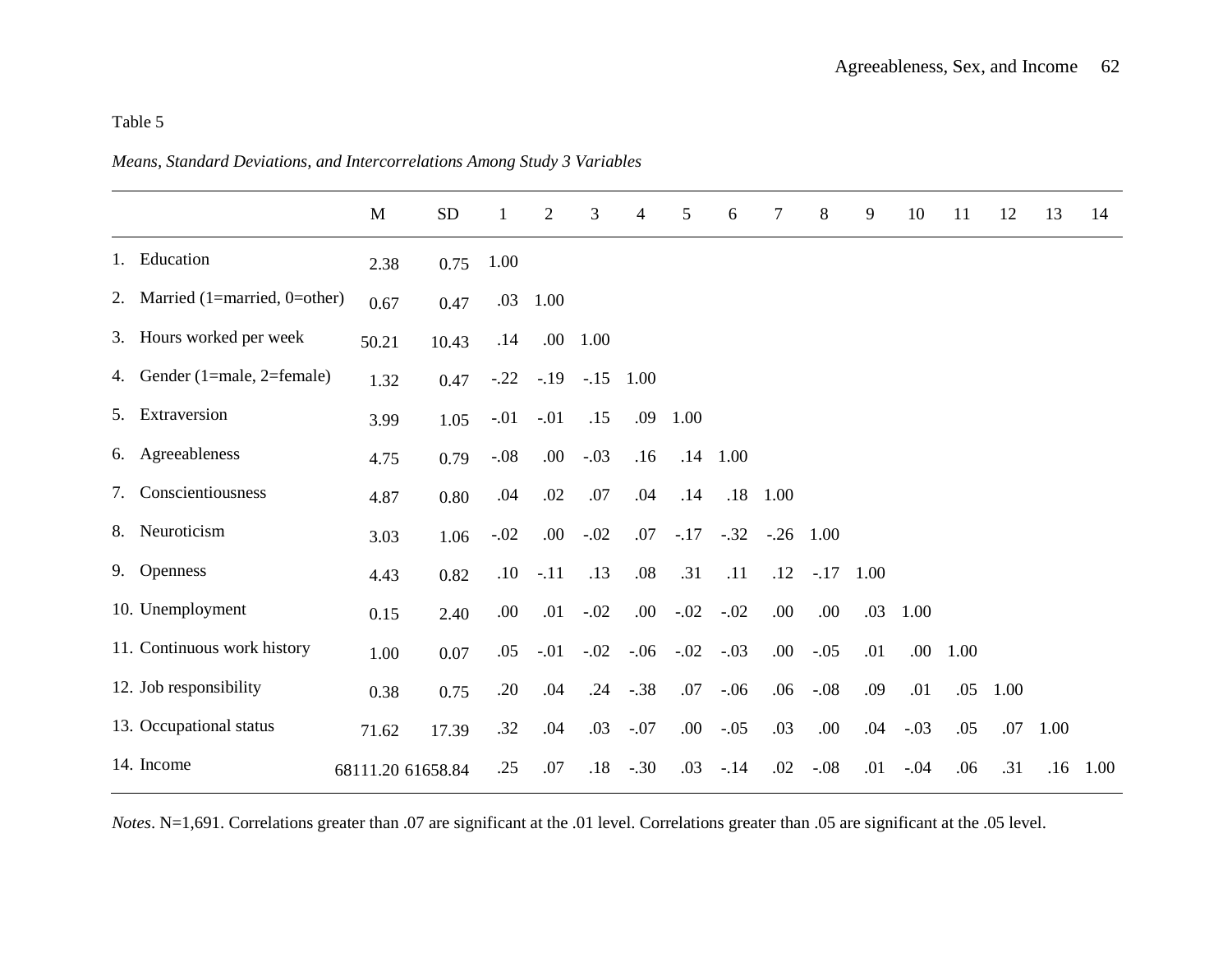Table 5

*Means, Standard Deviations, and Intercorrelations Among Study 3 Variables*

| | M | SD | 1 | 2 | 3 | 4 | 5 | 6 | 7 | 8 | 9 | 10 | 11 | 12 | 13 | 14 |
|---|---|---|---|---|---|---|---|---|---|---|---|---|---|---|---|---|
| 1. Education | 2.38 | 0.75 | 1.00 | | | | | | | | | | | | | |
| 2. Married (1=married, 0=other) | 0.67 | 0.47 | .03 | 1.00 | | | | | | | | | | | | |
| 3. Hours worked per week | 50.21 | 10.43 | .14 | .00 | 1.00 | | | | | | | | | | | |
| 4. Gender (1=male, 2=female) | 1.32 | 0.47 | -.22 | -.19 | -.15 | 1.00 | | | | | | | | | | |
| 5. Extraversion | 3.99 | 1.05 | -.01 | -.01 | .15 | .09 | 1.00 | | | | | | | | | |
| 6. Agreeableness | 4.75 | 0.79 | -.08 | .00 | -.03 | .16 | .14 | 1.00 | | | | | | | | |
| 7. Conscientiousness | 4.87 | 0.80 | .04 | .02 | .07 | .04 | .14 | .18 | 1.00 | | | | | | | |
| 8. Neuroticism | 3.03 | 1.06 | -.02 | .00 | -.02 | .07 | -.17 | -.32 | -.26 | 1.00 | | | | | | |
| 9. Openness | 4.43 | 0.82 | .10 | -.11 | .13 | .08 | .31 | .11 | .12 | -.17 | 1.00 | | | | | |
| 10. Unemployment | 0.15 | 2.40 | .00 | .01 | -.02 | .00 | -.02 | -.02 | .00 | .00 | .03 | 1.00 | | | | |
| 11. Continuous work history | 1.00 | 0.07 | .05 | -.01 | -.02 | -.06 | -.02 | -.03 | .00 | -.05 | .01 | .00 | 1.00 | | | |
| 12. Job responsibility | 0.38 | 0.75 | .20 | .04 | .24 | -.38 | .07 | -.06 | .06 | -.08 | .09 | .01 | .05 | 1.00 | | |
| 13. Occupational status | 71.62 | 17.39 | .32 | .04 | .03 | -.07 | .00 | -.05 | .03 | .00 | .04 | -.03 | .05 | .07 | 1.00 | |
| 14. Income | 68111.20 | 61658.84 | .25 | .07 | .18 | -.30 | .03 | -.14 | .02 | -.08 | .01 | -.04 | .06 | .31 | .16 | 1.00 |

*Notes*. N=1,691. Correlations greater than .07 are significant at the .01 level. Correlations greater than .05 are significant at the .05 level.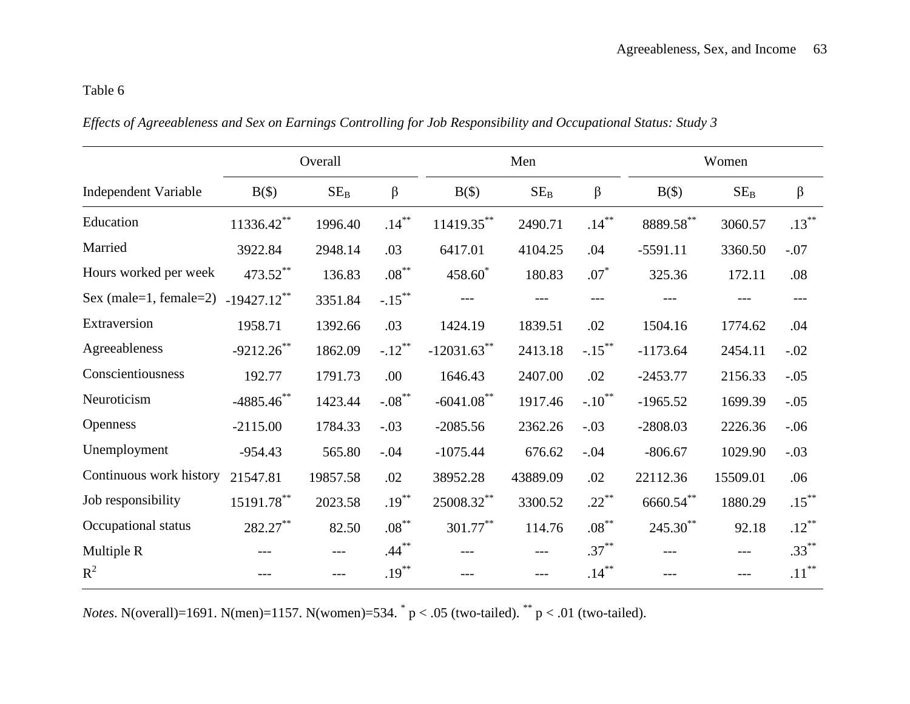Table 6

*Effects of Agreeableness and Sex on Earnings Controlling for Job Responsibility and Occupational Status: Study 3*

| | Overall | | | Men | | | Women | | |
|---|---|---|---|---|---|---|---|---|---|
| Independent Variable | B($) | $SE_B$ | β | B($) | $SE_B$ | β | B($) | $SE_B$ | β |
| Education | 11336.42** | 1996.40 | .14** | 11419.35** | 2490.71 | .14** | 8889.58** | 3060.57 | .13** |
| Married | 3922.84 | 2948.14 | .03 | 6417.01 | 4104.25 | .04 | -5591.11 | 3360.50 | -.07 |
| Hours worked per week | 473.52** | 136.83 | .08** | 458.60* | 180.83 | .07* | 325.36 | 172.11 | .08 |
| Sex (male=1, female=2) | -19427.12** | 3351.84 | -.15** | --- | --- | --- | --- | --- | --- |
| Extraversion | 1958.71 | 1392.66 | .03 | 1424.19 | 1839.51 | .02 | 1504.16 | 1774.62 | .04 |
| Agreeableness | -9212.26** | 1862.09 | -.12** | -12031.63** | 2413.18 | -.15** | -1173.64 | 2454.11 | -.02 |
| Conscientiousness | 192.77 | 1791.73 | .00 | 1646.43 | 2407.00 | .02 | -2453.77 | 2156.33 | -.05 |
| Neuroticism | -4885.46** | 1423.44 | -.08** | -6041.08** | 1917.46 | -.10** | -1965.52 | 1699.39 | -.05 |
| Openness | -2115.00 | 1784.33 | -.03 | -2085.56 | 2362.26 | -.03 | -2808.03 | 2226.36 | -.06 |
| Unemployment | -954.43 | 565.80 | -.04 | -1075.44 | 676.62 | -.04 | -806.67 | 1029.90 | -.03 |
| Continuous work history | 21547.81 | 19857.58 | .02 | 38952.28 | 43889.09 | .02 | 22112.36 | 15509.01 | .06 |
| Job responsibility | 15191.78** | 2023.58 | .19** | 25008.32** | 3300.52 | .22** | 6660.54** | 1880.29 | .15** |
| Occupational status | 282.27** | 82.50 | .08** | 301.77** | 114.76 | .08** | 245.30** | 92.18 | .12** |
| Multiple R | --- | --- | .44** | --- | --- | .37** | --- | --- | .33** |
| $R^2$ | --- | --- | .19** | --- | --- | .14** | --- | --- | .11** |

*Notes*. N(overall)=1691. N(men)=1157. N(women)=534. * $p < .05$ (two-tailed). ** $p < .01$ (two-tailed).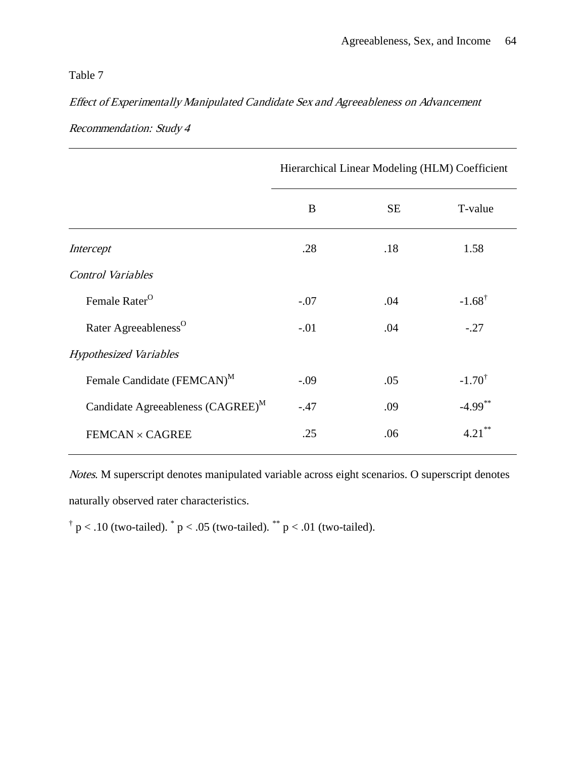Table 7

*Effect of Experimentally Manipulated Candidate Sex and Agreeableness on Advancement Recommendation: Study 4*

| | Hierarchical Linear Modeling (HLM) Coefficient | | |
|---|---|---|---|
| | B | SE | T-value |
| *Intercept* | .28 | .18 | 1.58 |
| *Control Variables* | | | |
| Female Rater$^{O}$ | -.07 | .04 | -1.68$^{\dagger}$ |
| Rater Agreeableness$^{O}$ | -.01 | .04 | -.27 |
| *Hypothesized Variables* | | | |
| Female Candidate (FEMCAN)$^{M}$ | -.09 | .05 | -1.70$^{\dagger}$ |
| Candidate Agreeableness (CAGREE)$^{M}$ | -.47 | .09 | -4.99$^{**}$ |
| FEMCAN × CAGREE | .25 | .06 | 4.21$^{**}$ |

*Notes*. M superscript denotes manipulated variable across eight scenarios. O superscript denotes naturally observed rater characteristics.

$^{\dagger}$ $p < .10$ (two-tailed). $^{*}$ $p < .05$ (two-tailed). $^{**}$ $p < .01$ (two-tailed).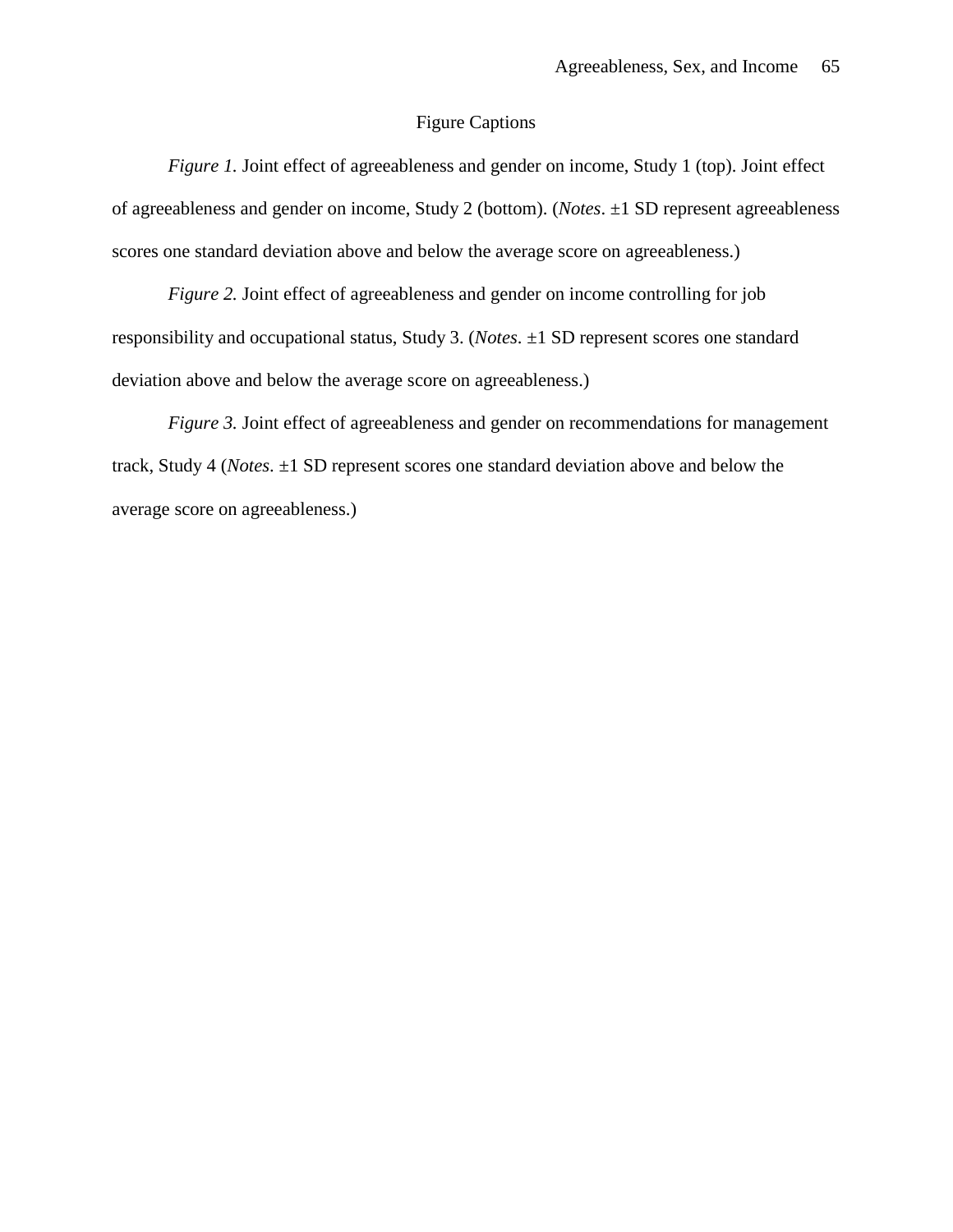# Figure Captions

*Figure 1.* Joint effect of agreeableness and gender on income, Study 1 (top). Joint effect of agreeableness and gender on income, Study 2 (bottom). (*Notes*. ±1 SD represent agreeableness scores one standard deviation above and below the average score on agreeableness.)

*Figure 2.* Joint effect of agreeableness and gender on income controlling for job responsibility and occupational status, Study 3. (*Notes*. ±1 SD represent scores one standard deviation above and below the average score on agreeableness.)

*Figure 3.* Joint effect of agreeableness and gender on recommendations for management track, Study 4 (*Notes*. ±1 SD represent scores one standard deviation above and below the average score on agreeableness.)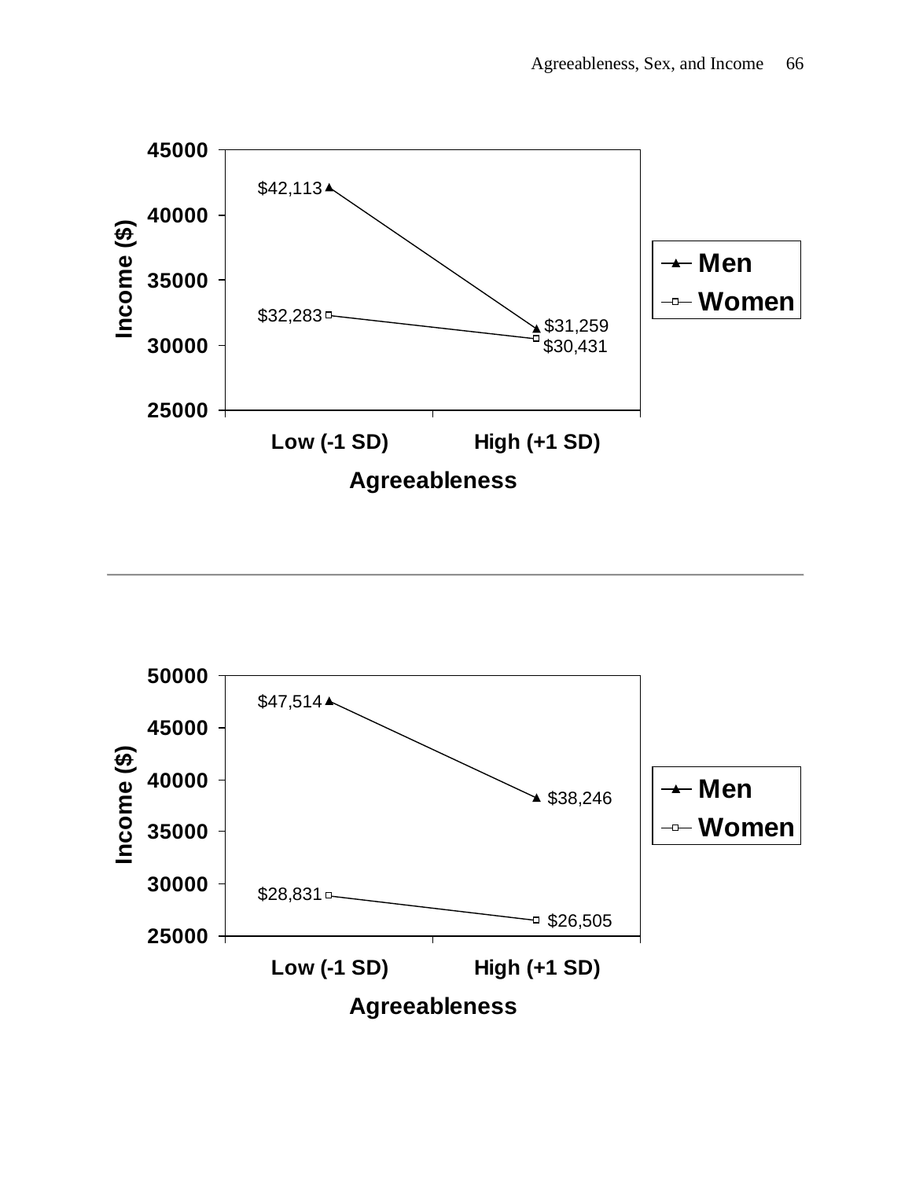| Agreeableness | Men | Women |
|---|---|---|
| Low (-1 SD) | $42,113 | $32,283 |
| High (+1 SD) | $31,259 | $30,431 |

Income ($)

---

| Agreeableness | Men | Women |
|---|---|---|
| Low (-1 SD) | $47,514 | $28,831 |
| High (+1 SD) | $38,246 | $26,505 |

Income ($)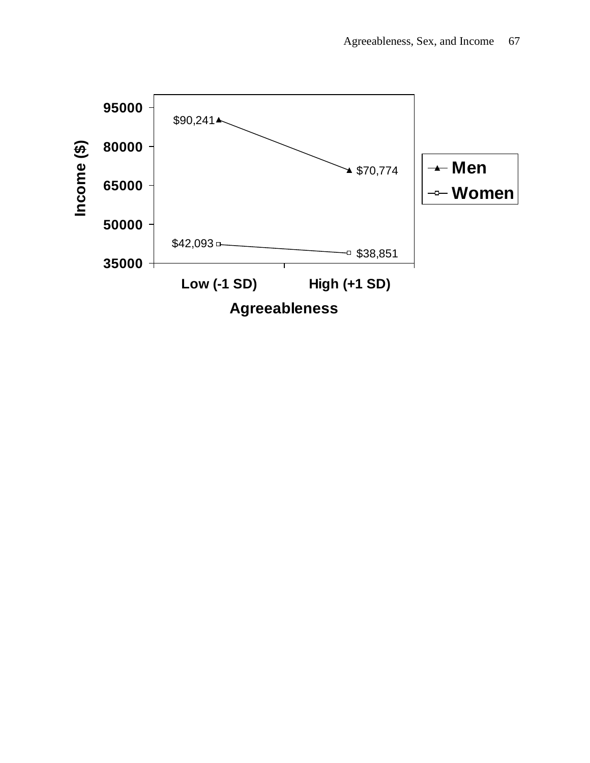| Agreeableness | Men | Women |
|---|---|---|
| Low (-1 SD) | $90,241 | $42,093 |
| High (+1 SD) | $70,774 | $38,851 |

Income ($)

Agreeableness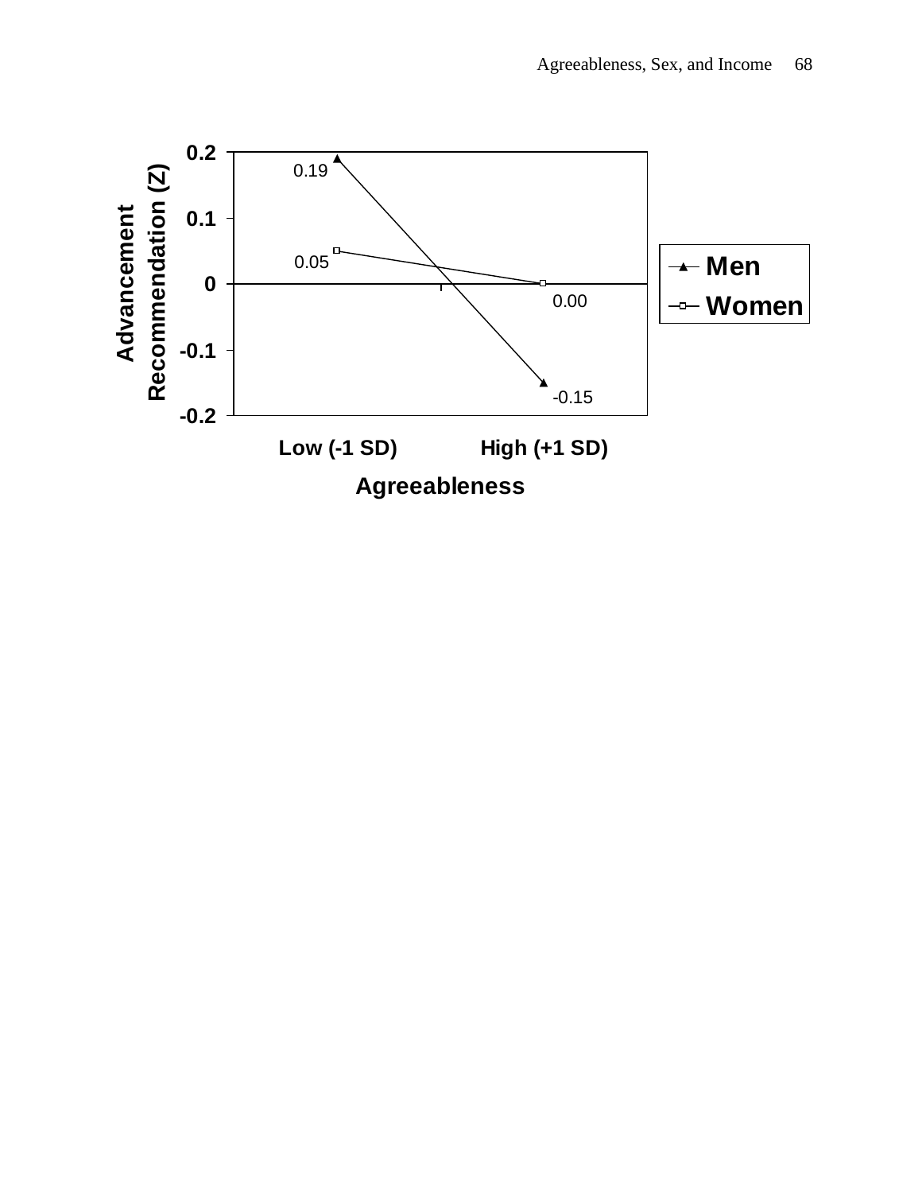Advancement Recommendation (Z)

0.2
0.1
0
-0.1
-0.2

0.19
0.05
0.00
-0.15

Men
Women

Low (-1 SD)
High (+1 SD)

Agreeableness